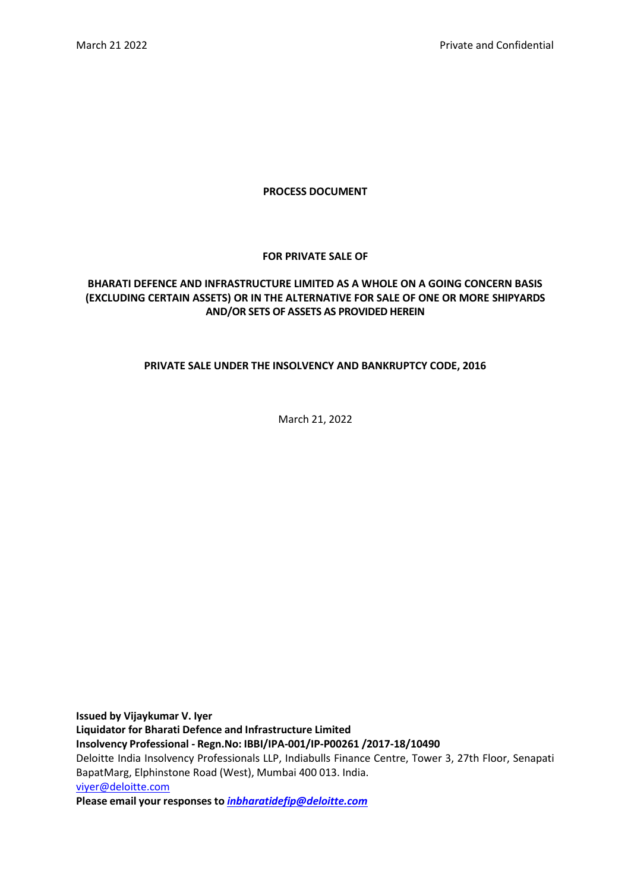**PROCESS DOCUMENT**

**FOR PRIVATE SALE OF**

**BHARATI DEFENCE AND INFRASTRUCTURE LIMITED AS A WHOLE ON A GOING CONCERN BASIS (EXCLUDING CERTAIN ASSETS) OR IN THE ALTERNATIVE FOR SALE OF ONE OR MORE SHIPYARDS AND/OR SETS OF ASSETS AS PROVIDED HEREIN**

**PRIVATE SALE UNDER THE INSOLVENCY AND BANKRUPTCY CODE, 2016**

March 21, 2022

**Issued by Vijaykumar V. Iyer**
**Liquidator for Bharati Defence and Infrastructure Limited**
**Insolvency Professional - Regn.No: IBBI/IPA-001/IP-P00261 /2017-18/10490**
Deloitte India Insolvency Professionals LLP, Indiabulls Finance Centre, Tower 3, 27th Floor, Senapati BapatMarg, Elphinstone Road (West), Mumbai 400 013. India.
viyer@deloitte.com
**Please email your responses to *inbharatidefip@deloitte.com***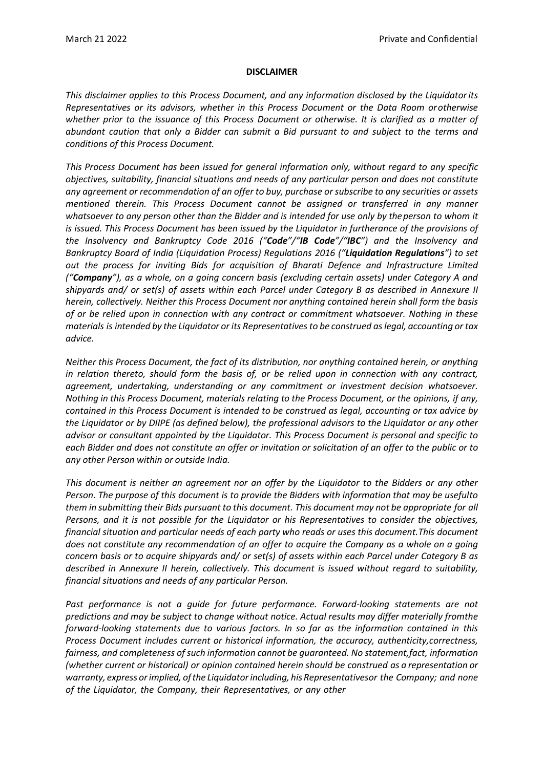**DISCLAIMER**

*This disclaimer applies to this Process Document, and any information disclosed by the Liquidator its Representatives or its advisors, whether in this Process Document or the Data Room or otherwise whether prior to the issuance of this Process Document or otherwise. It is clarified as a matter of abundant caution that only a Bidder can submit a Bid pursuant to and subject to the terms and conditions of this Process Document.*

*This Process Document has been issued for general information only, without regard to any specific objectives, suitability, financial situations and needs of any particular person and does not constitute any agreement or recommendation of an offer to buy, purchase or subscribe to any securities or assets mentioned therein. This Process Document cannot be assigned or transferred in any manner whatsoever to any person other than the Bidder and is intended for use only by the person to whom it is issued. This Process Document has been issued by the Liquidator in furtherance of the provisions of the Insolvency and Bankruptcy Code 2016 ("**Code**"/"**IB Code**"/"**IBC**") and the Insolvency and Bankruptcy Board of India (Liquidation Process) Regulations 2016 ("**Liquidation Regulations**") to set out the process for inviting Bids for acquisition of Bharati Defence and Infrastructure Limited ("**Company**"), as a whole, on a going concern basis (excluding certain assets) under Category A and shipyards and/ or set(s) of assets within each Parcel under Category B as described in Annexure II herein, collectively. Neither this Process Document nor anything contained herein shall form the basis of or be relied upon in connection with any contract or commitment whatsoever. Nothing in these materials is intended by the Liquidator or its Representatives to be construed as legal, accounting or tax advice.*

*Neither this Process Document, the fact of its distribution, nor anything contained herein, or anything in relation thereto, should form the basis of, or be relied upon in connection with any contract, agreement, undertaking, understanding or any commitment or investment decision whatsoever. Nothing in this Process Document, materials relating to the Process Document, or the opinions, if any, contained in this Process Document is intended to be construed as legal, accounting or tax advice by the Liquidator or by DIIPE (as defined below), the professional advisors to the Liquidator or any other advisor or consultant appointed by the Liquidator. This Process Document is personal and specific to each Bidder and does not constitute an offer or invitation or solicitation of an offer to the public or to any other Person within or outside India.*

*This document is neither an agreement nor an offer by the Liquidator to the Bidders or any other Person. The purpose of this document is to provide the Bidders with information that may be useful to them in submitting their Bids pursuant to this document. This document may not be appropriate for all Persons, and it is not possible for the Liquidator or his Representatives to consider the objectives, financial situation and particular needs of each party who reads or uses this document. This document does not constitute any recommendation of an offer to acquire the Company as a whole on a going concern basis or to acquire shipyards and/ or set(s) of assets within each Parcel under Category B as described in Annexure II herein, collectively. This document is issued without regard to suitability, financial situations and needs of any particular Person.*

*Past performance is not a guide for future performance. Forward-looking statements are not predictions and may be subject to change without notice. Actual results may differ materially from the forward-looking statements due to various factors. In so far as the information contained in this Process Document includes current or historical information, the accuracy, authenticity, correctness, fairness, and completeness of such information cannot be guaranteed. No statement, fact, information (whether current or historical) or opinion contained herein should be construed as a representation or warranty, express or implied, of the Liquidator including, his Representatives or the Company; and none of the Liquidator, the Company, their Representatives, or any other*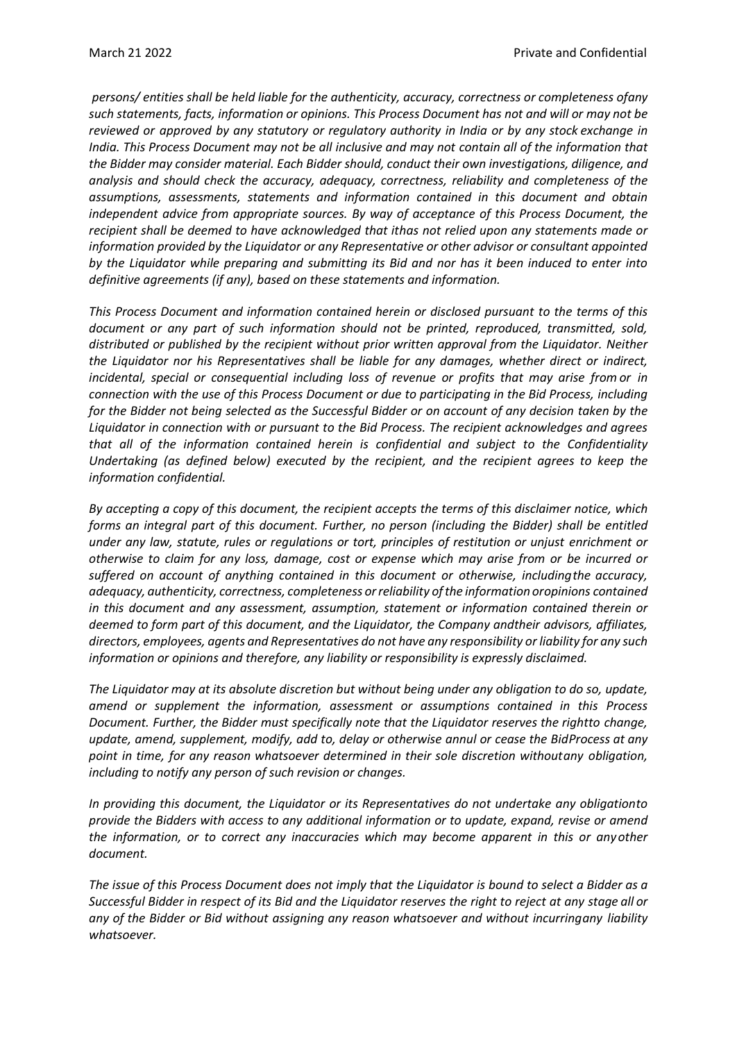*persons/ entities shall be held liable for the authenticity, accuracy, correctness or completeness ofany such statements, facts, information or opinions. This Process Document has not and will or may not be reviewed or approved by any statutory or regulatory authority in India or by any stock exchange in India. This Process Document may not be all inclusive and may not contain all of the information that the Bidder may consider material. Each Bidder should, conduct their own investigations, diligence, and analysis and should check the accuracy, adequacy, correctness, reliability and completeness of the assumptions, assessments, statements and information contained in this document and obtain independent advice from appropriate sources. By way of acceptance of this Process Document, the recipient shall be deemed to have acknowledged that ithas not relied upon any statements made or information provided by the Liquidator or any Representative or other advisor or consultant appointed by the Liquidator while preparing and submitting its Bid and nor has it been induced to enter into definitive agreements (if any), based on these statements and information.*

*This Process Document and information contained herein or disclosed pursuant to the terms of this document or any part of such information should not be printed, reproduced, transmitted, sold, distributed or published by the recipient without prior written approval from the Liquidator. Neither the Liquidator nor his Representatives shall be liable for any damages, whether direct or indirect, incidental, special or consequential including loss of revenue or profits that may arise from or in connection with the use of this Process Document or due to participating in the Bid Process, including for the Bidder not being selected as the Successful Bidder or on account of any decision taken by the Liquidator in connection with or pursuant to the Bid Process. The recipient acknowledges and agrees that all of the information contained herein is confidential and subject to the Confidentiality Undertaking (as defined below) executed by the recipient, and the recipient agrees to keep the information confidential.*

*By accepting a copy of this document, the recipient accepts the terms of this disclaimer notice, which forms an integral part of this document. Further, no person (including the Bidder) shall be entitled under any law, statute, rules or regulations or tort, principles of restitution or unjust enrichment or otherwise to claim for any loss, damage, cost or expense which may arise from or be incurred or suffered on account of anything contained in this document or otherwise, includingthe accuracy, adequacy, authenticity, correctness, completeness or reliability of the information oropinions contained in this document and any assessment, assumption, statement or information contained therein or deemed to form part of this document, and the Liquidator, the Company andtheir advisors, affiliates, directors, employees, agents and Representatives do not have any responsibility or liability for any such information or opinions and therefore, any liability or responsibility is expressly disclaimed.*

*The Liquidator may at its absolute discretion but without being under any obligation to do so, update, amend or supplement the information, assessment or assumptions contained in this Process Document. Further, the Bidder must specifically note that the Liquidator reserves the rightto change, update, amend, supplement, modify, add to, delay or otherwise annul or cease the BidProcess at any point in time, for any reason whatsoever determined in their sole discretion withoutany obligation, including to notify any person of such revision or changes.*

*In providing this document, the Liquidator or its Representatives do not undertake any obligationto provide the Bidders with access to any additional information or to update, expand, revise or amend the information, or to correct any inaccuracies which may become apparent in this or anyother document.*

*The issue of this Process Document does not imply that the Liquidator is bound to select a Bidder as a Successful Bidder in respect of its Bid and the Liquidator reserves the right to reject at any stage all or any of the Bidder or Bid without assigning any reason whatsoever and without incurringany liability whatsoever.*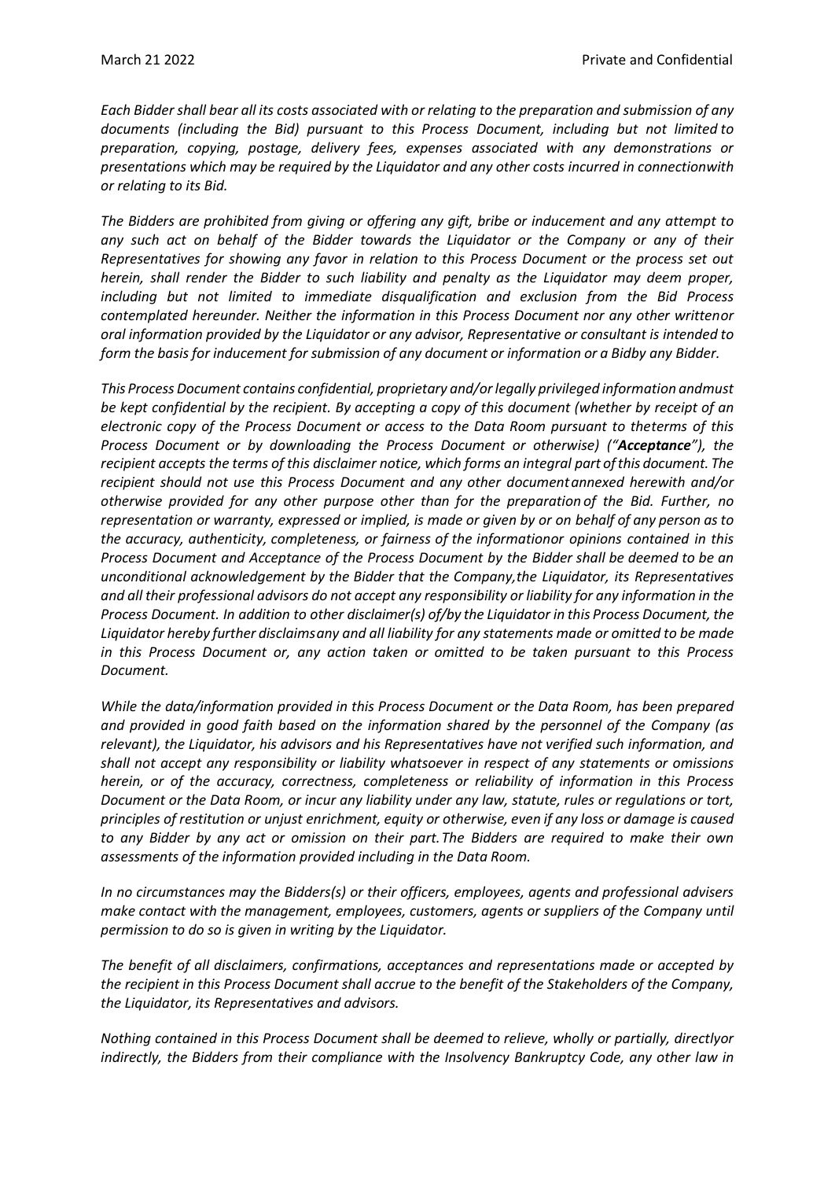*Each Bidder shall bear all its costs associated with or relating to the preparation and submission of any documents (including the Bid) pursuant to this Process Document, including but not limited to preparation, copying, postage, delivery fees, expenses associated with any demonstrations or presentations which may be required by the Liquidator and any other costs incurred in connectionwith or relating to its Bid.*

*The Bidders are prohibited from giving or offering any gift, bribe or inducement and any attempt to any such act on behalf of the Bidder towards the Liquidator or the Company or any of their Representatives for showing any favor in relation to this Process Document or the process set out herein, shall render the Bidder to such liability and penalty as the Liquidator may deem proper, including but not limited to immediate disqualification and exclusion from the Bid Process contemplated hereunder. Neither the information in this Process Document nor any other writtenor oral information provided by the Liquidator or any advisor, Representative or consultant is intended to form the basis for inducement for submission of any document or information or a Bidby any Bidder.*

*This Process Document contains confidential, proprietary and/or legally privileged information andmust be kept confidential by the recipient. By accepting a copy of this document (whether by receipt of an electronic copy of the Process Document or access to the Data Room pursuant to theterms of this Process Document or by downloading the Process Document or otherwise) ("**Acceptance**"), the recipient accepts the terms of this disclaimer notice, which forms an integral part of this document. The recipient should not use this Process Document and any other documentannexed herewith and/or otherwise provided for any other purpose other than for the preparation of the Bid. Further, no representation or warranty, expressed or implied, is made or given by or on behalf of any person as to the accuracy, authenticity, completeness, or fairness of the informationor opinions contained in this Process Document and Acceptance of the Process Document by the Bidder shall be deemed to be an unconditional acknowledgement by the Bidder that the Company,the Liquidator, its Representatives and all their professional advisors do not accept any responsibility or liability for any information in the Process Document. In addition to other disclaimer(s) of/by the Liquidator in this Process Document, the Liquidator hereby further disclaimsany and all liability for any statements made or omitted to be made in this Process Document or, any action taken or omitted to be taken pursuant to this Process Document.*

*While the data/information provided in this Process Document or the Data Room, has been prepared and provided in good faith based on the information shared by the personnel of the Company (as relevant), the Liquidator, his advisors and his Representatives have not verified such information, and shall not accept any responsibility or liability whatsoever in respect of any statements or omissions herein, or of the accuracy, correctness, completeness or reliability of information in this Process Document or the Data Room, or incur any liability under any law, statute, rules or regulations or tort, principles of restitution or unjust enrichment, equity or otherwise, even if any loss or damage is caused to any Bidder by any act or omission on their part. The Bidders are required to make their own assessments of the information provided including in the Data Room.*

*In no circumstances may the Bidders(s) or their officers, employees, agents and professional advisers make contact with the management, employees, customers, agents or suppliers of the Company until permission to do so is given in writing by the Liquidator.*

*The benefit of all disclaimers, confirmations, acceptances and representations made or accepted by the recipient in this Process Document shall accrue to the benefit of the Stakeholders of the Company, the Liquidator, its Representatives and advisors.*

*Nothing contained in this Process Document shall be deemed to relieve, wholly or partially, directlyor indirectly, the Bidders from their compliance with the Insolvency Bankruptcy Code, any other law in*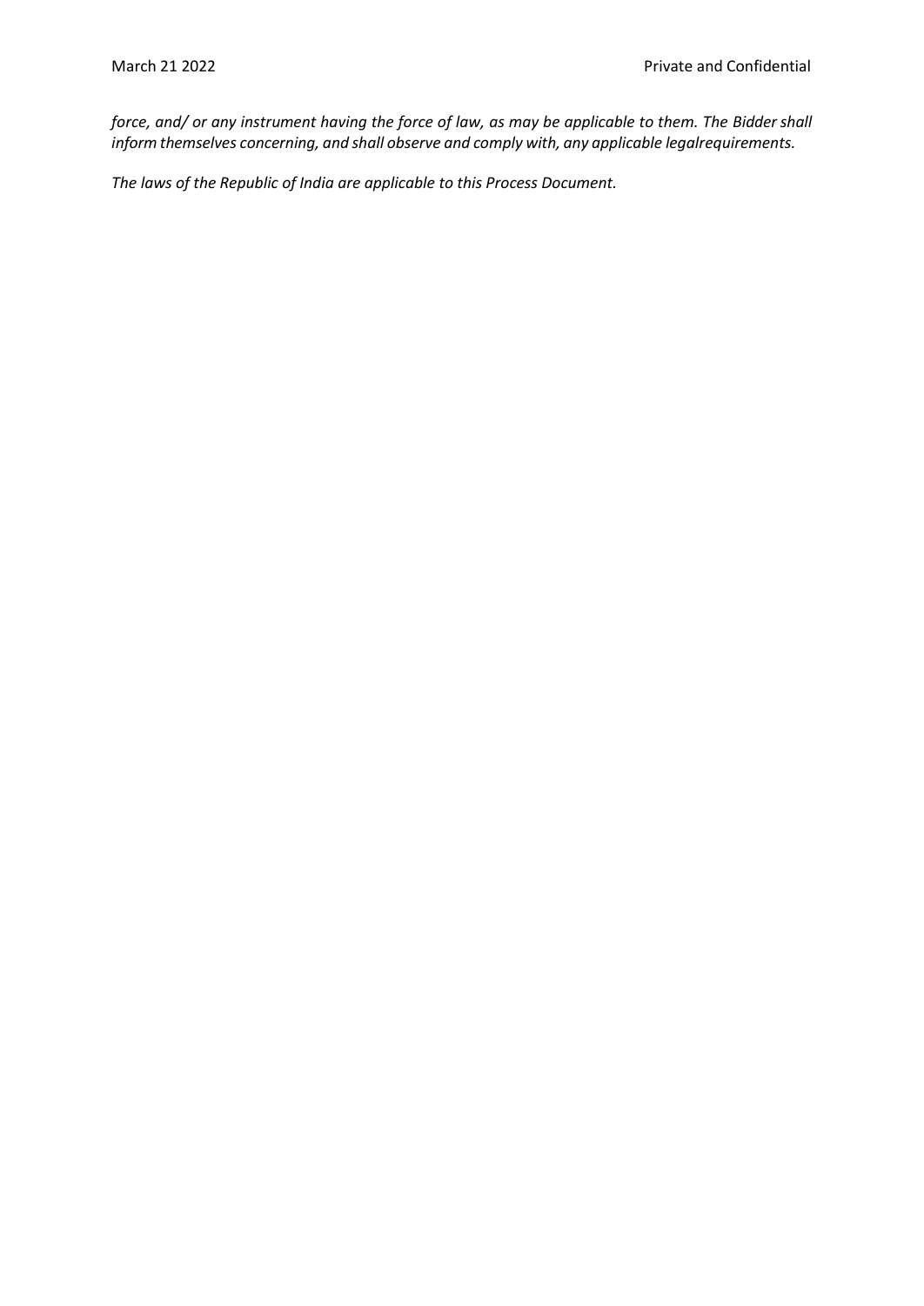*force, and/ or any instrument having the force of law, as may be applicable to them. The Bidder shall inform themselves concerning, and shall observe and comply with, any applicable legalrequirements.*

*The laws of the Republic of India are applicable to this Process Document.*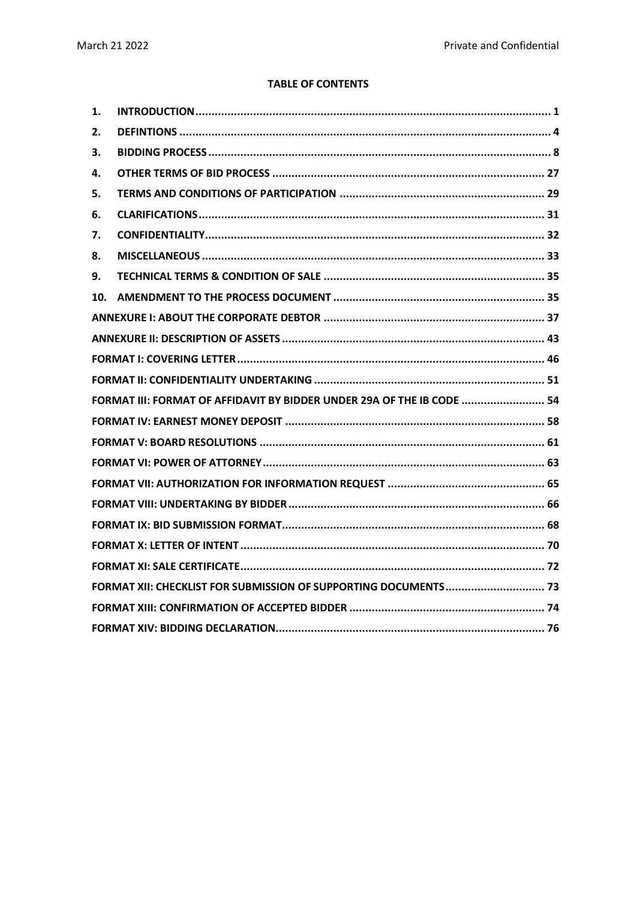**TABLE OF CONTENTS**

| | | |
|---|---|---|
| 1. | **INTRODUCTION** | 1 |
| 2. | **DEFINTIONS** | 4 |
| 3. | **BIDDING PROCESS** | 8 |
| 4. | **OTHER TERMS OF BID PROCESS** | 27 |
| 5. | **TERMS AND CONDITIONS OF PARTICIPATION** | 29 |
| 6. | **CLARIFICATIONS** | 31 |
| 7. | **CONFIDENTIALITY** | 32 |
| 8. | **MISCELLANEOUS** | 33 |
| 9. | **TECHNICAL TERMS & CONDITION OF SALE** | 35 |
| 10. | **AMENDMENT TO THE PROCESS DOCUMENT** | 35 |
| | **ANNEXURE I: ABOUT THE CORPORATE DEBTOR** | 37 |
| | **ANNEXURE II: DESCRIPTION OF ASSETS** | 43 |
| | **FORMAT I: COVERING LETTER** | 46 |
| | **FORMAT II: CONFIDENTIALITY UNDERTAKING** | 51 |
| | **FORMAT III: FORMAT OF AFFIDAVIT BY BIDDER UNDER 29A OF THE IB CODE** | 54 |
| | **FORMAT IV: EARNEST MONEY DEPOSIT** | 58 |
| | **FORMAT V: BOARD RESOLUTIONS** | 61 |
| | **FORMAT VI: POWER OF ATTORNEY** | 63 |
| | **FORMAT VII: AUTHORIZATION FOR INFORMATION REQUEST** | 65 |
| | **FORMAT VIII: UNDERTAKING BY BIDDER** | 66 |
| | **FORMAT IX: BID SUBMISSION FORMAT** | 68 |
| | **FORMAT X: LETTER OF INTENT** | 70 |
| | **FORMAT XI: SALE CERTIFICATE** | 72 |
| | **FORMAT XII: CHECKLIST FOR SUBMISSION OF SUPPORTING DOCUMENTS** | 73 |
| | **FORMAT XIII: CONFIRMATION OF ACCEPTED BIDDER** | 74 |
| | **FORMAT XIV: BIDDING DECLARATION** | 76 |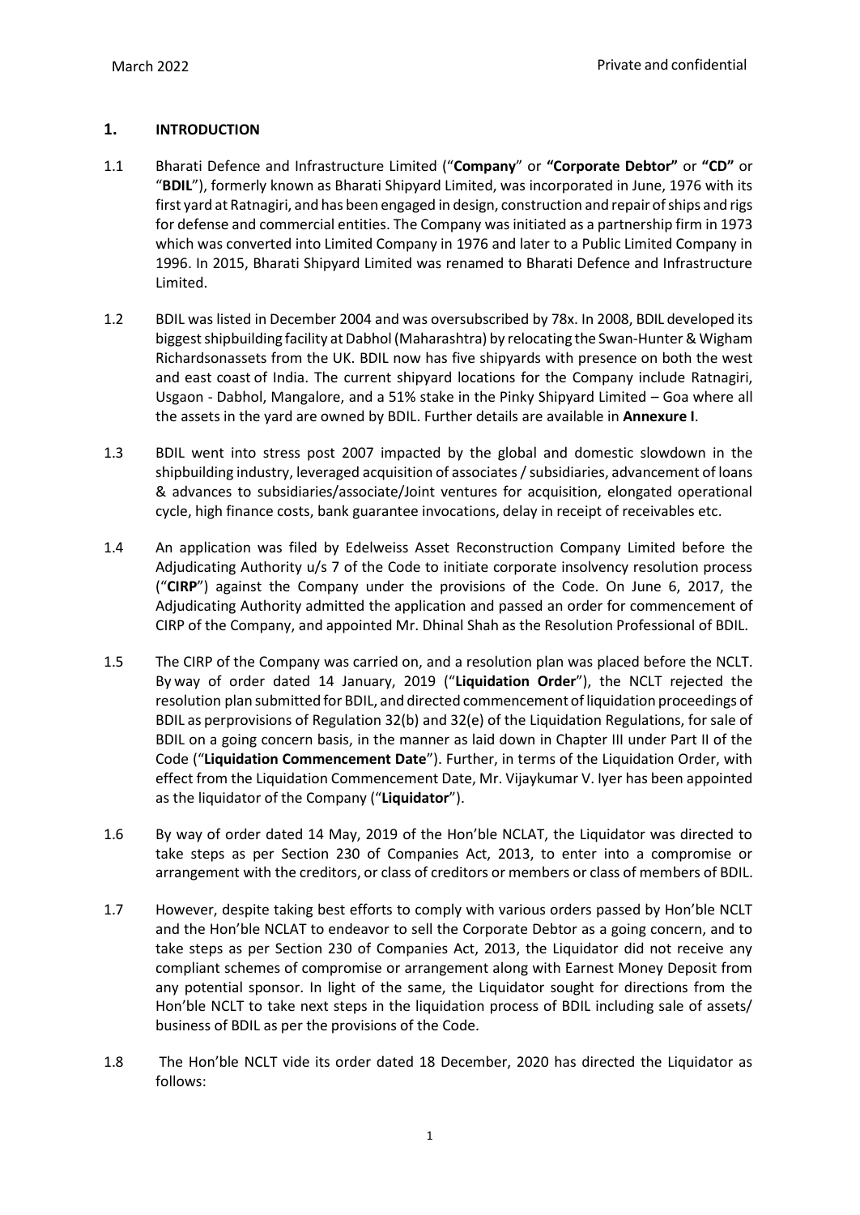## 1. INTRODUCTION

1.1 Bharati Defence and Infrastructure Limited ("**Company**" or **"Corporate Debtor"** or **"CD"** or "**BDIL**"), formerly known as Bharati Shipyard Limited, was incorporated in June, 1976 with its first yard at Ratnagiri, and has been engaged in design, construction and repair of ships and rigs for defense and commercial entities. The Company was initiated as a partnership firm in 1973 which was converted into Limited Company in 1976 and later to a Public Limited Company in 1996. In 2015, Bharati Shipyard Limited was renamed to Bharati Defence and Infrastructure Limited.

1.2 BDIL was listed in December 2004 and was oversubscribed by 78x. In 2008, BDIL developed its biggest shipbuilding facility at Dabhol (Maharashtra) by relocating the Swan-Hunter & Wigham Richardsonassets from the UK. BDIL now has five shipyards with presence on both the west and east coast of India. The current shipyard locations for the Company include Ratnagiri, Usgaon - Dabhol, Mangalore, and a 51% stake in the Pinky Shipyard Limited – Goa where all the assets in the yard are owned by BDIL. Further details are available in **Annexure I**.

1.3 BDIL went into stress post 2007 impacted by the global and domestic slowdown in the shipbuilding industry, leveraged acquisition of associates / subsidiaries, advancement of loans & advances to subsidiaries/associate/Joint ventures for acquisition, elongated operational cycle, high finance costs, bank guarantee invocations, delay in receipt of receivables etc.

1.4 An application was filed by Edelweiss Asset Reconstruction Company Limited before the Adjudicating Authority u/s 7 of the Code to initiate corporate insolvency resolution process ("**CIRP**") against the Company under the provisions of the Code. On June 6, 2017, the Adjudicating Authority admitted the application and passed an order for commencement of CIRP of the Company, and appointed Mr. Dhinal Shah as the Resolution Professional of BDIL.

1.5 The CIRP of the Company was carried on, and a resolution plan was placed before the NCLT. By way of order dated 14 January, 2019 ("**Liquidation Order**"), the NCLT rejected the resolution plan submitted for BDIL, and directed commencement of liquidation proceedings of BDIL as perprovisions of Regulation 32(b) and 32(e) of the Liquidation Regulations, for sale of BDIL on a going concern basis, in the manner as laid down in Chapter III under Part II of the Code ("**Liquidation Commencement Date**"). Further, in terms of the Liquidation Order, with effect from the Liquidation Commencement Date, Mr. Vijaykumar V. Iyer has been appointed as the liquidator of the Company ("**Liquidator**").

1.6 By way of order dated 14 May, 2019 of the Hon'ble NCLAT, the Liquidator was directed to take steps as per Section 230 of Companies Act, 2013, to enter into a compromise or arrangement with the creditors, or class of creditors or members or class of members of BDIL.

1.7 However, despite taking best efforts to comply with various orders passed by Hon'ble NCLT and the Hon'ble NCLAT to endeavor to sell the Corporate Debtor as a going concern, and to take steps as per Section 230 of Companies Act, 2013, the Liquidator did not receive any compliant schemes of compromise or arrangement along with Earnest Money Deposit from any potential sponsor. In light of the same, the Liquidator sought for directions from the Hon'ble NCLT to take next steps in the liquidation process of BDIL including sale of assets/ business of BDIL as per the provisions of the Code.

1.8 The Hon'ble NCLT vide its order dated 18 December, 2020 has directed the Liquidator as follows: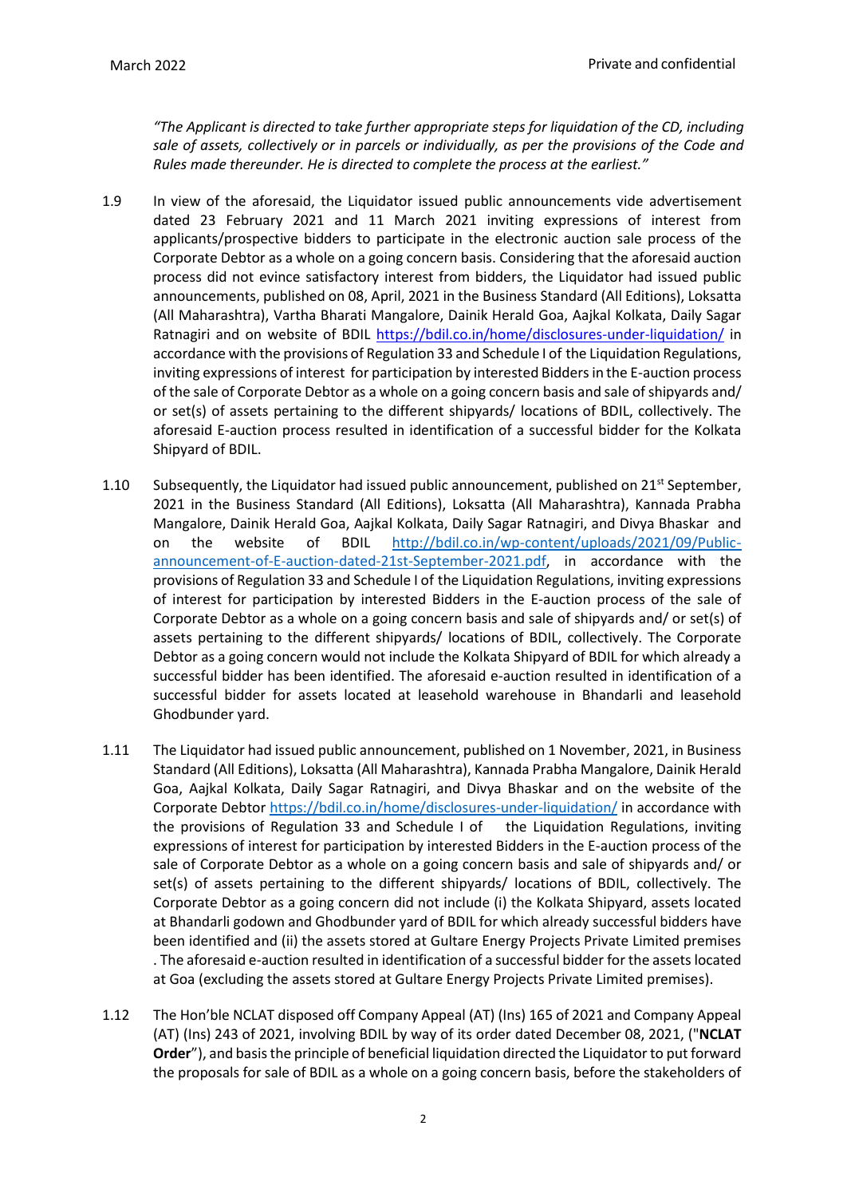*"The Applicant is directed to take further appropriate steps for liquidation of the CD, including sale of assets, collectively or in parcels or individually, as per the provisions of the Code and Rules made thereunder. He is directed to complete the process at the earliest."*

1.9 In view of the aforesaid, the Liquidator issued public announcements vide advertisement dated 23 February 2021 and 11 March 2021 inviting expressions of interest from applicants/prospective bidders to participate in the electronic auction sale process of the Corporate Debtor as a whole on a going concern basis. Considering that the aforesaid auction process did not evince satisfactory interest from bidders, the Liquidator had issued public announcements, published on 08, April, 2021 in the Business Standard (All Editions), Loksatta (All Maharashtra), Vartha Bharati Mangalore, Dainik Herald Goa, Aajkal Kolkata, Daily Sagar Ratnagiri and on website of BDIL https://bdil.co.in/home/disclosures-under-liquidation/ in accordance with the provisions of Regulation 33 and Schedule I of the Liquidation Regulations, inviting expressions of interest for participation by interested Bidders in the E-auction process of the sale of Corporate Debtor as a whole on a going concern basis and sale of shipyards and/ or set(s) of assets pertaining to the different shipyards/ locations of BDIL, collectively. The aforesaid E-auction process resulted in identification of a successful bidder for the Kolkata Shipyard of BDIL.

1.10 Subsequently, the Liquidator had issued public announcement, published on 21st September, 2021 in the Business Standard (All Editions), Loksatta (All Maharashtra), Kannada Prabha Mangalore, Dainik Herald Goa, Aajkal Kolkata, Daily Sagar Ratnagiri, and Divya Bhaskar and on the website of BDIL http://bdil.co.in/wp-content/uploads/2021/09/Public-announcement-of-E-auction-dated-21st-September-2021.pdf, in accordance with the provisions of Regulation 33 and Schedule I of the Liquidation Regulations, inviting expressions of interest for participation by interested Bidders in the E-auction process of the sale of Corporate Debtor as a whole on a going concern basis and sale of shipyards and/ or set(s) of assets pertaining to the different shipyards/ locations of BDIL, collectively. The Corporate Debtor as a going concern would not include the Kolkata Shipyard of BDIL for which already a successful bidder has been identified. The aforesaid e-auction resulted in identification of a successful bidder for assets located at leasehold warehouse in Bhandarli and leasehold Ghodbunder yard.

1.11 The Liquidator had issued public announcement, published on 1 November, 2021, in Business Standard (All Editions), Loksatta (All Maharashtra), Kannada Prabha Mangalore, Dainik Herald Goa, Aajkal Kolkata, Daily Sagar Ratnagiri, and Divya Bhaskar and on the website of the Corporate Debtor https://bdil.co.in/home/disclosures-under-liquidation/ in accordance with the provisions of Regulation 33 and Schedule I of the Liquidation Regulations, inviting expressions of interest for participation by interested Bidders in the E-auction process of the sale of Corporate Debtor as a whole on a going concern basis and sale of shipyards and/ or set(s) of assets pertaining to the different shipyards/ locations of BDIL, collectively. The Corporate Debtor as a going concern did not include (i) the Kolkata Shipyard, assets located at Bhandarli godown and Ghodbunder yard of BDIL for which already successful bidders have been identified and (ii) the assets stored at Gultare Energy Projects Private Limited premises . The aforesaid e-auction resulted in identification of a successful bidder for the assets located at Goa (excluding the assets stored at Gultare Energy Projects Private Limited premises).

1.12 The Hon'ble NCLAT disposed off Company Appeal (AT) (Ins) 165 of 2021 and Company Appeal (AT) (Ins) 243 of 2021, involving BDIL by way of its order dated December 08, 2021, ("**NCLAT Order**"), and basis the principle of beneficial liquidation directed the Liquidator to put forward the proposals for sale of BDIL as a whole on a going concern basis, before the stakeholders of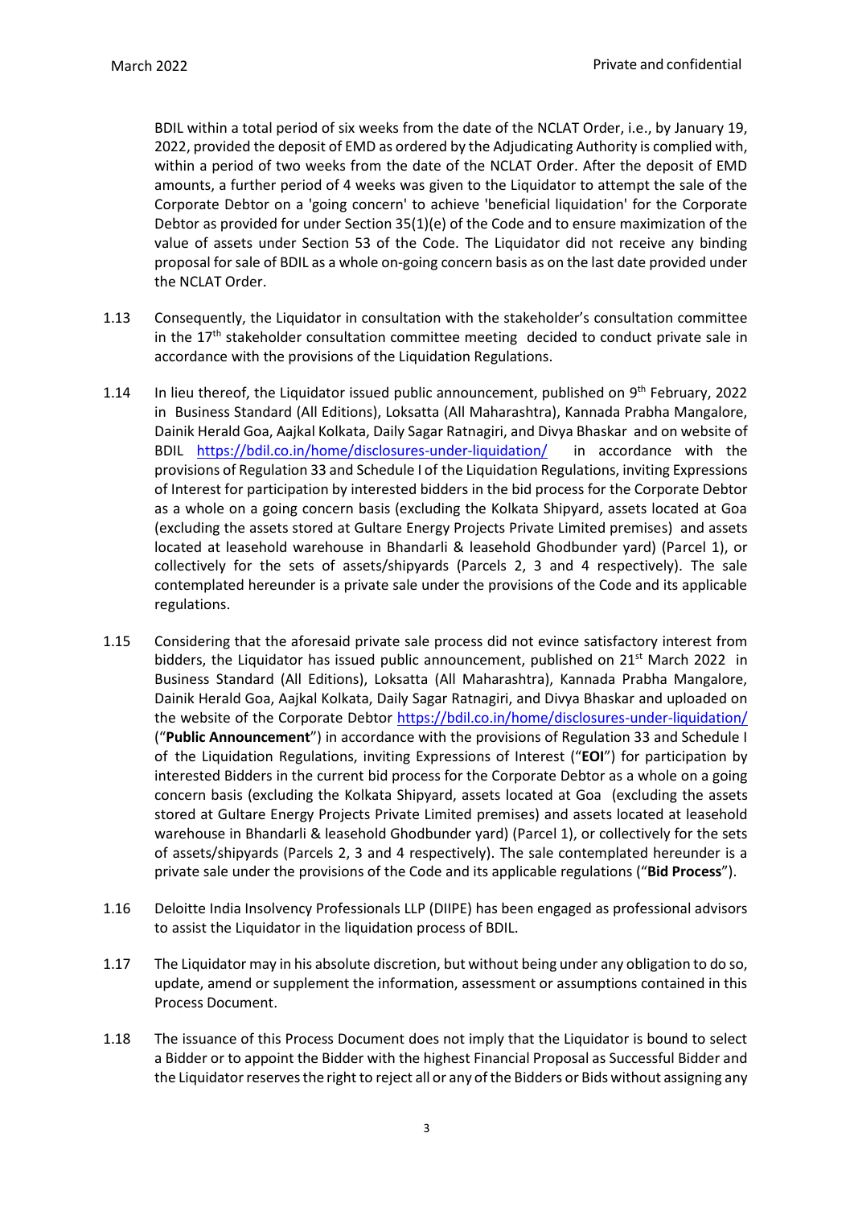BDIL within a total period of six weeks from the date of the NCLAT Order, i.e., by January 19, 2022, provided the deposit of EMD as ordered by the Adjudicating Authority is complied with, within a period of two weeks from the date of the NCLAT Order. After the deposit of EMD amounts, a further period of 4 weeks was given to the Liquidator to attempt the sale of the Corporate Debtor on a 'going concern' to achieve 'beneficial liquidation' for the Corporate Debtor as provided for under Section 35(1)(e) of the Code and to ensure maximization of the value of assets under Section 53 of the Code. The Liquidator did not receive any binding proposal for sale of BDIL as a whole on-going concern basis as on the last date provided under the NCLAT Order.

1.13 Consequently, the Liquidator in consultation with the stakeholder's consultation committee in the 17th stakeholder consultation committee meeting decided to conduct private sale in accordance with the provisions of the Liquidation Regulations.

1.14 In lieu thereof, the Liquidator issued public announcement, published on 9th February, 2022 in Business Standard (All Editions), Loksatta (All Maharashtra), Kannada Prabha Mangalore, Dainik Herald Goa, Aajkal Kolkata, Daily Sagar Ratnagiri, and Divya Bhaskar and on website of BDIL https://bdil.co.in/home/disclosures-under-liquidation/ in accordance with the provisions of Regulation 33 and Schedule I of the Liquidation Regulations, inviting Expressions of Interest for participation by interested bidders in the bid process for the Corporate Debtor as a whole on a going concern basis (excluding the Kolkata Shipyard, assets located at Goa (excluding the assets stored at Gultare Energy Projects Private Limited premises) and assets located at leasehold warehouse in Bhandarli & leasehold Ghodbunder yard) (Parcel 1), or collectively for the sets of assets/shipyards (Parcels 2, 3 and 4 respectively). The sale contemplated hereunder is a private sale under the provisions of the Code and its applicable regulations.

1.15 Considering that the aforesaid private sale process did not evince satisfactory interest from bidders, the Liquidator has issued public announcement, published on 21st March 2022 in Business Standard (All Editions), Loksatta (All Maharashtra), Kannada Prabha Mangalore, Dainik Herald Goa, Aajkal Kolkata, Daily Sagar Ratnagiri, and Divya Bhaskar and uploaded on the website of the Corporate Debtor https://bdil.co.in/home/disclosures-under-liquidation/ ("**Public Announcement**") in accordance with the provisions of Regulation 33 and Schedule I of the Liquidation Regulations, inviting Expressions of Interest ("**EOI**") for participation by interested Bidders in the current bid process for the Corporate Debtor as a whole on a going concern basis (excluding the Kolkata Shipyard, assets located at Goa (excluding the assets stored at Gultare Energy Projects Private Limited premises) and assets located at leasehold warehouse in Bhandarli & leasehold Ghodbunder yard) (Parcel 1), or collectively for the sets of assets/shipyards (Parcels 2, 3 and 4 respectively). The sale contemplated hereunder is a private sale under the provisions of the Code and its applicable regulations ("**Bid Process**").

1.16 Deloitte India Insolvency Professionals LLP (DIIPE) has been engaged as professional advisors to assist the Liquidator in the liquidation process of BDIL.

1.17 The Liquidator may in his absolute discretion, but without being under any obligation to do so, update, amend or supplement the information, assessment or assumptions contained in this Process Document.

1.18 The issuance of this Process Document does not imply that the Liquidator is bound to select a Bidder or to appoint the Bidder with the highest Financial Proposal as Successful Bidder and the Liquidator reserves the right to reject all or any of the Bidders or Bids without assigning any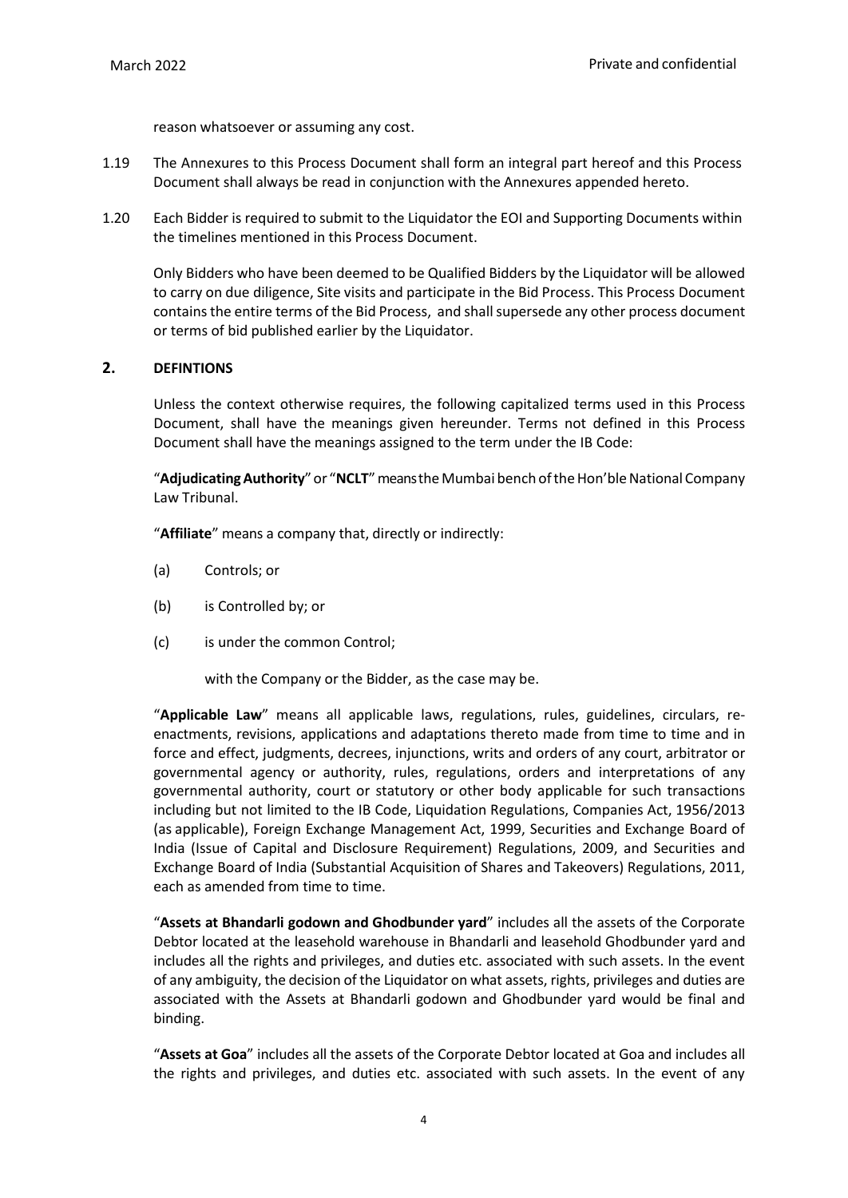reason whatsoever or assuming any cost.

1.19 The Annexures to this Process Document shall form an integral part hereof and this Process Document shall always be read in conjunction with the Annexures appended hereto.

1.20 Each Bidder is required to submit to the Liquidator the EOI and Supporting Documents within the timelines mentioned in this Process Document.

Only Bidders who have been deemed to be Qualified Bidders by the Liquidator will be allowed to carry on due diligence, Site visits and participate in the Bid Process. This Process Document contains the entire terms of the Bid Process, and shall supersede any other process document or terms of bid published earlier by the Liquidator.

## 2. DEFINTIONS

Unless the context otherwise requires, the following capitalized terms used in this Process Document, shall have the meanings given hereunder. Terms not defined in this Process Document shall have the meanings assigned to the term under the IB Code:

"**Adjudicating Authority**" or "**NCLT**" means the Mumbai bench of the Hon'ble National Company Law Tribunal.

"**Affiliate**" means a company that, directly or indirectly:

(a) Controls; or

(b) is Controlled by; or

(c) is under the common Control;

with the Company or the Bidder, as the case may be.

"**Applicable Law**" means all applicable laws, regulations, rules, guidelines, circulars, re-enactments, revisions, applications and adaptations thereto made from time to time and in force and effect, judgments, decrees, injunctions, writs and orders of any court, arbitrator or governmental agency or authority, rules, regulations, orders and interpretations of any governmental authority, court or statutory or other body applicable for such transactions including but not limited to the IB Code, Liquidation Regulations, Companies Act, 1956/2013 (as applicable), Foreign Exchange Management Act, 1999, Securities and Exchange Board of India (Issue of Capital and Disclosure Requirement) Regulations, 2009, and Securities and Exchange Board of India (Substantial Acquisition of Shares and Takeovers) Regulations, 2011, each as amended from time to time.

"**Assets at Bhandarli godown and Ghodbunder yard**" includes all the assets of the Corporate Debtor located at the leasehold warehouse in Bhandarli and leasehold Ghodbunder yard and includes all the rights and privileges, and duties etc. associated with such assets. In the event of any ambiguity, the decision of the Liquidator on what assets, rights, privileges and duties are associated with the Assets at Bhandarli godown and Ghodbunder yard would be final and binding.

"**Assets at Goa**" includes all the assets of the Corporate Debtor located at Goa and includes all the rights and privileges, and duties etc. associated with such assets. In the event of any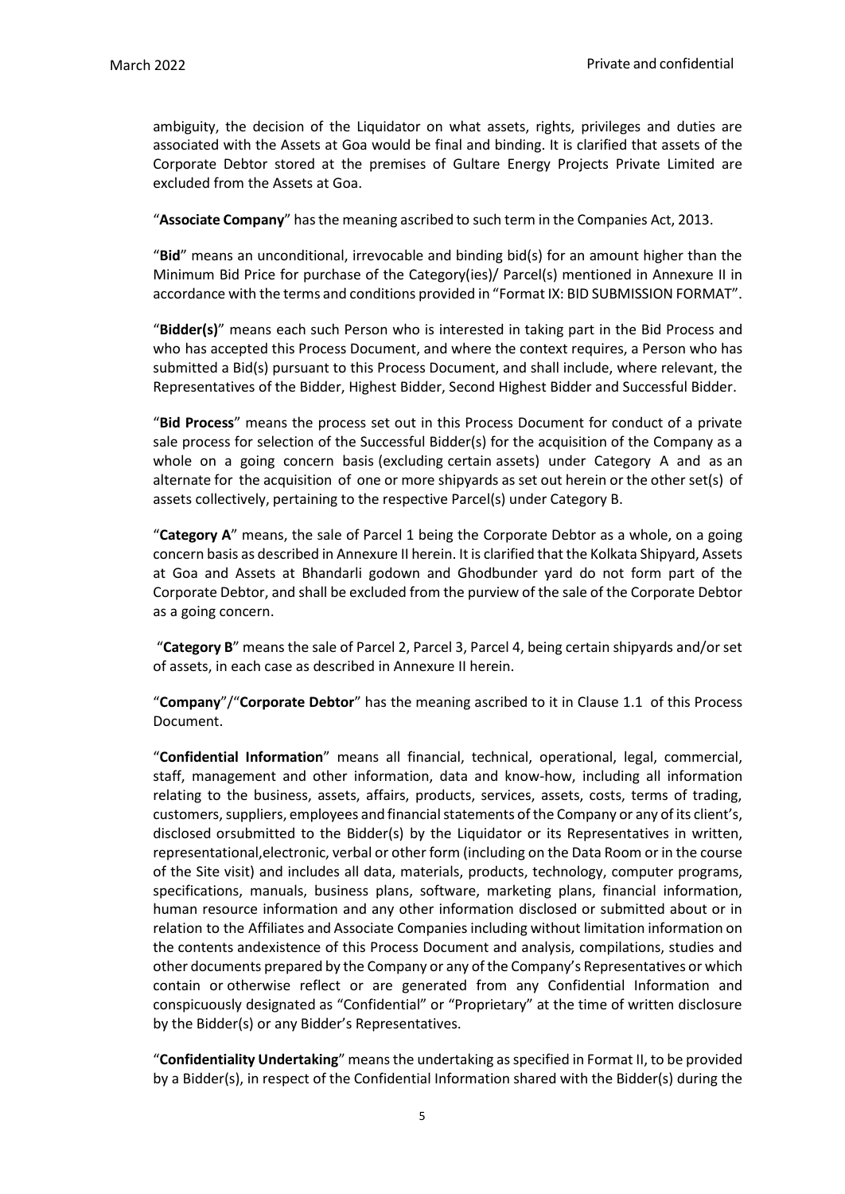ambiguity, the decision of the Liquidator on what assets, rights, privileges and duties are associated with the Assets at Goa would be final and binding. It is clarified that assets of the Corporate Debtor stored at the premises of Gultare Energy Projects Private Limited are excluded from the Assets at Goa.

"**Associate Company**" has the meaning ascribed to such term in the Companies Act, 2013.

"**Bid**" means an unconditional, irrevocable and binding bid(s) for an amount higher than the Minimum Bid Price for purchase of the Category(ies)/ Parcel(s) mentioned in Annexure II in accordance with the terms and conditions provided in "Format IX: BID SUBMISSION FORMAT".

"**Bidder(s)**" means each such Person who is interested in taking part in the Bid Process and who has accepted this Process Document, and where the context requires, a Person who has submitted a Bid(s) pursuant to this Process Document, and shall include, where relevant, the Representatives of the Bidder, Highest Bidder, Second Highest Bidder and Successful Bidder.

"**Bid Process**" means the process set out in this Process Document for conduct of a private sale process for selection of the Successful Bidder(s) for the acquisition of the Company as a whole on a going concern basis (excluding certain assets) under Category A and as an alternate for the acquisition of one or more shipyards as set out herein or the other set(s) of assets collectively, pertaining to the respective Parcel(s) under Category B.

"**Category A**" means, the sale of Parcel 1 being the Corporate Debtor as a whole, on a going concern basis as described in Annexure II herein. It is clarified that the Kolkata Shipyard, Assets at Goa and Assets at Bhandarli godown and Ghodbunder yard do not form part of the Corporate Debtor, and shall be excluded from the purview of the sale of the Corporate Debtor as a going concern.

"**Category B**" means the sale of Parcel 2, Parcel 3, Parcel 4, being certain shipyards and/or set of assets, in each case as described in Annexure II herein.

"**Company**"/"**Corporate Debtor**" has the meaning ascribed to it in Clause 1.1 of this Process Document.

"**Confidential Information**" means all financial, technical, operational, legal, commercial, staff, management and other information, data and know-how, including all information relating to the business, assets, affairs, products, services, assets, costs, terms of trading, customers, suppliers, employees and financial statements of the Company or any of its client's, disclosed orsubmitted to the Bidder(s) by the Liquidator or its Representatives in written, representational,electronic, verbal or other form (including on the Data Room or in the course of the Site visit) and includes all data, materials, products, technology, computer programs, specifications, manuals, business plans, software, marketing plans, financial information, human resource information and any other information disclosed or submitted about or in relation to the Affiliates and Associate Companies including without limitation information on the contents andexistence of this Process Document and analysis, compilations, studies and other documents prepared by the Company or any of the Company's Representatives or which contain or otherwise reflect or are generated from any Confidential Information and conspicuously designated as "Confidential" or "Proprietary" at the time of written disclosure by the Bidder(s) or any Bidder's Representatives.

"**Confidentiality Undertaking**" means the undertaking as specified in Format II, to be provided by a Bidder(s), in respect of the Confidential Information shared with the Bidder(s) during the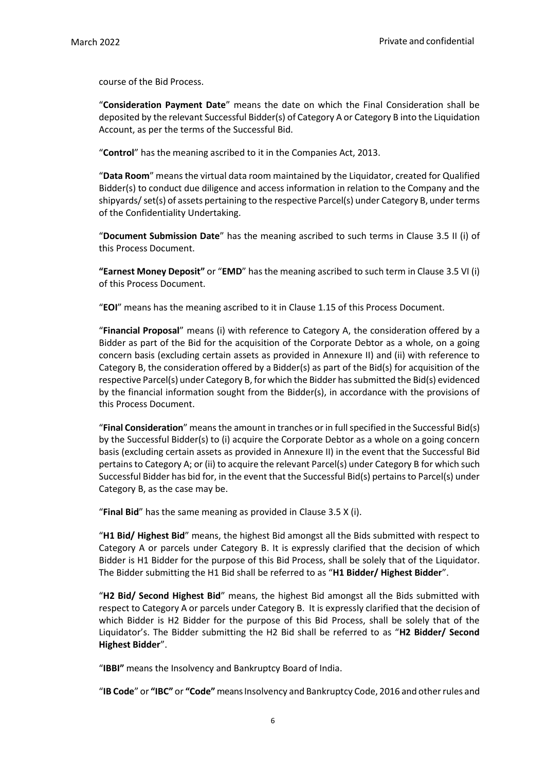course of the Bid Process.

"**Consideration Payment Date**" means the date on which the Final Consideration shall be deposited by the relevant Successful Bidder(s) of Category A or Category B into the Liquidation Account, as per the terms of the Successful Bid.

"**Control**" has the meaning ascribed to it in the Companies Act, 2013.

"**Data Room**" means the virtual data room maintained by the Liquidator, created for Qualified Bidder(s) to conduct due diligence and access information in relation to the Company and the shipyards/ set(s) of assets pertaining to the respective Parcel(s) under Category B, under terms of the Confidentiality Undertaking.

"**Document Submission Date**" has the meaning ascribed to such terms in Clause 3.5 II (i) of this Process Document.

**"Earnest Money Deposit"** or "**EMD**" has the meaning ascribed to such term in Clause 3.5 VI (i) of this Process Document.

"**EOI**" means has the meaning ascribed to it in Clause 1.15 of this Process Document.

"**Financial Proposal**" means (i) with reference to Category A, the consideration offered by a Bidder as part of the Bid for the acquisition of the Corporate Debtor as a whole, on a going concern basis (excluding certain assets as provided in Annexure II) and (ii) with reference to Category B, the consideration offered by a Bidder(s) as part of the Bid(s) for acquisition of the respective Parcel(s) under Category B, for which the Bidder has submitted the Bid(s) evidenced by the financial information sought from the Bidder(s), in accordance with the provisions of this Process Document.

"**Final Consideration**" means the amount in tranches or in full specified in the Successful Bid(s) by the Successful Bidder(s) to (i) acquire the Corporate Debtor as a whole on a going concern basis (excluding certain assets as provided in Annexure II) in the event that the Successful Bid pertains to Category A; or (ii) to acquire the relevant Parcel(s) under Category B for which such Successful Bidder has bid for, in the event that the Successful Bid(s) pertains to Parcel(s) under Category B, as the case may be.

"**Final Bid**" has the same meaning as provided in Clause 3.5 X (i).

"**H1 Bid/ Highest Bid**" means, the highest Bid amongst all the Bids submitted with respect to Category A or parcels under Category B. It is expressly clarified that the decision of which Bidder is H1 Bidder for the purpose of this Bid Process, shall be solely that of the Liquidator. The Bidder submitting the H1 Bid shall be referred to as "**H1 Bidder/ Highest Bidder**".

"**H2 Bid/ Second Highest Bid**" means, the highest Bid amongst all the Bids submitted with respect to Category A or parcels under Category B. It is expressly clarified that the decision of which Bidder is H2 Bidder for the purpose of this Bid Process, shall be solely that of the Liquidator's. The Bidder submitting the H2 Bid shall be referred to as "**H2 Bidder/ Second Highest Bidder**".

"**IBBI"** means the Insolvency and Bankruptcy Board of India.

"**IB Code**" or **"IBC"** or **"Code"** means Insolvency and Bankruptcy Code, 2016 and other rules and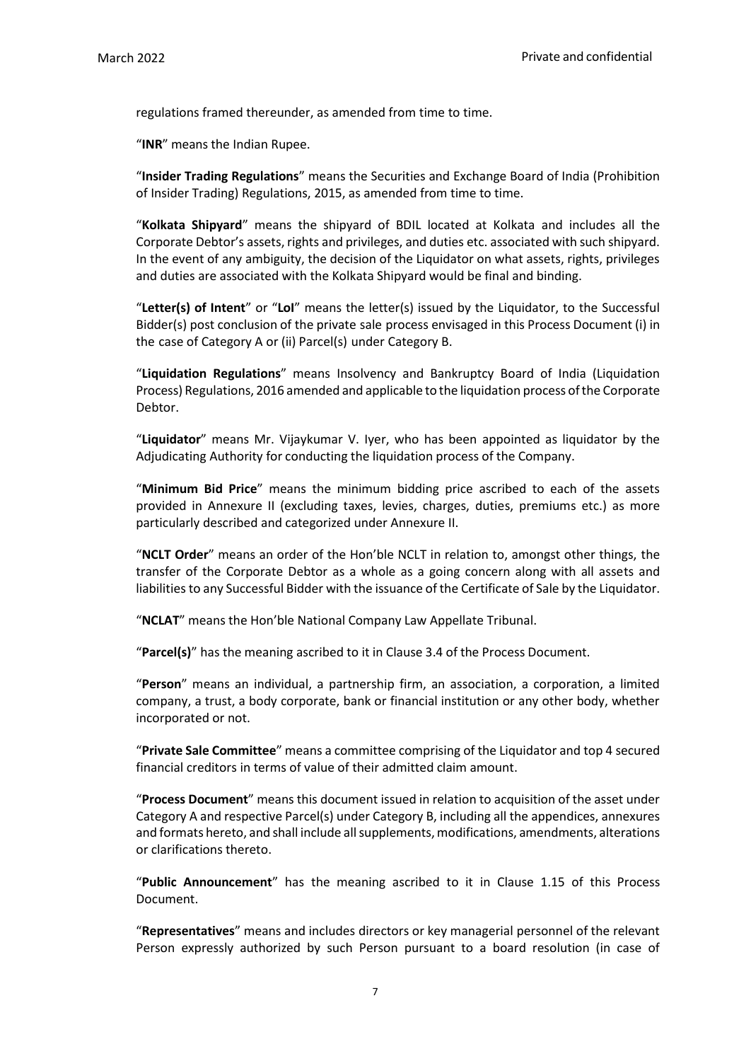regulations framed thereunder, as amended from time to time.

"**INR**" means the Indian Rupee.

"**Insider Trading Regulations**" means the Securities and Exchange Board of India (Prohibition of Insider Trading) Regulations, 2015, as amended from time to time.

"**Kolkata Shipyard**" means the shipyard of BDIL located at Kolkata and includes all the Corporate Debtor's assets, rights and privileges, and duties etc. associated with such shipyard. In the event of any ambiguity, the decision of the Liquidator on what assets, rights, privileges and duties are associated with the Kolkata Shipyard would be final and binding.

"**Letter(s) of Intent**" or "**LoI**" means the letter(s) issued by the Liquidator, to the Successful Bidder(s) post conclusion of the private sale process envisaged in this Process Document (i) in the case of Category A or (ii) Parcel(s) under Category B.

"**Liquidation Regulations**" means Insolvency and Bankruptcy Board of India (Liquidation Process) Regulations, 2016 amended and applicable to the liquidation process of the Corporate Debtor.

"**Liquidator**" means Mr. Vijaykumar V. Iyer, who has been appointed as liquidator by the Adjudicating Authority for conducting the liquidation process of the Company.

"**Minimum Bid Price**" means the minimum bidding price ascribed to each of the assets provided in Annexure II (excluding taxes, levies, charges, duties, premiums etc.) as more particularly described and categorized under Annexure II.

"**NCLT Order**" means an order of the Hon'ble NCLT in relation to, amongst other things, the transfer of the Corporate Debtor as a whole as a going concern along with all assets and liabilities to any Successful Bidder with the issuance of the Certificate of Sale by the Liquidator.

"**NCLAT**" means the Hon'ble National Company Law Appellate Tribunal.

"**Parcel(s)**" has the meaning ascribed to it in Clause 3.4 of the Process Document.

"**Person**" means an individual, a partnership firm, an association, a corporation, a limited company, a trust, a body corporate, bank or financial institution or any other body, whether incorporated or not.

"**Private Sale Committee**" means a committee comprising of the Liquidator and top 4 secured financial creditors in terms of value of their admitted claim amount.

"**Process Document**" means this document issued in relation to acquisition of the asset under Category A and respective Parcel(s) under Category B, including all the appendices, annexures and formats hereto, and shall include all supplements, modifications, amendments, alterations or clarifications thereto.

"**Public Announcement**" has the meaning ascribed to it in Clause 1.15 of this Process Document.

"**Representatives**" means and includes directors or key managerial personnel of the relevant Person expressly authorized by such Person pursuant to a board resolution (in case of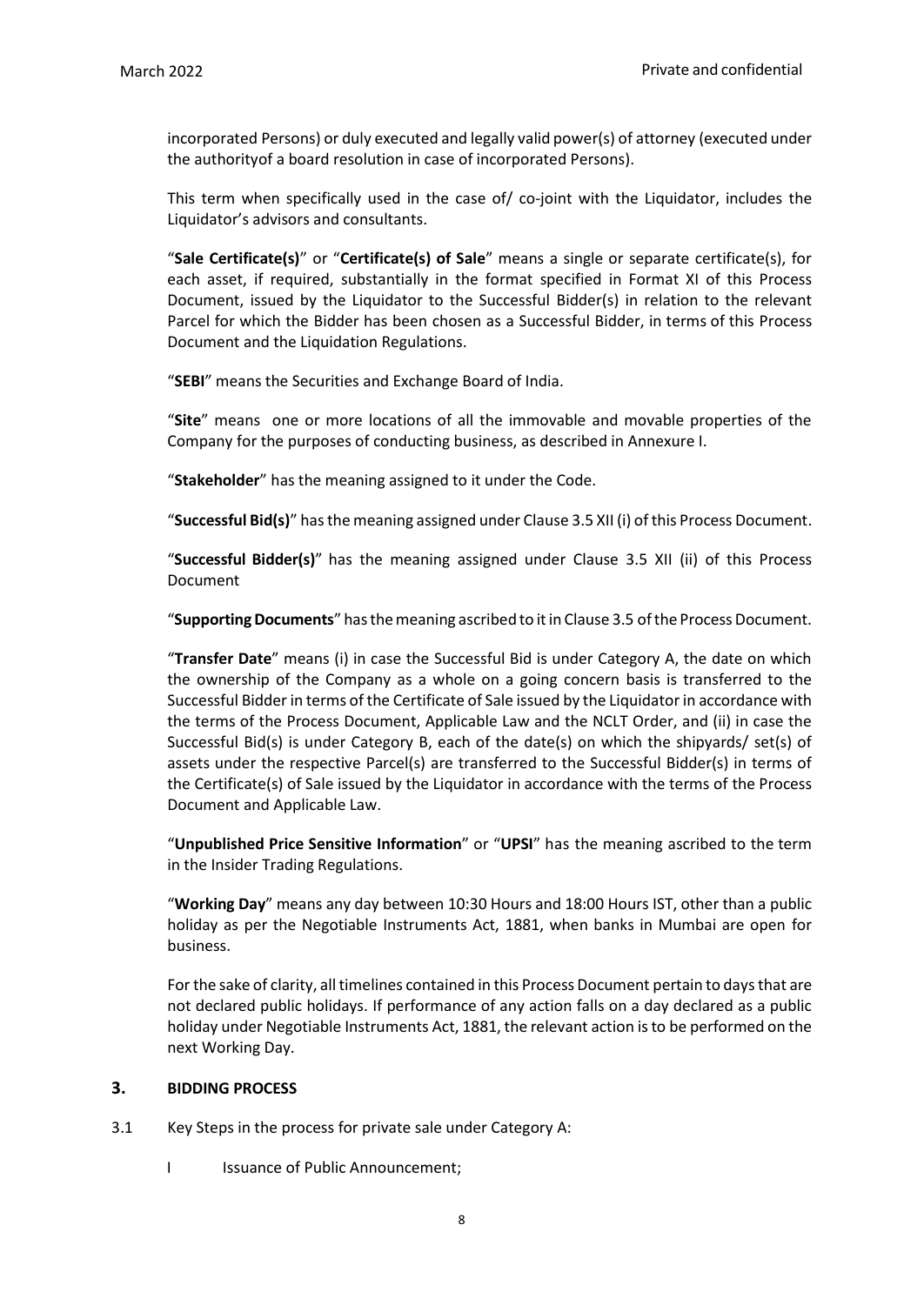incorporated Persons) or duly executed and legally valid power(s) of attorney (executed under the authorityof a board resolution in case of incorporated Persons).

This term when specifically used in the case of/ co-joint with the Liquidator, includes the Liquidator's advisors and consultants.

"**Sale Certificate(s)**" or "**Certificate(s) of Sale**" means a single or separate certificate(s), for each asset, if required, substantially in the format specified in Format XI of this Process Document, issued by the Liquidator to the Successful Bidder(s) in relation to the relevant Parcel for which the Bidder has been chosen as a Successful Bidder, in terms of this Process Document and the Liquidation Regulations.

"**SEBI**" means the Securities and Exchange Board of India.

"**Site**" means one or more locations of all the immovable and movable properties of the Company for the purposes of conducting business, as described in Annexure I.

"**Stakeholder**" has the meaning assigned to it under the Code.

"**Successful Bid(s)**" has the meaning assigned under Clause 3.5 XII (i) of this Process Document.

"**Successful Bidder(s)**" has the meaning assigned under Clause 3.5 XII (ii) of this Process Document

"**Supporting Documents**" has the meaning ascribed to it in Clause 3.5 of the Process Document.

"**Transfer Date**" means (i) in case the Successful Bid is under Category A, the date on which the ownership of the Company as a whole on a going concern basis is transferred to the Successful Bidder in terms of the Certificate of Sale issued by the Liquidator in accordance with the terms of the Process Document, Applicable Law and the NCLT Order, and (ii) in case the Successful Bid(s) is under Category B, each of the date(s) on which the shipyards/ set(s) of assets under the respective Parcel(s) are transferred to the Successful Bidder(s) in terms of the Certificate(s) of Sale issued by the Liquidator in accordance with the terms of the Process Document and Applicable Law.

"**Unpublished Price Sensitive Information**" or "**UPSI**" has the meaning ascribed to the term in the Insider Trading Regulations.

"**Working Day**" means any day between 10:30 Hours and 18:00 Hours IST, other than a public holiday as per the Negotiable Instruments Act, 1881, when banks in Mumbai are open for business.

For the sake of clarity, all timelines contained in this Process Document pertain to days that are not declared public holidays. If performance of any action falls on a day declared as a public holiday under Negotiable Instruments Act, 1881, the relevant action is to be performed on the next Working Day.

## 3. BIDDING PROCESS

3.1 Key Steps in the process for private sale under Category A:

I Issuance of Public Announcement;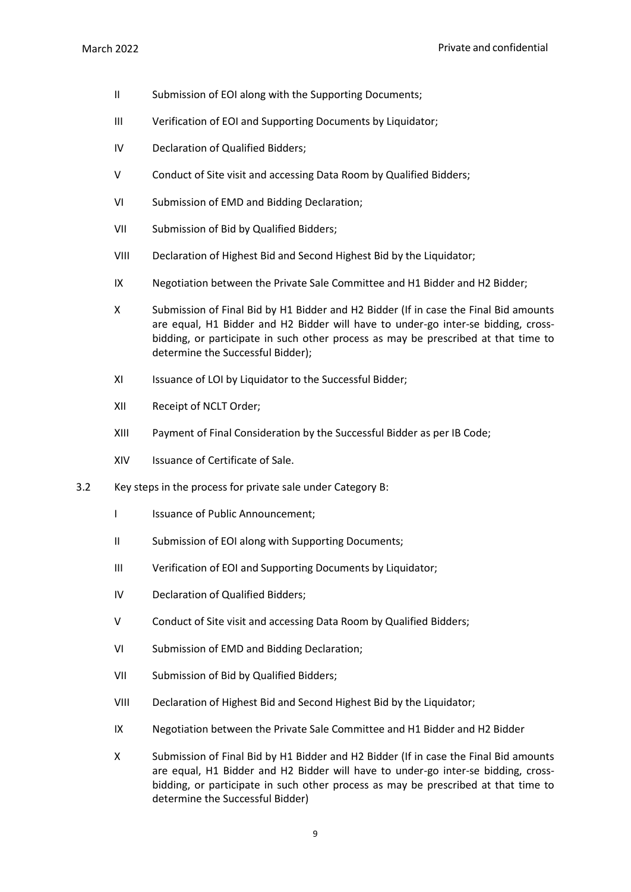II Submission of EOI along with the Supporting Documents;

III Verification of EOI and Supporting Documents by Liquidator;

IV Declaration of Qualified Bidders;

V Conduct of Site visit and accessing Data Room by Qualified Bidders;

VI Submission of EMD and Bidding Declaration;

VII Submission of Bid by Qualified Bidders;

VIII Declaration of Highest Bid and Second Highest Bid by the Liquidator;

IX Negotiation between the Private Sale Committee and H1 Bidder and H2 Bidder;

X Submission of Final Bid by H1 Bidder and H2 Bidder (If in case the Final Bid amounts are equal, H1 Bidder and H2 Bidder will have to under-go inter-se bidding, cross-bidding, or participate in such other process as may be prescribed at that time to determine the Successful Bidder);

XI Issuance of LOI by Liquidator to the Successful Bidder;

XII Receipt of NCLT Order;

XIII Payment of Final Consideration by the Successful Bidder as per IB Code;

XIV Issuance of Certificate of Sale.

3.2 Key steps in the process for private sale under Category B:

I Issuance of Public Announcement;

II Submission of EOI along with Supporting Documents;

III Verification of EOI and Supporting Documents by Liquidator;

IV Declaration of Qualified Bidders;

V Conduct of Site visit and accessing Data Room by Qualified Bidders;

VI Submission of EMD and Bidding Declaration;

VII Submission of Bid by Qualified Bidders;

VIII Declaration of Highest Bid and Second Highest Bid by the Liquidator;

IX Negotiation between the Private Sale Committee and H1 Bidder and H2 Bidder

X Submission of Final Bid by H1 Bidder and H2 Bidder (If in case the Final Bid amounts are equal, H1 Bidder and H2 Bidder will have to under-go inter-se bidding, cross-bidding, or participate in such other process as may be prescribed at that time to determine the Successful Bidder)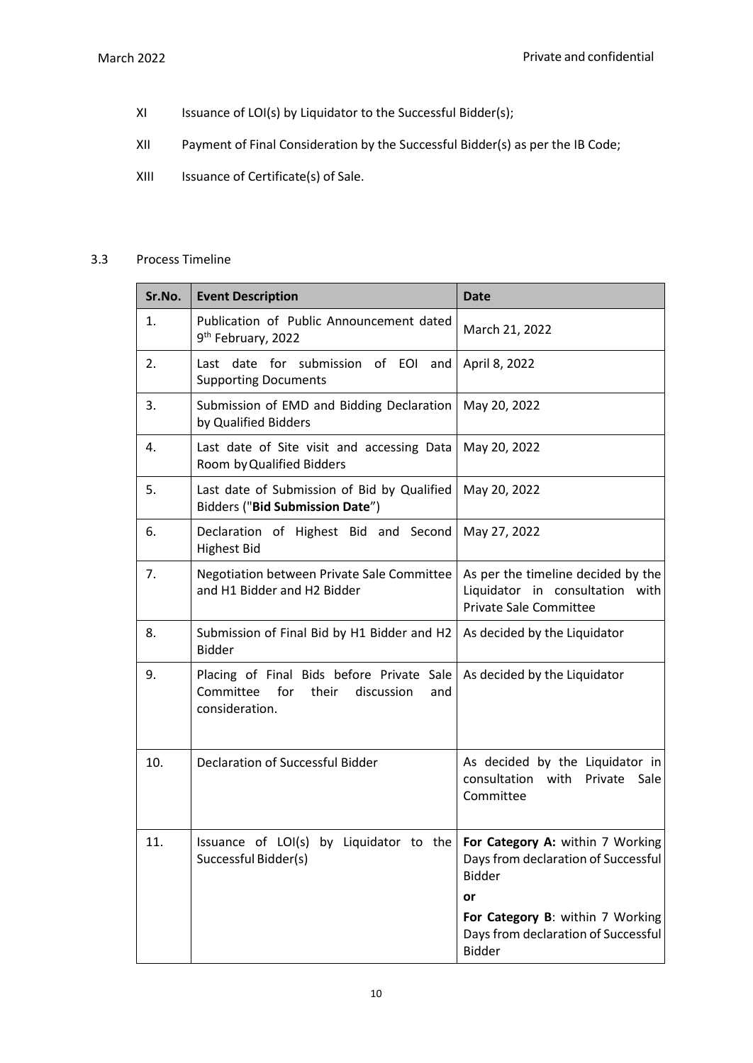XI Issuance of LOI(s) by Liquidator to the Successful Bidder(s);

XII Payment of Final Consideration by the Successful Bidder(s) as per the IB Code;

XIII Issuance of Certificate(s) of Sale.

3.3 Process Timeline

| Sr.No. | Event Description | Date |
|---|---|---|
| 1. | Publication of Public Announcement dated 9th February, 2022 | March 21, 2022 |
| 2. | Last date for submission of EOI and Supporting Documents | April 8, 2022 |
| 3. | Submission of EMD and Bidding Declaration by Qualified Bidders | May 20, 2022 |
| 4. | Last date of Site visit and accessing Data Room by Qualified Bidders | May 20, 2022 |
| 5. | Last date of Submission of Bid by Qualified Bidders ("**Bid Submission Date**") | May 20, 2022 |
| 6. | Declaration of Highest Bid and Second Highest Bid | May 27, 2022 |
| 7. | Negotiation between Private Sale Committee and H1 Bidder and H2 Bidder | As per the timeline decided by the Liquidator in consultation with Private Sale Committee |
| 8. | Submission of Final Bid by H1 Bidder and H2 Bidder | As decided by the Liquidator |
| 9. | Placing of Final Bids before Private Sale Committee for their discussion and consideration. | As decided by the Liquidator |
| 10. | Declaration of Successful Bidder | As decided by the Liquidator in consultation with Private Sale Committee |
| 11. | Issuance of LOI(s) by Liquidator to the Successful Bidder(s) | **For Category A:** within 7 Working Days from declaration of Successful Bidder<br>**or**<br>**For Category B**: within 7 Working Days from declaration of Successful Bidder |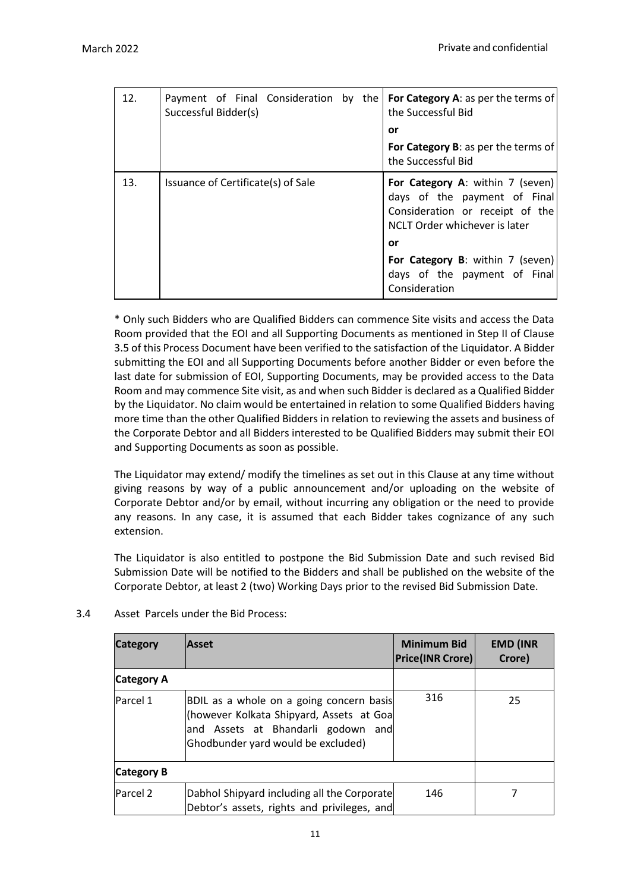| 12. | Payment of Final Consideration by the Successful Bidder(s) | **For Category A**: as per the terms of the Successful Bid<br>**or**<br>**For Category B**: as per the terms of the Successful Bid |
|---|---|---|
| 13. | Issuance of Certificate(s) of Sale | **For Category A**: within 7 (seven) days of the payment of Final Consideration or receipt of the NCLT Order whichever is later<br>**or**<br>**For Category B**: within 7 (seven) days of the payment of Final Consideration |

\* Only such Bidders who are Qualified Bidders can commence Site visits and access the Data Room provided that the EOI and all Supporting Documents as mentioned in Step II of Clause 3.5 of this Process Document have been verified to the satisfaction of the Liquidator. A Bidder submitting the EOI and all Supporting Documents before another Bidder or even before the last date for submission of EOI, Supporting Documents, may be provided access to the Data Room and may commence Site visit, as and when such Bidder is declared as a Qualified Bidder by the Liquidator. No claim would be entertained in relation to some Qualified Bidders having more time than the other Qualified Bidders in relation to reviewing the assets and business of the Corporate Debtor and all Bidders interested to be Qualified Bidders may submit their EOI and Supporting Documents as soon as possible.

The Liquidator may extend/ modify the timelines as set out in this Clause at any time without giving reasons by way of a public announcement and/or uploading on the website of Corporate Debtor and/or by email, without incurring any obligation or the need to provide any reasons. In any case, it is assumed that each Bidder takes cognizance of any such extension.

The Liquidator is also entitled to postpone the Bid Submission Date and such revised Bid Submission Date will be notified to the Bidders and shall be published on the website of the Corporate Debtor, at least 2 (two) Working Days prior to the revised Bid Submission Date.

3.4 Asset Parcels under the Bid Process:

| Category | Asset | Minimum Bid Price(INR Crore) | EMD (INR Crore) |
|---|---|---|---|
| **Category A** | | | |
| Parcel 1 | BDIL as a whole on a going concern basis (however Kolkata Shipyard, Assets at Goa and Assets at Bhandarli godown and Ghodbunder yard would be excluded) | 316 | 25 |
| **Category B** | | | |
| Parcel 2 | Dabhol Shipyard including all the Corporate Debtor's assets, rights and privileges, and | 146 | 7 |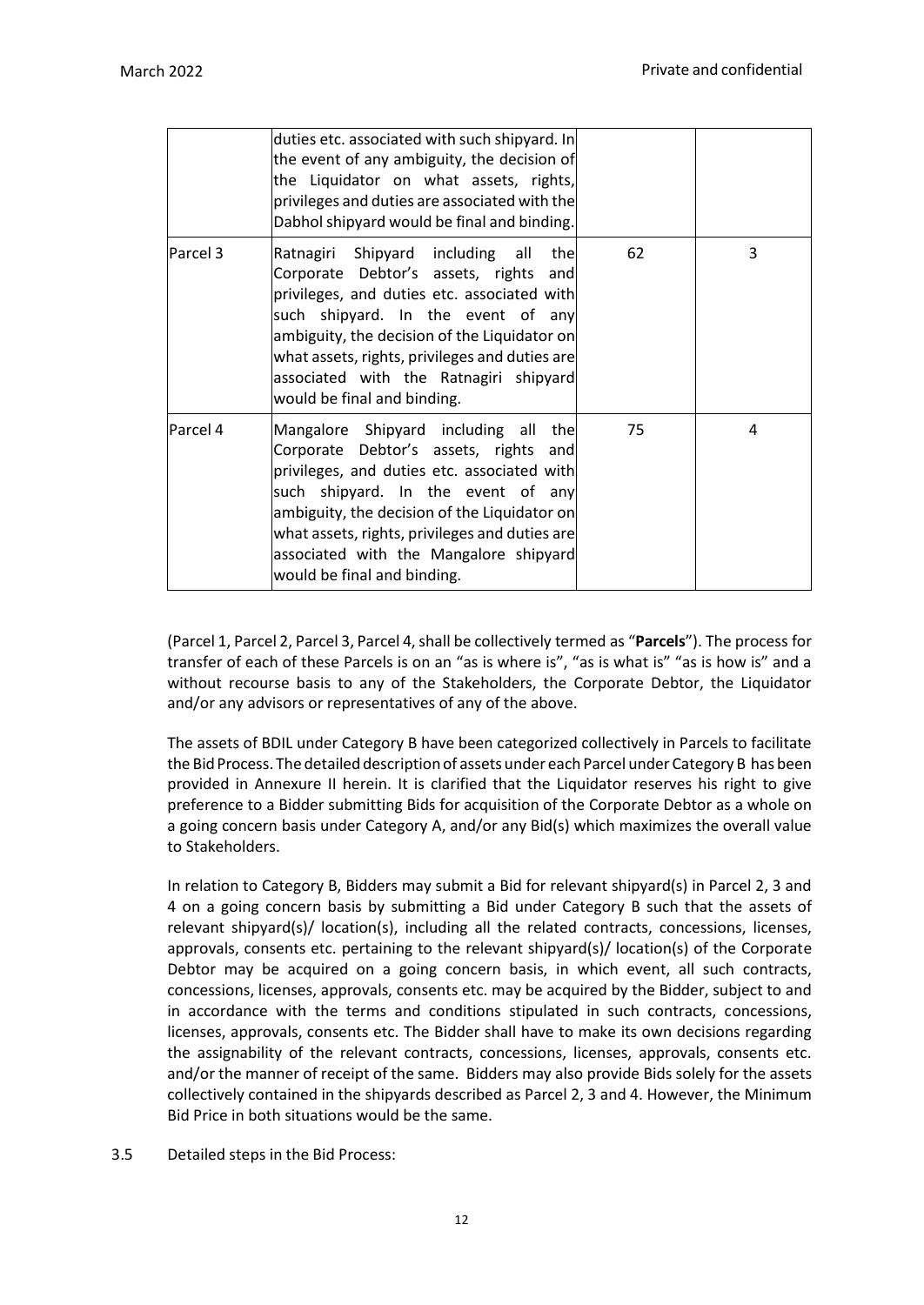|  | duties etc. associated with such shipyard. In the event of any ambiguity, the decision of the Liquidator on what assets, rights, privileges and duties are associated with the Dabhol shipyard would be final and binding. |  |  |
| --- | --- | --- | --- |
| Parcel 3 | Ratnagiri Shipyard including all the Corporate Debtor's assets, rights and privileges, and duties etc. associated with such shipyard. In the event of any ambiguity, the decision of the Liquidator on what assets, rights, privileges and duties are associated with the Ratnagiri shipyard would be final and binding. | 62 | 3 |
| Parcel 4 | Mangalore Shipyard including all the Corporate Debtor's assets, rights and privileges, and duties etc. associated with such shipyard. In the event of any ambiguity, the decision of the Liquidator on what assets, rights, privileges and duties are associated with the Mangalore shipyard would be final and binding. | 75 | 4 |

(Parcel 1, Parcel 2, Parcel 3, Parcel 4, shall be collectively termed as "**Parcels**"). The process for transfer of each of these Parcels is on an "as is where is", "as is what is" "as is how is" and a without recourse basis to any of the Stakeholders, the Corporate Debtor, the Liquidator and/or any advisors or representatives of any of the above.

The assets of BDIL under Category B have been categorized collectively in Parcels to facilitate the Bid Process. The detailed description of assets under each Parcel under Category B has been provided in Annexure II herein. It is clarified that the Liquidator reserves his right to give preference to a Bidder submitting Bids for acquisition of the Corporate Debtor as a whole on a going concern basis under Category A, and/or any Bid(s) which maximizes the overall value to Stakeholders.

In relation to Category B, Bidders may submit a Bid for relevant shipyard(s) in Parcel 2, 3 and 4 on a going concern basis by submitting a Bid under Category B such that the assets of relevant shipyard(s)/ location(s), including all the related contracts, concessions, licenses, approvals, consents etc. pertaining to the relevant shipyard(s)/ location(s) of the Corporate Debtor may be acquired on a going concern basis, in which event, all such contracts, concessions, licenses, approvals, consents etc. may be acquired by the Bidder, subject to and in accordance with the terms and conditions stipulated in such contracts, concessions, licenses, approvals, consents etc. The Bidder shall have to make its own decisions regarding the assignability of the relevant contracts, concessions, licenses, approvals, consents etc. and/or the manner of receipt of the same. Bidders may also provide Bids solely for the assets collectively contained in the shipyards described as Parcel 2, 3 and 4. However, the Minimum Bid Price in both situations would be the same.

3.5 Detailed steps in the Bid Process: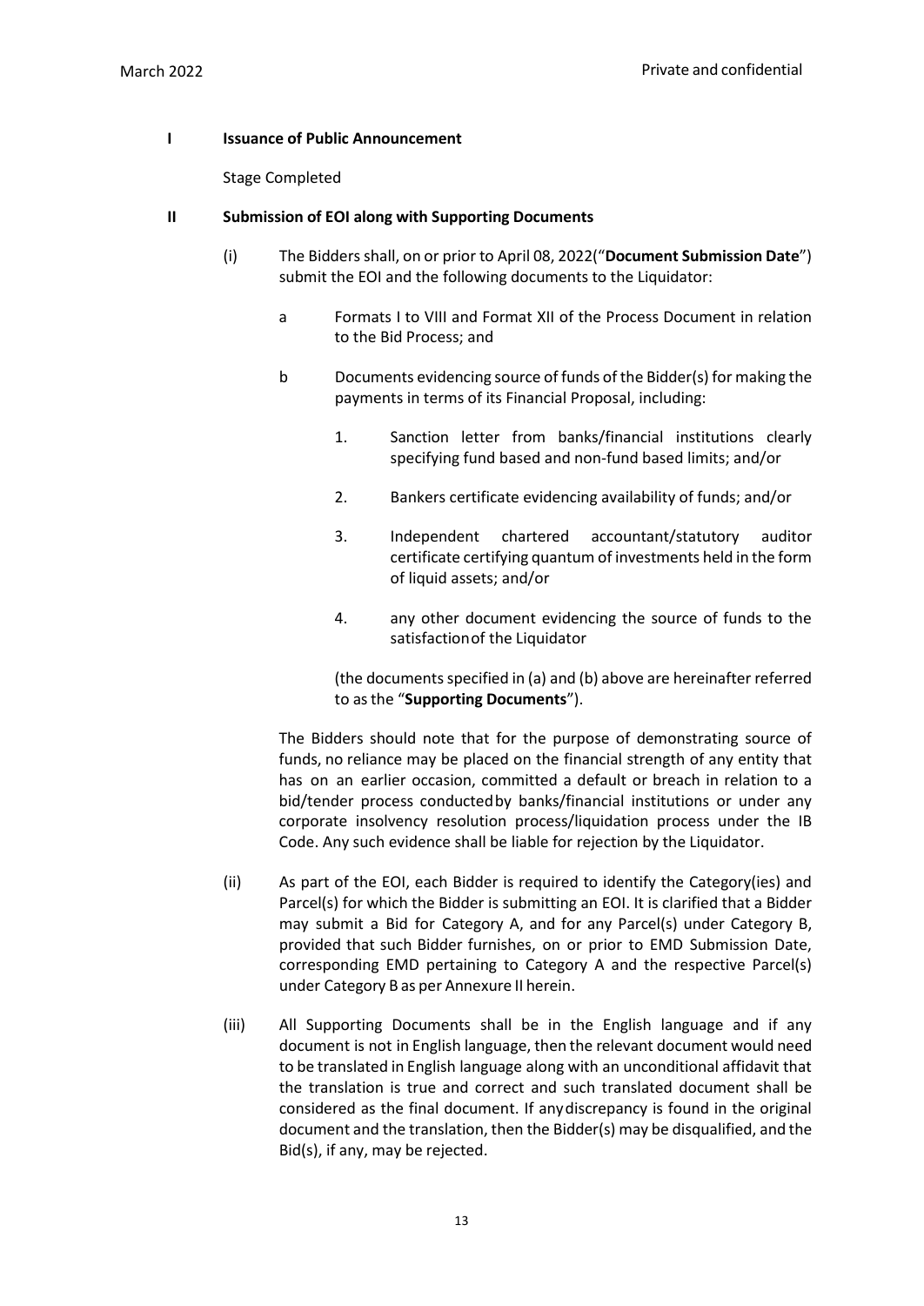**I Issuance of Public Announcement**

Stage Completed

**II Submission of EOI along with Supporting Documents**

(i) The Bidders shall, on or prior to April 08, 2022("**Document Submission Date**") submit the EOI and the following documents to the Liquidator:

a Formats I to VIII and Format XII of the Process Document in relation to the Bid Process; and

b Documents evidencing source of funds of the Bidder(s) for making the payments in terms of its Financial Proposal, including:

1. Sanction letter from banks/financial institutions clearly specifying fund based and non-fund based limits; and/or

2. Bankers certificate evidencing availability of funds; and/or

3. Independent chartered accountant/statutory auditor certificate certifying quantum of investments held in the form of liquid assets; and/or

4. any other document evidencing the source of funds to the satisfaction of the Liquidator

(the documents specified in (a) and (b) above are hereinafter referred to as the "**Supporting Documents**").

The Bidders should note that for the purpose of demonstrating source of funds, no reliance may be placed on the financial strength of any entity that has on an earlier occasion, committed a default or breach in relation to a bid/tender process conducted by banks/financial institutions or under any corporate insolvency resolution process/liquidation process under the IB Code. Any such evidence shall be liable for rejection by the Liquidator.

(ii) As part of the EOI, each Bidder is required to identify the Category(ies) and Parcel(s) for which the Bidder is submitting an EOI. It is clarified that a Bidder may submit a Bid for Category A, and for any Parcel(s) under Category B, provided that such Bidder furnishes, on or prior to EMD Submission Date, corresponding EMD pertaining to Category A and the respective Parcel(s) under Category B as per Annexure II herein.

(iii) All Supporting Documents shall be in the English language and if any document is not in English language, then the relevant document would need to be translated in English language along with an unconditional affidavit that the translation is true and correct and such translated document shall be considered as the final document. If any discrepancy is found in the original document and the translation, then the Bidder(s) may be disqualified, and the Bid(s), if any, may be rejected.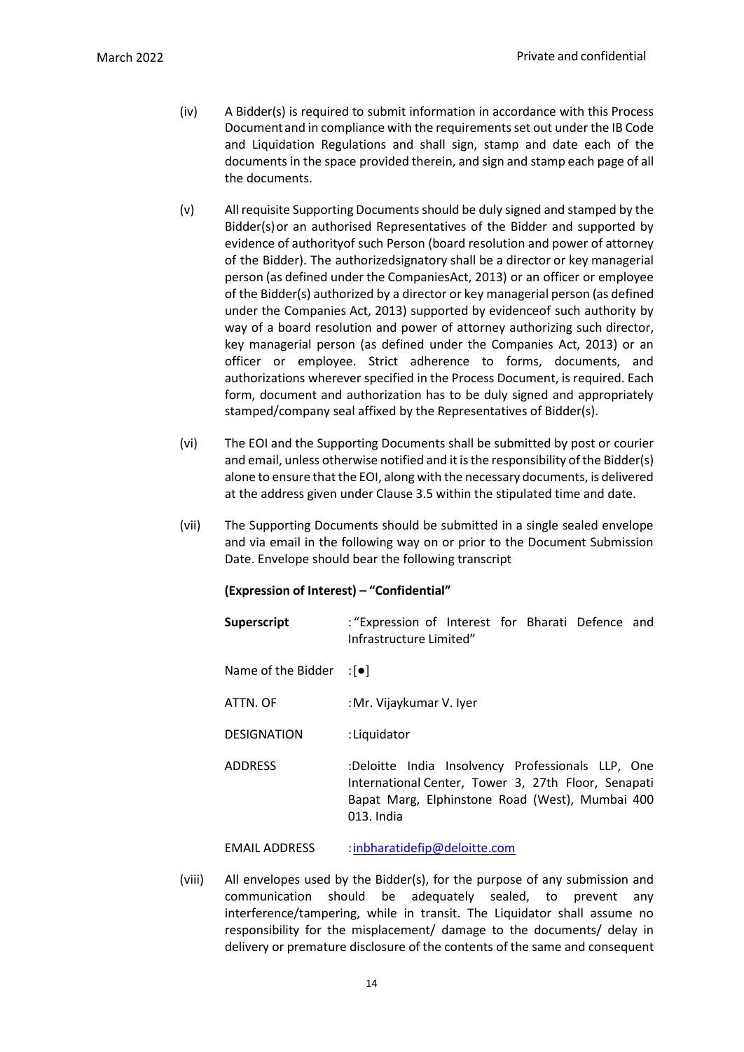(iv) A Bidder(s) is required to submit information in accordance with this Process Document and in compliance with the requirements set out under the IB Code and Liquidation Regulations and shall sign, stamp and date each of the documents in the space provided therein, and sign and stamp each page of all the documents.

(v) All requisite Supporting Documents should be duly signed and stamped by the Bidder(s) or an authorised Representatives of the Bidder and supported by evidence of authorityof such Person (board resolution and power of attorney of the Bidder). The authorizedsignatory shall be a director or key managerial person (as defined under the CompaniesAct, 2013) or an officer or employee of the Bidder(s) authorized by a director or key managerial person (as defined under the Companies Act, 2013) supported by evidenceof such authority by way of a board resolution and power of attorney authorizing such director, key managerial person (as defined under the Companies Act, 2013) or an officer or employee. Strict adherence to forms, documents, and authorizations wherever specified in the Process Document, is required. Each form, document and authorization has to be duly signed and appropriately stamped/company seal affixed by the Representatives of Bidder(s).

(vi) The EOI and the Supporting Documents shall be submitted by post or courier and email, unless otherwise notified and it is the responsibility of the Bidder(s) alone to ensure that the EOI, along with the necessary documents, is delivered at the address given under Clause 3.5 within the stipulated time and date.

(vii) The Supporting Documents should be submitted in a single sealed envelope and via email in the following way on or prior to the Document Submission Date. Envelope should bear the following transcript

**(Expression of Interest) – "Confidential"**

| | |
|---|---|
| **Superscript** | : "Expression of Interest for Bharati Defence and Infrastructure Limited" |
| Name of the Bidder | : [●] |
| ATTN. OF | : Mr. Vijaykumar V. Iyer |
| DESIGNATION | : Liquidator |
| ADDRESS | : Deloitte India Insolvency Professionals LLP, One International Center, Tower 3, 27th Floor, Senapati Bapat Marg, Elphinstone Road (West), Mumbai 400 013. India |
| EMAIL ADDRESS | : inbharatidefip@deloitte.com |

(viii) All envelopes used by the Bidder(s), for the purpose of any submission and communication should be adequately sealed, to prevent any interference/tampering, while in transit. The Liquidator shall assume no responsibility for the misplacement/ damage to the documents/ delay in delivery or premature disclosure of the contents of the same and consequent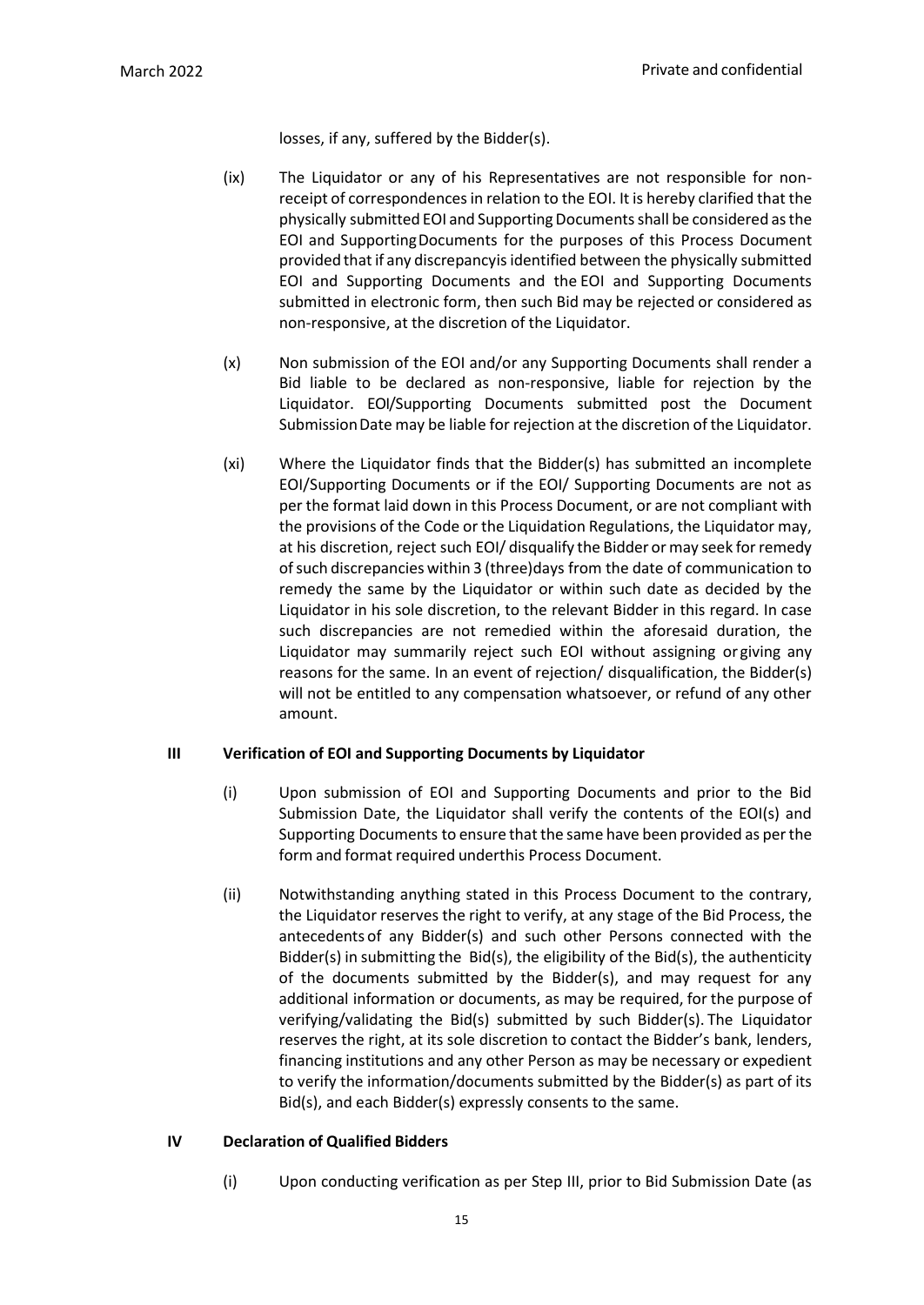losses, if any, suffered by the Bidder(s).

(ix) The Liquidator or any of his Representatives are not responsible for non-receipt of correspondences in relation to the EOI. It is hereby clarified that the physically submitted EOI and Supporting Documents shall be considered as the EOI and Supporting Documents for the purposes of this Process Document provided that if any discrepancy is identified between the physically submitted EOI and Supporting Documents and the EOI and Supporting Documents submitted in electronic form, then such Bid may be rejected or considered as non-responsive, at the discretion of the Liquidator.

(x) Non submission of the EOI and/or any Supporting Documents shall render a Bid liable to be declared as non-responsive, liable for rejection by the Liquidator. EOI/Supporting Documents submitted post the Document Submission Date may be liable for rejection at the discretion of the Liquidator.

(xi) Where the Liquidator finds that the Bidder(s) has submitted an incomplete EOI/Supporting Documents or if the EOI/ Supporting Documents are not as per the format laid down in this Process Document, or are not compliant with the provisions of the Code or the Liquidation Regulations, the Liquidator may, at his discretion, reject such EOI/ disqualify the Bidder or may seek for remedy of such discrepancies within 3 (three) days from the date of communication to remedy the same by the Liquidator or within such date as decided by the Liquidator in his sole discretion, to the relevant Bidder in this regard. In case such discrepancies are not remedied within the aforesaid duration, the Liquidator may summarily reject such EOI without assigning or giving any reasons for the same. In an event of rejection/ disqualification, the Bidder(s) will not be entitled to any compensation whatsoever, or refund of any other amount.

**III Verification of EOI and Supporting Documents by Liquidator**

(i) Upon submission of EOI and Supporting Documents and prior to the Bid Submission Date, the Liquidator shall verify the contents of the EOI(s) and Supporting Documents to ensure that the same have been provided as per the form and format required under this Process Document.

(ii) Notwithstanding anything stated in this Process Document to the contrary, the Liquidator reserves the right to verify, at any stage of the Bid Process, the antecedents of any Bidder(s) and such other Persons connected with the Bidder(s) in submitting the Bid(s), the eligibility of the Bid(s), the authenticity of the documents submitted by the Bidder(s), and may request for any additional information or documents, as may be required, for the purpose of verifying/validating the Bid(s) submitted by such Bidder(s). The Liquidator reserves the right, at its sole discretion to contact the Bidder's bank, lenders, financing institutions and any other Person as may be necessary or expedient to verify the information/documents submitted by the Bidder(s) as part of its Bid(s), and each Bidder(s) expressly consents to the same.

**IV Declaration of Qualified Bidders**

(i) Upon conducting verification as per Step III, prior to Bid Submission Date (as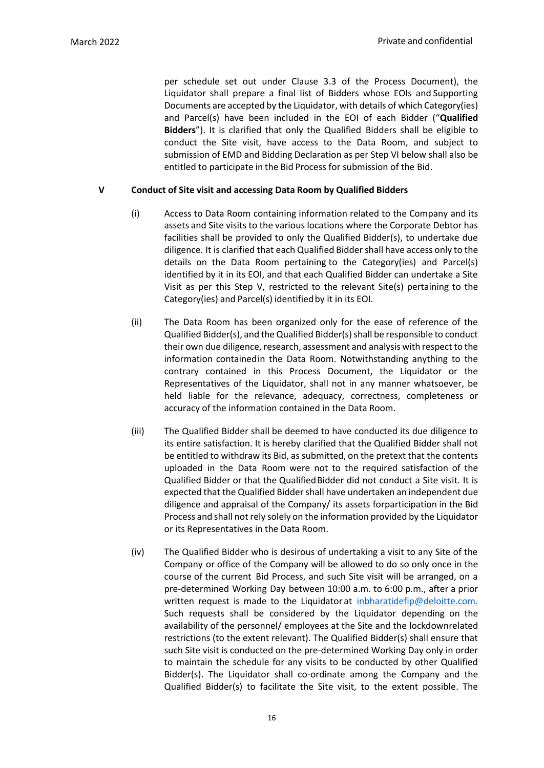per schedule set out under Clause 3.3 of the Process Document), the Liquidator shall prepare a final list of Bidders whose EOIs and Supporting Documents are accepted by the Liquidator, with details of which Category(ies) and Parcel(s) have been included in the EOI of each Bidder ("**Qualified Bidders**"). It is clarified that only the Qualified Bidders shall be eligible to conduct the Site visit, have access to the Data Room, and subject to submission of EMD and Bidding Declaration as per Step VI below shall also be entitled to participate in the Bid Process for submission of the Bid.

**V Conduct of Site visit and accessing Data Room by Qualified Bidders**

(i) Access to Data Room containing information related to the Company and its assets and Site visits to the various locations where the Corporate Debtor has facilities shall be provided to only the Qualified Bidder(s), to undertake due diligence. It is clarified that each Qualified Bidder shall have access only to the details on the Data Room pertaining to the Category(ies) and Parcel(s) identified by it in its EOI, and that each Qualified Bidder can undertake a Site Visit as per this Step V, restricted to the relevant Site(s) pertaining to the Category(ies) and Parcel(s) identified by it in its EOI.

(ii) The Data Room has been organized only for the ease of reference of the Qualified Bidder(s), and the Qualified Bidder(s) shall be responsible to conduct their own due diligence, research, assessment and analysis with respect to the information containedin the Data Room. Notwithstanding anything to the contrary contained in this Process Document, the Liquidator or the Representatives of the Liquidator, shall not in any manner whatsoever, be held liable for the relevance, adequacy, correctness, completeness or accuracy of the information contained in the Data Room.

(iii) The Qualified Bidder shall be deemed to have conducted its due diligence to its entire satisfaction. It is hereby clarified that the Qualified Bidder shall not be entitled to withdraw its Bid, as submitted, on the pretext that the contents uploaded in the Data Room were not to the required satisfaction of the Qualified Bidder or that the Qualified Bidder did not conduct a Site visit. It is expected that the Qualified Bidder shall have undertaken an independent due diligence and appraisal of the Company/ its assets forparticipation in the Bid Process and shall not rely solely on the information provided by the Liquidator or its Representatives in the Data Room.

(iv) The Qualified Bidder who is desirous of undertaking a visit to any Site of the Company or office of the Company will be allowed to do so only once in the course of the current Bid Process, and such Site visit will be arranged, on a pre-determined Working Day between 10:00 a.m. to 6:00 p.m., after a prior written request is made to the Liquidator at inbharatidefip@deloitte.com. Such requests shall be considered by the Liquidator depending on the availability of the personnel/ employees at the Site and the lockdownrelated restrictions (to the extent relevant). The Qualified Bidder(s) shall ensure that such Site visit is conducted on the pre-determined Working Day only in order to maintain the schedule for any visits to be conducted by other Qualified Bidder(s). The Liquidator shall co-ordinate among the Company and the Qualified Bidder(s) to facilitate the Site visit, to the extent possible. The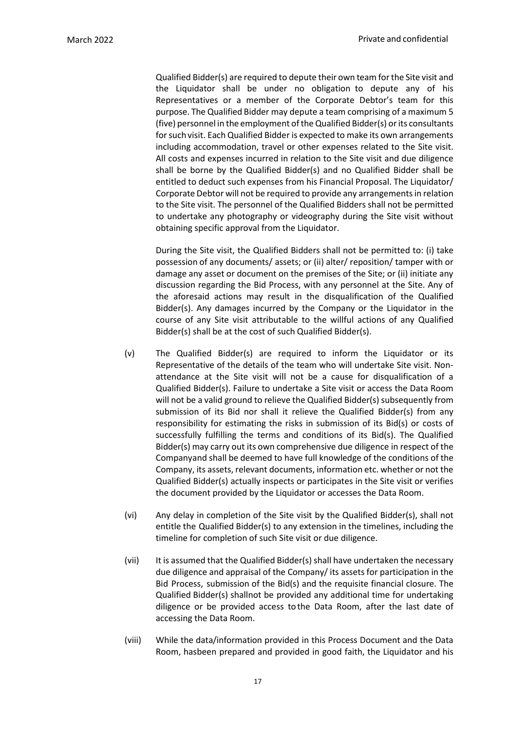Qualified Bidder(s) are required to depute their own team for the Site visit and the Liquidator shall be under no obligation to depute any of his Representatives or a member of the Corporate Debtor's team for this purpose. The Qualified Bidder may depute a team comprising of a maximum 5 (five) personnel in the employment of the Qualified Bidder(s) or its consultants for such visit. Each Qualified Bidder is expected to make its own arrangements including accommodation, travel or other expenses related to the Site visit. All costs and expenses incurred in relation to the Site visit and due diligence shall be borne by the Qualified Bidder(s) and no Qualified Bidder shall be entitled to deduct such expenses from his Financial Proposal. The Liquidator/ Corporate Debtor will not be required to provide any arrangements in relation to the Site visit. The personnel of the Qualified Bidders shall not be permitted to undertake any photography or videography during the Site visit without obtaining specific approval from the Liquidator.

During the Site visit, the Qualified Bidders shall not be permitted to: (i) take possession of any documents/ assets; or (ii) alter/ reposition/ tamper with or damage any asset or document on the premises of the Site; or (ii) initiate any discussion regarding the Bid Process, with any personnel at the Site. Any of the aforesaid actions may result in the disqualification of the Qualified Bidder(s). Any damages incurred by the Company or the Liquidator in the course of any Site visit attributable to the willful actions of any Qualified Bidder(s) shall be at the cost of such Qualified Bidder(s).

(v) The Qualified Bidder(s) are required to inform the Liquidator or its Representative of the details of the team who will undertake Site visit. Non-attendance at the Site visit will not be a cause for disqualification of a Qualified Bidder(s). Failure to undertake a Site visit or access the Data Room will not be a valid ground to relieve the Qualified Bidder(s) subsequently from submission of its Bid nor shall it relieve the Qualified Bidder(s) from any responsibility for estimating the risks in submission of its Bid(s) or costs of successfully fulfilling the terms and conditions of its Bid(s). The Qualified Bidder(s) may carry out its own comprehensive due diligence in respect of the Companyand shall be deemed to have full knowledge of the conditions of the Company, its assets, relevant documents, information etc. whether or not the Qualified Bidder(s) actually inspects or participates in the Site visit or verifies the document provided by the Liquidator or accesses the Data Room.

(vi) Any delay in completion of the Site visit by the Qualified Bidder(s), shall not entitle the Qualified Bidder(s) to any extension in the timelines, including the timeline for completion of such Site visit or due diligence.

(vii) It is assumed that the Qualified Bidder(s) shall have undertaken the necessary due diligence and appraisal of the Company/ its assets for participation in the Bid Process, submission of the Bid(s) and the requisite financial closure. The Qualified Bidder(s) shallnot be provided any additional time for undertaking diligence or be provided access tothe Data Room, after the last date of accessing the Data Room.

(viii) While the data/information provided in this Process Document and the Data Room, hasbeen prepared and provided in good faith, the Liquidator and his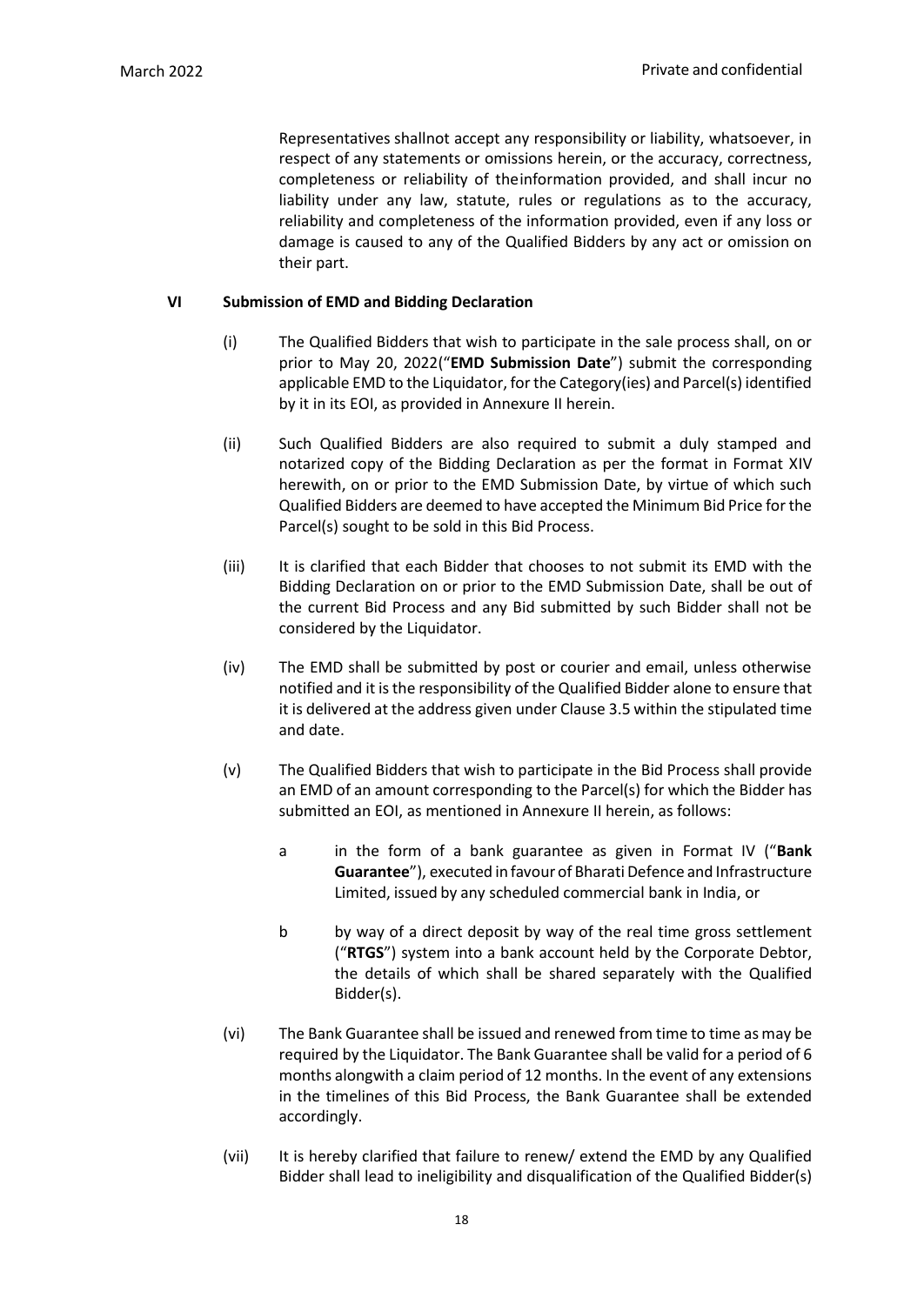Representatives shallnot accept any responsibility or liability, whatsoever, in respect of any statements or omissions herein, or the accuracy, correctness, completeness or reliability of theinformation provided, and shall incur no liability under any law, statute, rules or regulations as to the accuracy, reliability and completeness of the information provided, even if any loss or damage is caused to any of the Qualified Bidders by any act or omission on their part.

## VI Submission of EMD and Bidding Declaration

(i) The Qualified Bidders that wish to participate in the sale process shall, on or prior to May 20, 2022("**EMD Submission Date**") submit the corresponding applicable EMD to the Liquidator, for the Category(ies) and Parcel(s) identified by it in its EOI, as provided in Annexure II herein.

(ii) Such Qualified Bidders are also required to submit a duly stamped and notarized copy of the Bidding Declaration as per the format in Format XIV herewith, on or prior to the EMD Submission Date, by virtue of which such Qualified Bidders are deemed to have accepted the Minimum Bid Price for the Parcel(s) sought to be sold in this Bid Process.

(iii) It is clarified that each Bidder that chooses to not submit its EMD with the Bidding Declaration on or prior to the EMD Submission Date, shall be out of the current Bid Process and any Bid submitted by such Bidder shall not be considered by the Liquidator.

(iv) The EMD shall be submitted by post or courier and email, unless otherwise notified and it is the responsibility of the Qualified Bidder alone to ensure that it is delivered at the address given under Clause 3.5 within the stipulated time and date.

(v) The Qualified Bidders that wish to participate in the Bid Process shall provide an EMD of an amount corresponding to the Parcel(s) for which the Bidder has submitted an EOI, as mentioned in Annexure II herein, as follows:

  a in the form of a bank guarantee as given in Format IV ("**Bank Guarantee**"), executed in favour of Bharati Defence and Infrastructure Limited, issued by any scheduled commercial bank in India, or

  b by way of a direct deposit by way of the real time gross settlement ("**RTGS**") system into a bank account held by the Corporate Debtor, the details of which shall be shared separately with the Qualified Bidder(s).

(vi) The Bank Guarantee shall be issued and renewed from time to time as may be required by the Liquidator. The Bank Guarantee shall be valid for a period of 6 months alongwith a claim period of 12 months. In the event of any extensions in the timelines of this Bid Process, the Bank Guarantee shall be extended accordingly.

(vii) It is hereby clarified that failure to renew/ extend the EMD by any Qualified Bidder shall lead to ineligibility and disqualification of the Qualified Bidder(s)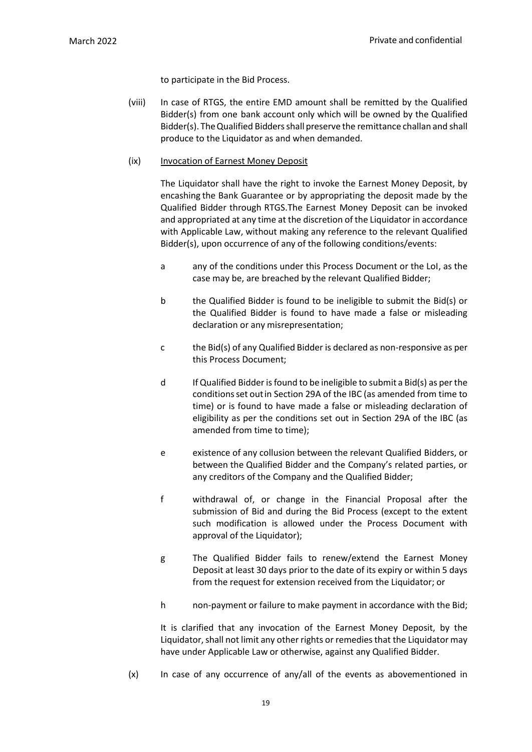to participate in the Bid Process.

(viii) In case of RTGS, the entire EMD amount shall be remitted by the Qualified Bidder(s) from one bank account only which will be owned by the Qualified Bidder(s). The Qualified Bidders shall preserve the remittance challan and shall produce to the Liquidator as and when demanded.

(ix) <u>Invocation of Earnest Money Deposit</u>

The Liquidator shall have the right to invoke the Earnest Money Deposit, by encashing the Bank Guarantee or by appropriating the deposit made by the Qualified Bidder through RTGS.The Earnest Money Deposit can be invoked and appropriated at any time at the discretion of the Liquidator in accordance with Applicable Law, without making any reference to the relevant Qualified Bidder(s), upon occurrence of any of the following conditions/events:

a any of the conditions under this Process Document or the LoI, as the case may be, are breached by the relevant Qualified Bidder;

b the Qualified Bidder is found to be ineligible to submit the Bid(s) or the Qualified Bidder is found to have made a false or misleading declaration or any misrepresentation;

c the Bid(s) of any Qualified Bidder is declared as non-responsive as per this Process Document;

d If Qualified Bidder is found to be ineligible to submit a Bid(s) as per the conditions set out in Section 29A of the IBC (as amended from time to time) or is found to have made a false or misleading declaration of eligibility as per the conditions set out in Section 29A of the IBC (as amended from time to time);

e existence of any collusion between the relevant Qualified Bidders, or between the Qualified Bidder and the Company's related parties, or any creditors of the Company and the Qualified Bidder;

f withdrawal of, or change in the Financial Proposal after the submission of Bid and during the Bid Process (except to the extent such modification is allowed under the Process Document with approval of the Liquidator);

g The Qualified Bidder fails to renew/extend the Earnest Money Deposit at least 30 days prior to the date of its expiry or within 5 days from the request for extension received from the Liquidator; or

h non-payment or failure to make payment in accordance with the Bid;

It is clarified that any invocation of the Earnest Money Deposit, by the Liquidator, shall not limit any other rights or remedies that the Liquidator may have under Applicable Law or otherwise, against any Qualified Bidder.

(x) In case of any occurrence of any/all of the events as abovementioned in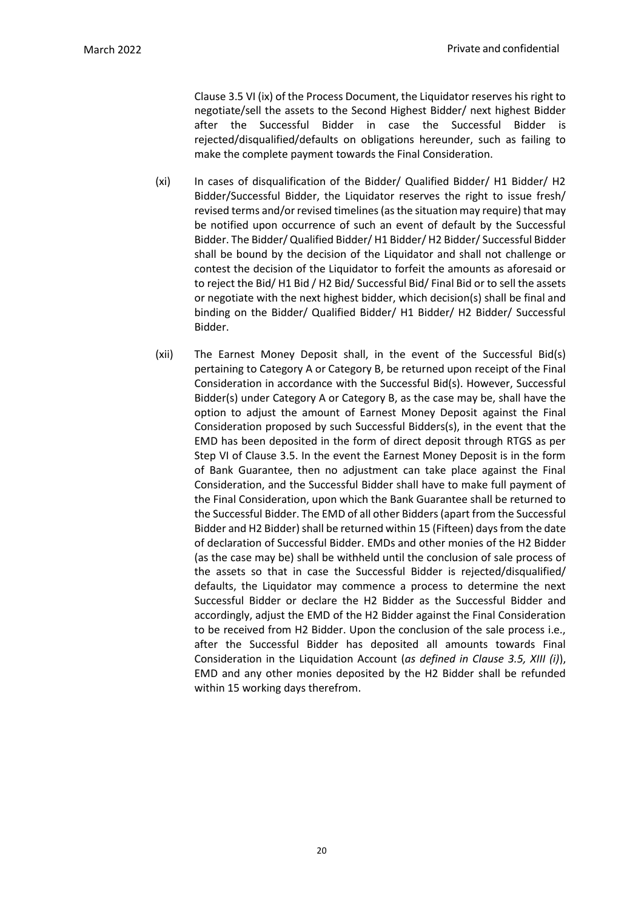Clause 3.5 VI (ix) of the Process Document, the Liquidator reserves his right to negotiate/sell the assets to the Second Highest Bidder/ next highest Bidder after the Successful Bidder in case the Successful Bidder is rejected/disqualified/defaults on obligations hereunder, such as failing to make the complete payment towards the Final Consideration.

(xi) In cases of disqualification of the Bidder/ Qualified Bidder/ H1 Bidder/ H2 Bidder/Successful Bidder, the Liquidator reserves the right to issue fresh/ revised terms and/or revised timelines (as the situation may require) that may be notified upon occurrence of such an event of default by the Successful Bidder. The Bidder/ Qualified Bidder/ H1 Bidder/ H2 Bidder/ Successful Bidder shall be bound by the decision of the Liquidator and shall not challenge or contest the decision of the Liquidator to forfeit the amounts as aforesaid or to reject the Bid/ H1 Bid / H2 Bid/ Successful Bid/ Final Bid or to sell the assets or negotiate with the next highest bidder, which decision(s) shall be final and binding on the Bidder/ Qualified Bidder/ H1 Bidder/ H2 Bidder/ Successful Bidder.

(xii) The Earnest Money Deposit shall, in the event of the Successful Bid(s) pertaining to Category A or Category B, be returned upon receipt of the Final Consideration in accordance with the Successful Bid(s). However, Successful Bidder(s) under Category A or Category B, as the case may be, shall have the option to adjust the amount of Earnest Money Deposit against the Final Consideration proposed by such Successful Bidders(s), in the event that the EMD has been deposited in the form of direct deposit through RTGS as per Step VI of Clause 3.5. In the event the Earnest Money Deposit is in the form of Bank Guarantee, then no adjustment can take place against the Final Consideration, and the Successful Bidder shall have to make full payment of the Final Consideration, upon which the Bank Guarantee shall be returned to the Successful Bidder. The EMD of all other Bidders (apart from the Successful Bidder and H2 Bidder) shall be returned within 15 (Fifteen) days from the date of declaration of Successful Bidder. EMDs and other monies of the H2 Bidder (as the case may be) shall be withheld until the conclusion of sale process of the assets so that in case the Successful Bidder is rejected/disqualified/ defaults, the Liquidator may commence a process to determine the next Successful Bidder or declare the H2 Bidder as the Successful Bidder and accordingly, adjust the EMD of the H2 Bidder against the Final Consideration to be received from H2 Bidder. Upon the conclusion of the sale process i.e., after the Successful Bidder has deposited all amounts towards Final Consideration in the Liquidation Account (*as defined in Clause 3.5, XIII (i)*), EMD and any other monies deposited by the H2 Bidder shall be refunded within 15 working days therefrom.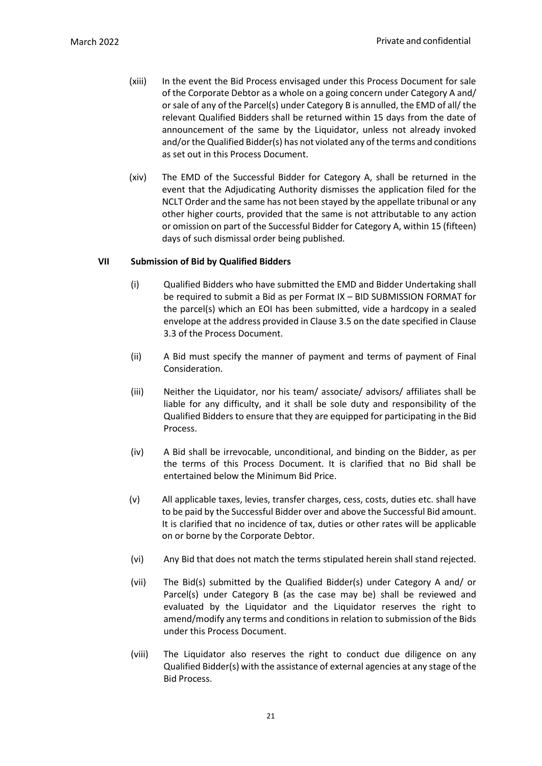(xiii) In the event the Bid Process envisaged under this Process Document for sale of the Corporate Debtor as a whole on a going concern under Category A and/ or sale of any of the Parcel(s) under Category B is annulled, the EMD of all/ the relevant Qualified Bidders shall be returned within 15 days from the date of announcement of the same by the Liquidator, unless not already invoked and/or the Qualified Bidder(s) has not violated any of the terms and conditions as set out in this Process Document.

(xiv) The EMD of the Successful Bidder for Category A, shall be returned in the event that the Adjudicating Authority dismisses the application filed for the NCLT Order and the same has not been stayed by the appellate tribunal or any other higher courts, provided that the same is not attributable to any action or omission on part of the Successful Bidder for Category A, within 15 (fifteen) days of such dismissal order being published.

**VII Submission of Bid by Qualified Bidders**

(i) Qualified Bidders who have submitted the EMD and Bidder Undertaking shall be required to submit a Bid as per Format IX – BID SUBMISSION FORMAT for the parcel(s) which an EOI has been submitted, vide a hardcopy in a sealed envelope at the address provided in Clause 3.5 on the date specified in Clause 3.3 of the Process Document.

(ii) A Bid must specify the manner of payment and terms of payment of Final Consideration.

(iii) Neither the Liquidator, nor his team/ associate/ advisors/ affiliates shall be liable for any difficulty, and it shall be sole duty and responsibility of the Qualified Bidders to ensure that they are equipped for participating in the Bid Process.

(iv) A Bid shall be irrevocable, unconditional, and binding on the Bidder, as per the terms of this Process Document. It is clarified that no Bid shall be entertained below the Minimum Bid Price.

(v) All applicable taxes, levies, transfer charges, cess, costs, duties etc. shall have to be paid by the Successful Bidder over and above the Successful Bid amount. It is clarified that no incidence of tax, duties or other rates will be applicable on or borne by the Corporate Debtor.

(vi) Any Bid that does not match the terms stipulated herein shall stand rejected.

(vii) The Bid(s) submitted by the Qualified Bidder(s) under Category A and/ or Parcel(s) under Category B (as the case may be) shall be reviewed and evaluated by the Liquidator and the Liquidator reserves the right to amend/modify any terms and conditions in relation to submission of the Bids under this Process Document.

(viii) The Liquidator also reserves the right to conduct due diligence on any Qualified Bidder(s) with the assistance of external agencies at any stage of the Bid Process.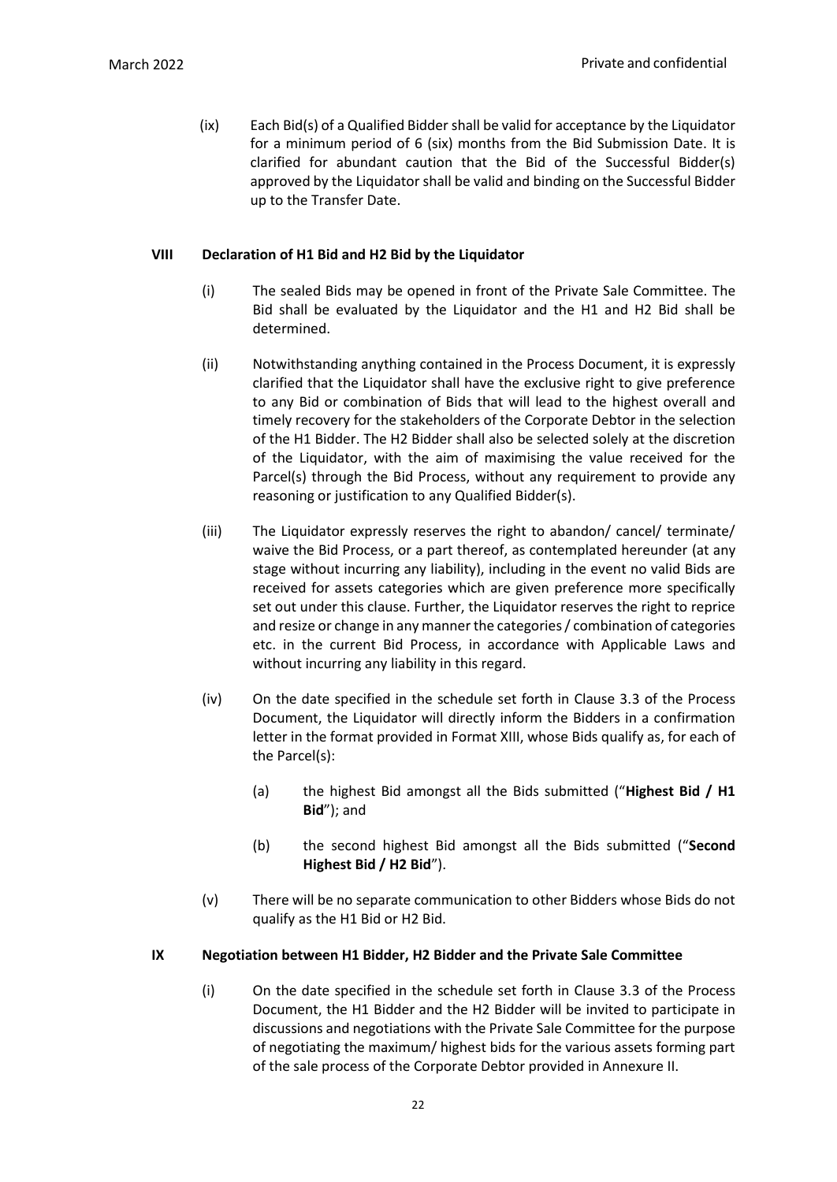(ix) Each Bid(s) of a Qualified Bidder shall be valid for acceptance by the Liquidator for a minimum period of 6 (six) months from the Bid Submission Date. It is clarified for abundant caution that the Bid of the Successful Bidder(s) approved by the Liquidator shall be valid and binding on the Successful Bidder up to the Transfer Date.

**VIII Declaration of H1 Bid and H2 Bid by the Liquidator**

(i) The sealed Bids may be opened in front of the Private Sale Committee. The Bid shall be evaluated by the Liquidator and the H1 and H2 Bid shall be determined.

(ii) Notwithstanding anything contained in the Process Document, it is expressly clarified that the Liquidator shall have the exclusive right to give preference to any Bid or combination of Bids that will lead to the highest overall and timely recovery for the stakeholders of the Corporate Debtor in the selection of the H1 Bidder. The H2 Bidder shall also be selected solely at the discretion of the Liquidator, with the aim of maximising the value received for the Parcel(s) through the Bid Process, without any requirement to provide any reasoning or justification to any Qualified Bidder(s).

(iii) The Liquidator expressly reserves the right to abandon/ cancel/ terminate/ waive the Bid Process, or a part thereof, as contemplated hereunder (at any stage without incurring any liability), including in the event no valid Bids are received for assets categories which are given preference more specifically set out under this clause. Further, the Liquidator reserves the right to reprice and resize or change in any manner the categories / combination of categories etc. in the current Bid Process, in accordance with Applicable Laws and without incurring any liability in this regard.

(iv) On the date specified in the schedule set forth in Clause 3.3 of the Process Document, the Liquidator will directly inform the Bidders in a confirmation letter in the format provided in Format XIII, whose Bids qualify as, for each of the Parcel(s):

(a) the highest Bid amongst all the Bids submitted ("**Highest Bid / H1 Bid**"); and

(b) the second highest Bid amongst all the Bids submitted ("**Second Highest Bid / H2 Bid**").

(v) There will be no separate communication to other Bidders whose Bids do not qualify as the H1 Bid or H2 Bid.

**IX Negotiation between H1 Bidder, H2 Bidder and the Private Sale Committee**

(i) On the date specified in the schedule set forth in Clause 3.3 of the Process Document, the H1 Bidder and the H2 Bidder will be invited to participate in discussions and negotiations with the Private Sale Committee for the purpose of negotiating the maximum/ highest bids for the various assets forming part of the sale process of the Corporate Debtor provided in Annexure II.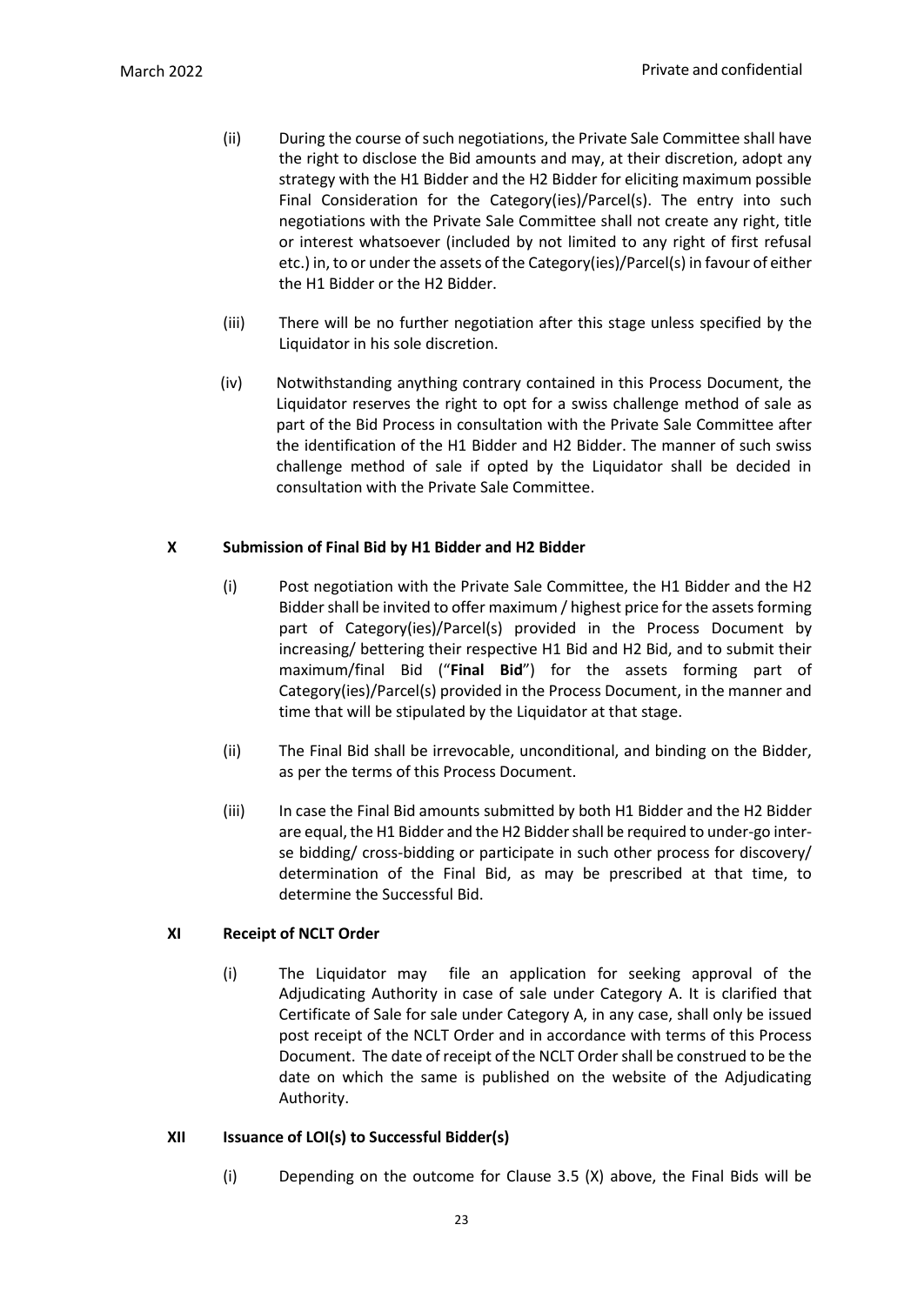(ii) During the course of such negotiations, the Private Sale Committee shall have the right to disclose the Bid amounts and may, at their discretion, adopt any strategy with the H1 Bidder and the H2 Bidder for eliciting maximum possible Final Consideration for the Category(ies)/Parcel(s). The entry into such negotiations with the Private Sale Committee shall not create any right, title or interest whatsoever (included by not limited to any right of first refusal etc.) in, to or under the assets of the Category(ies)/Parcel(s) in favour of either the H1 Bidder or the H2 Bidder.

(iii) There will be no further negotiation after this stage unless specified by the Liquidator in his sole discretion.

(iv) Notwithstanding anything contrary contained in this Process Document, the Liquidator reserves the right to opt for a swiss challenge method of sale as part of the Bid Process in consultation with the Private Sale Committee after the identification of the H1 Bidder and H2 Bidder. The manner of such swiss challenge method of sale if opted by the Liquidator shall be decided in consultation with the Private Sale Committee.

### X Submission of Final Bid by H1 Bidder and H2 Bidder

(i) Post negotiation with the Private Sale Committee, the H1 Bidder and the H2 Bidder shall be invited to offer maximum / highest price for the assets forming part of Category(ies)/Parcel(s) provided in the Process Document by increasing/ bettering their respective H1 Bid and H2 Bid, and to submit their maximum/final Bid ("**Final Bid**") for the assets forming part of Category(ies)/Parcel(s) provided in the Process Document, in the manner and time that will be stipulated by the Liquidator at that stage.

(ii) The Final Bid shall be irrevocable, unconditional, and binding on the Bidder, as per the terms of this Process Document.

(iii) In case the Final Bid amounts submitted by both H1 Bidder and the H2 Bidder are equal, the H1 Bidder and the H2 Bidder shall be required to under-go inter-se bidding/ cross-bidding or participate in such other process for discovery/ determination of the Final Bid, as may be prescribed at that time, to determine the Successful Bid.

### XI Receipt of NCLT Order

(i) The Liquidator may file an application for seeking approval of the Adjudicating Authority in case of sale under Category A. It is clarified that Certificate of Sale for sale under Category A, in any case, shall only be issued post receipt of the NCLT Order and in accordance with terms of this Process Document. The date of receipt of the NCLT Order shall be construed to be the date on which the same is published on the website of the Adjudicating Authority.

### XII Issuance of LOI(s) to Successful Bidder(s)

(i) Depending on the outcome for Clause 3.5 (X) above, the Final Bids will be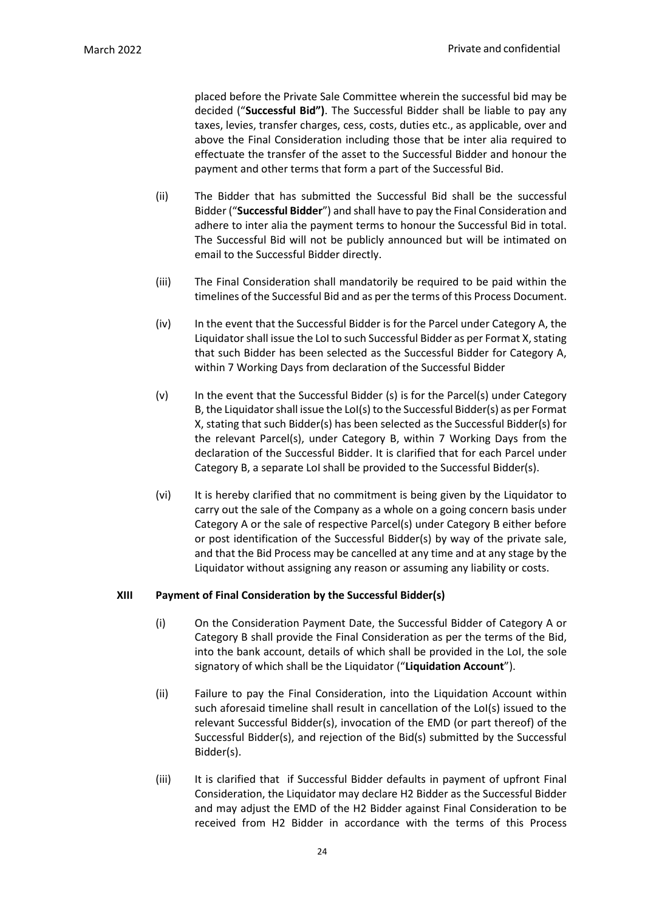placed before the Private Sale Committee wherein the successful bid may be decided ("**Successful Bid")**. The Successful Bidder shall be liable to pay any taxes, levies, transfer charges, cess, costs, duties etc., as applicable, over and above the Final Consideration including those that be inter alia required to effectuate the transfer of the asset to the Successful Bidder and honour the payment and other terms that form a part of the Successful Bid.

(ii) The Bidder that has submitted the Successful Bid shall be the successful Bidder ("**Successful Bidder**") and shall have to pay the Final Consideration and adhere to inter alia the payment terms to honour the Successful Bid in total. The Successful Bid will not be publicly announced but will be intimated on email to the Successful Bidder directly.

(iii) The Final Consideration shall mandatorily be required to be paid within the timelines of the Successful Bid and as per the terms of this Process Document.

(iv) In the event that the Successful Bidder is for the Parcel under Category A, the Liquidator shall issue the LoI to such Successful Bidder as per Format X, stating that such Bidder has been selected as the Successful Bidder for Category A, within 7 Working Days from declaration of the Successful Bidder

(v) In the event that the Successful Bidder (s) is for the Parcel(s) under Category B, the Liquidator shall issue the LoI(s) to the Successful Bidder(s) as per Format X, stating that such Bidder(s) has been selected as the Successful Bidder(s) for the relevant Parcel(s), under Category B, within 7 Working Days from the declaration of the Successful Bidder. It is clarified that for each Parcel under Category B, a separate LoI shall be provided to the Successful Bidder(s).

(vi) It is hereby clarified that no commitment is being given by the Liquidator to carry out the sale of the Company as a whole on a going concern basis under Category A or the sale of respective Parcel(s) under Category B either before or post identification of the Successful Bidder(s) by way of the private sale, and that the Bid Process may be cancelled at any time and at any stage by the Liquidator without assigning any reason or assuming any liability or costs.

**XIII Payment of Final Consideration by the Successful Bidder(s)**

(i) On the Consideration Payment Date, the Successful Bidder of Category A or Category B shall provide the Final Consideration as per the terms of the Bid, into the bank account, details of which shall be provided in the LoI, the sole signatory of which shall be the Liquidator ("**Liquidation Account**").

(ii) Failure to pay the Final Consideration, into the Liquidation Account within such aforesaid timeline shall result in cancellation of the LoI(s) issued to the relevant Successful Bidder(s), invocation of the EMD (or part thereof) of the Successful Bidder(s), and rejection of the Bid(s) submitted by the Successful Bidder(s).

(iii) It is clarified that if Successful Bidder defaults in payment of upfront Final Consideration, the Liquidator may declare H2 Bidder as the Successful Bidder and may adjust the EMD of the H2 Bidder against Final Consideration to be received from H2 Bidder in accordance with the terms of this Process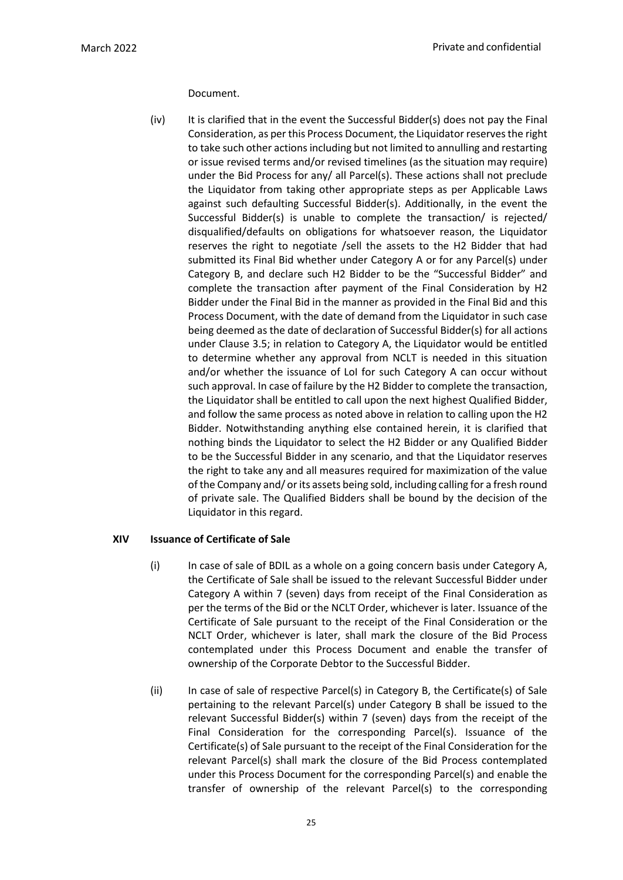Document.

(iv) It is clarified that in the event the Successful Bidder(s) does not pay the Final Consideration, as per this Process Document, the Liquidator reserves the right to take such other actions including but not limited to annulling and restarting or issue revised terms and/or revised timelines (as the situation may require) under the Bid Process for any/ all Parcel(s). These actions shall not preclude the Liquidator from taking other appropriate steps as per Applicable Laws against such defaulting Successful Bidder(s). Additionally, in the event the Successful Bidder(s) is unable to complete the transaction/ is rejected/ disqualified/defaults on obligations for whatsoever reason, the Liquidator reserves the right to negotiate /sell the assets to the H2 Bidder that had submitted its Final Bid whether under Category A or for any Parcel(s) under Category B, and declare such H2 Bidder to be the "Successful Bidder" and complete the transaction after payment of the Final Consideration by H2 Bidder under the Final Bid in the manner as provided in the Final Bid and this Process Document, with the date of demand from the Liquidator in such case being deemed as the date of declaration of Successful Bidder(s) for all actions under Clause 3.5; in relation to Category A, the Liquidator would be entitled to determine whether any approval from NCLT is needed in this situation and/or whether the issuance of LoI for such Category A can occur without such approval. In case of failure by the H2 Bidder to complete the transaction, the Liquidator shall be entitled to call upon the next highest Qualified Bidder, and follow the same process as noted above in relation to calling upon the H2 Bidder. Notwithstanding anything else contained herein, it is clarified that nothing binds the Liquidator to select the H2 Bidder or any Qualified Bidder to be the Successful Bidder in any scenario, and that the Liquidator reserves the right to take any and all measures required for maximization of the value of the Company and/ or its assets being sold, including calling for a fresh round of private sale. The Qualified Bidders shall be bound by the decision of the Liquidator in this regard.

**XIV Issuance of Certificate of Sale**

(i) In case of sale of BDIL as a whole on a going concern basis under Category A, the Certificate of Sale shall be issued to the relevant Successful Bidder under Category A within 7 (seven) days from receipt of the Final Consideration as per the terms of the Bid or the NCLT Order, whichever is later. Issuance of the Certificate of Sale pursuant to the receipt of the Final Consideration or the NCLT Order, whichever is later, shall mark the closure of the Bid Process contemplated under this Process Document and enable the transfer of ownership of the Corporate Debtor to the Successful Bidder.

(ii) In case of sale of respective Parcel(s) in Category B, the Certificate(s) of Sale pertaining to the relevant Parcel(s) under Category B shall be issued to the relevant Successful Bidder(s) within 7 (seven) days from the receipt of the Final Consideration for the corresponding Parcel(s). Issuance of the Certificate(s) of Sale pursuant to the receipt of the Final Consideration for the relevant Parcel(s) shall mark the closure of the Bid Process contemplated under this Process Document for the corresponding Parcel(s) and enable the transfer of ownership of the relevant Parcel(s) to the corresponding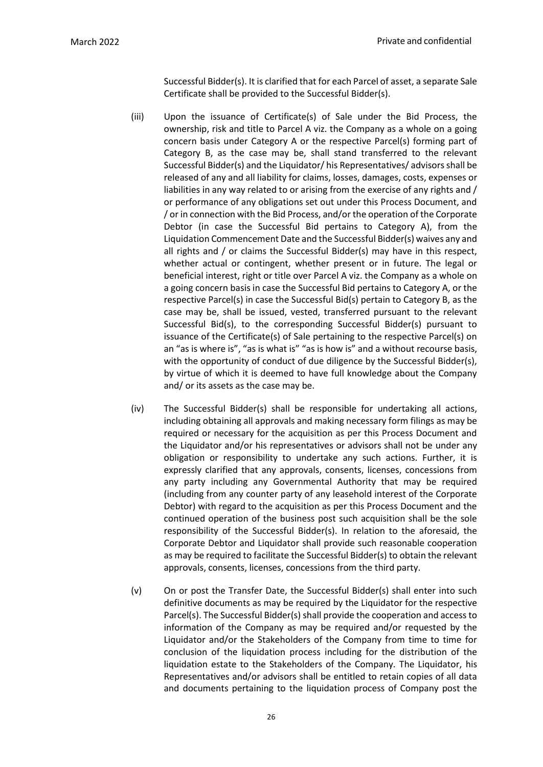Successful Bidder(s). It is clarified that for each Parcel of asset, a separate Sale Certificate shall be provided to the Successful Bidder(s).

(iii) Upon the issuance of Certificate(s) of Sale under the Bid Process, the ownership, risk and title to Parcel A viz. the Company as a whole on a going concern basis under Category A or the respective Parcel(s) forming part of Category B, as the case may be, shall stand transferred to the relevant Successful Bidder(s) and the Liquidator/ his Representatives/ advisors shall be released of any and all liability for claims, losses, damages, costs, expenses or liabilities in any way related to or arising from the exercise of any rights and / or performance of any obligations set out under this Process Document, and / or in connection with the Bid Process, and/or the operation of the Corporate Debtor (in case the Successful Bid pertains to Category A), from the Liquidation Commencement Date and the Successful Bidder(s) waives any and all rights and / or claims the Successful Bidder(s) may have in this respect, whether actual or contingent, whether present or in future. The legal or beneficial interest, right or title over Parcel A viz. the Company as a whole on a going concern basis in case the Successful Bid pertains to Category A, or the respective Parcel(s) in case the Successful Bid(s) pertain to Category B, as the case may be, shall be issued, vested, transferred pursuant to the relevant Successful Bid(s), to the corresponding Successful Bidder(s) pursuant to issuance of the Certificate(s) of Sale pertaining to the respective Parcel(s) on an "as is where is", "as is what is" "as is how is" and a without recourse basis, with the opportunity of conduct of due diligence by the Successful Bidder(s), by virtue of which it is deemed to have full knowledge about the Company and/ or its assets as the case may be.

(iv) The Successful Bidder(s) shall be responsible for undertaking all actions, including obtaining all approvals and making necessary form filings as may be required or necessary for the acquisition as per this Process Document and the Liquidator and/or his representatives or advisors shall not be under any obligation or responsibility to undertake any such actions. Further, it is expressly clarified that any approvals, consents, licenses, concessions from any party including any Governmental Authority that may be required (including from any counter party of any leasehold interest of the Corporate Debtor) with regard to the acquisition as per this Process Document and the continued operation of the business post such acquisition shall be the sole responsibility of the Successful Bidder(s). In relation to the aforesaid, the Corporate Debtor and Liquidator shall provide such reasonable cooperation as may be required to facilitate the Successful Bidder(s) to obtain the relevant approvals, consents, licenses, concessions from the third party.

(v) On or post the Transfer Date, the Successful Bidder(s) shall enter into such definitive documents as may be required by the Liquidator for the respective Parcel(s). The Successful Bidder(s) shall provide the cooperation and access to information of the Company as may be required and/or requested by the Liquidator and/or the Stakeholders of the Company from time to time for conclusion of the liquidation process including for the distribution of the liquidation estate to the Stakeholders of the Company. The Liquidator, his Representatives and/or advisors shall be entitled to retain copies of all data and documents pertaining to the liquidation process of Company post the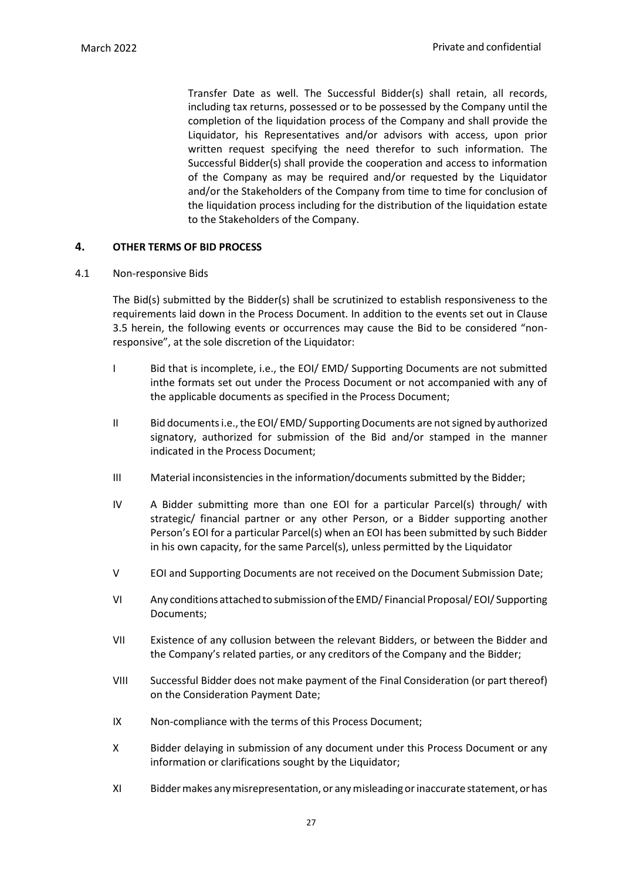Transfer Date as well. The Successful Bidder(s) shall retain, all records, including tax returns, possessed or to be possessed by the Company until the completion of the liquidation process of the Company and shall provide the Liquidator, his Representatives and/or advisors with access, upon prior written request specifying the need therefor to such information. The Successful Bidder(s) shall provide the cooperation and access to information of the Company as may be required and/or requested by the Liquidator and/or the Stakeholders of the Company from time to time for conclusion of the liquidation process including for the distribution of the liquidation estate to the Stakeholders of the Company.

## 4. OTHER TERMS OF BID PROCESS

4.1 Non-responsive Bids

The Bid(s) submitted by the Bidder(s) shall be scrutinized to establish responsiveness to the requirements laid down in the Process Document. In addition to the events set out in Clause 3.5 herein, the following events or occurrences may cause the Bid to be considered "non-responsive", at the sole discretion of the Liquidator:

I Bid that is incomplete, i.e., the EOI/ EMD/ Supporting Documents are not submitted inthe formats set out under the Process Document or not accompanied with any of the applicable documents as specified in the Process Document;

II Bid documents i.e., the EOI/ EMD/ Supporting Documents are not signed by authorized signatory, authorized for submission of the Bid and/or stamped in the manner indicated in the Process Document;

III Material inconsistencies in the information/documents submitted by the Bidder;

IV A Bidder submitting more than one EOI for a particular Parcel(s) through/ with strategic/ financial partner or any other Person, or a Bidder supporting another Person's EOI for a particular Parcel(s) when an EOI has been submitted by such Bidder in his own capacity, for the same Parcel(s), unless permitted by the Liquidator

V EOI and Supporting Documents are not received on the Document Submission Date;

VI Any conditions attached to submission of the EMD/ Financial Proposal/ EOI/ Supporting Documents;

VII Existence of any collusion between the relevant Bidders, or between the Bidder and the Company's related parties, or any creditors of the Company and the Bidder;

VIII Successful Bidder does not make payment of the Final Consideration (or part thereof) on the Consideration Payment Date;

IX Non-compliance with the terms of this Process Document;

X Bidder delaying in submission of any document under this Process Document or any information or clarifications sought by the Liquidator;

XI Bidder makes any misrepresentation, or any misleading or inaccurate statement, or has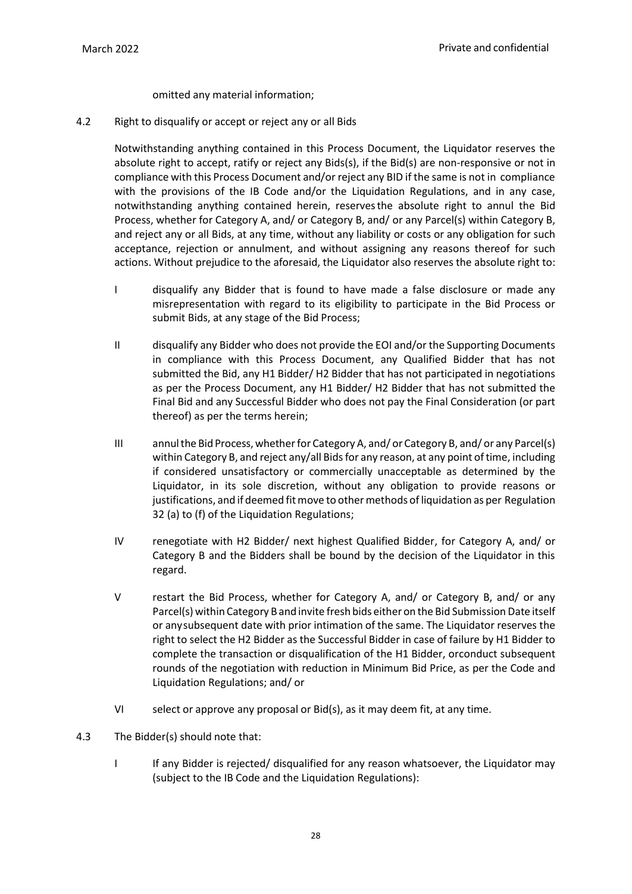omitted any material information;

4.2 Right to disqualify or accept or reject any or all Bids

Notwithstanding anything contained in this Process Document, the Liquidator reserves the absolute right to accept, ratify or reject any Bids(s), if the Bid(s) are non-responsive or not in compliance with this Process Document and/or reject any BID if the same is not in compliance with the provisions of the IB Code and/or the Liquidation Regulations, and in any case, notwithstanding anything contained herein, reserves the absolute right to annul the Bid Process, whether for Category A, and/ or Category B, and/ or any Parcel(s) within Category B, and reject any or all Bids, at any time, without any liability or costs or any obligation for such acceptance, rejection or annulment, and without assigning any reasons thereof for such actions. Without prejudice to the aforesaid, the Liquidator also reserves the absolute right to:

I disqualify any Bidder that is found to have made a false disclosure or made any misrepresentation with regard to its eligibility to participate in the Bid Process or submit Bids, at any stage of the Bid Process;

II disqualify any Bidder who does not provide the EOI and/or the Supporting Documents in compliance with this Process Document, any Qualified Bidder that has not submitted the Bid, any H1 Bidder/ H2 Bidder that has not participated in negotiations as per the Process Document, any H1 Bidder/ H2 Bidder that has not submitted the Final Bid and any Successful Bidder who does not pay the Final Consideration (or part thereof) as per the terms herein;

III annul the Bid Process, whether for Category A, and/ or Category B, and/ or any Parcel(s) within Category B, and reject any/all Bids for any reason, at any point of time, including if considered unsatisfactory or commercially unacceptable as determined by the Liquidator, in its sole discretion, without any obligation to provide reasons or justifications, and if deemed fit move to other methods of liquidation as per Regulation 32 (a) to (f) of the Liquidation Regulations;

IV renegotiate with H2 Bidder/ next highest Qualified Bidder, for Category A, and/ or Category B and the Bidders shall be bound by the decision of the Liquidator in this regard.

V restart the Bid Process, whether for Category A, and/ or Category B, and/ or any Parcel(s) within Category B and invite fresh bids either on the Bid Submission Date itself or anysubsequent date with prior intimation of the same. The Liquidator reserves the right to select the H2 Bidder as the Successful Bidder in case of failure by H1 Bidder to complete the transaction or disqualification of the H1 Bidder, orconduct subsequent rounds of the negotiation with reduction in Minimum Bid Price, as per the Code and Liquidation Regulations; and/ or

VI select or approve any proposal or Bid(s), as it may deem fit, at any time.

4.3 The Bidder(s) should note that:

I If any Bidder is rejected/ disqualified for any reason whatsoever, the Liquidator may (subject to the IB Code and the Liquidation Regulations):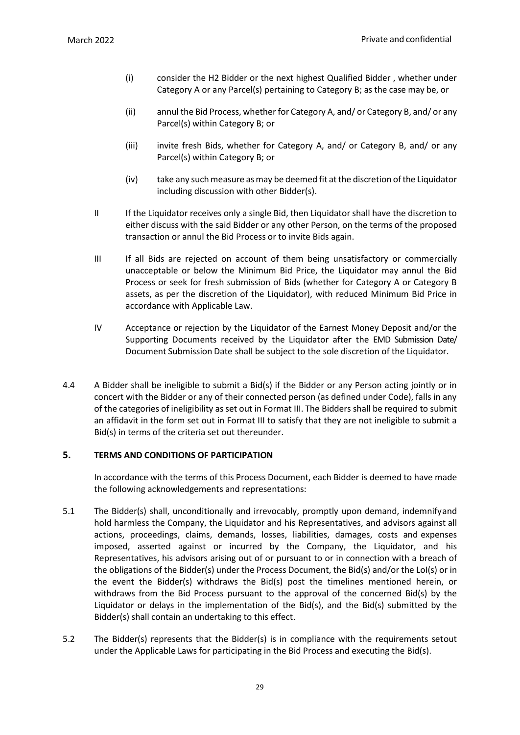(i) consider the H2 Bidder or the next highest Qualified Bidder , whether under Category A or any Parcel(s) pertaining to Category B; as the case may be, or

(ii) annul the Bid Process, whether for Category A, and/ or Category B, and/ or any Parcel(s) within Category B; or

(iii) invite fresh Bids, whether for Category A, and/ or Category B, and/ or any Parcel(s) within Category B; or

(iv) take any such measure as may be deemed fit at the discretion of the Liquidator including discussion with other Bidder(s).

II If the Liquidator receives only a single Bid, then Liquidator shall have the discretion to either discuss with the said Bidder or any other Person, on the terms of the proposed transaction or annul the Bid Process or to invite Bids again.

III If all Bids are rejected on account of them being unsatisfactory or commercially unacceptable or below the Minimum Bid Price, the Liquidator may annul the Bid Process or seek for fresh submission of Bids (whether for Category A or Category B assets, as per the discretion of the Liquidator), with reduced Minimum Bid Price in accordance with Applicable Law.

IV Acceptance or rejection by the Liquidator of the Earnest Money Deposit and/or the Supporting Documents received by the Liquidator after the EMD Submission Date/ Document Submission Date shall be subject to the sole discretion of the Liquidator.

4.4 A Bidder shall be ineligible to submit a Bid(s) if the Bidder or any Person acting jointly or in concert with the Bidder or any of their connected person (as defined under Code), falls in any of the categories of ineligibility as set out in Format III. The Bidders shall be required to submit an affidavit in the form set out in Format III to satisfy that they are not ineligible to submit a Bid(s) in terms of the criteria set out thereunder.

## 5. TERMS AND CONDITIONS OF PARTICIPATION

In accordance with the terms of this Process Document, each Bidder is deemed to have made the following acknowledgements and representations:

5.1 The Bidder(s) shall, unconditionally and irrevocably, promptly upon demand, indemnify and hold harmless the Company, the Liquidator and his Representatives, and advisors against all actions, proceedings, claims, demands, losses, liabilities, damages, costs and expenses imposed, asserted against or incurred by the Company, the Liquidator, and his Representatives, his advisors arising out of or pursuant to or in connection with a breach of the obligations of the Bidder(s) under the Process Document, the Bid(s) and/or the LoI(s) or in the event the Bidder(s) withdraws the Bid(s) post the timelines mentioned herein, or withdraws from the Bid Process pursuant to the approval of the concerned Bid(s) by the Liquidator or delays in the implementation of the Bid(s), and the Bid(s) submitted by the Bidder(s) shall contain an undertaking to this effect.

5.2 The Bidder(s) represents that the Bidder(s) is in compliance with the requirements setout under the Applicable Laws for participating in the Bid Process and executing the Bid(s).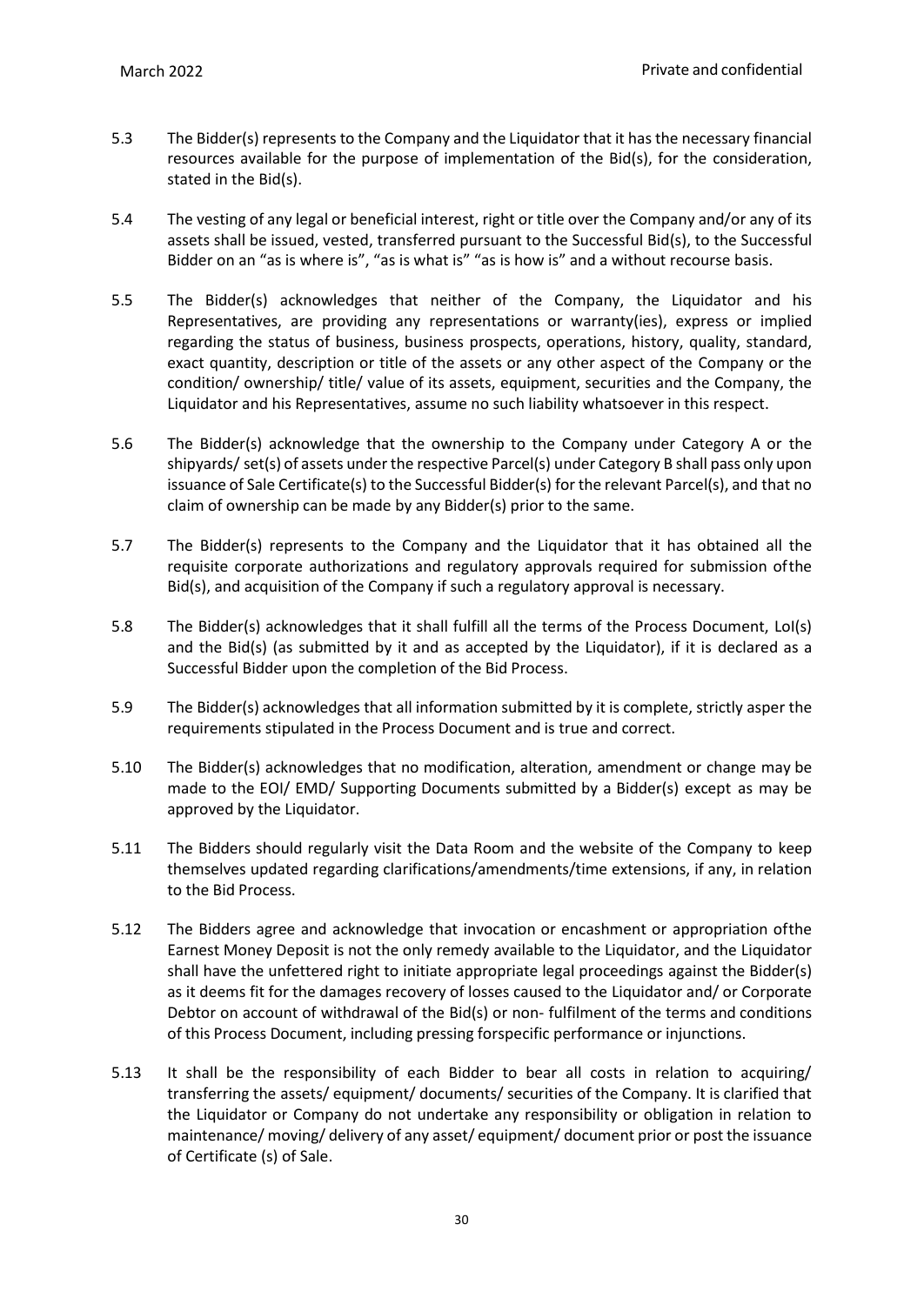5.3 The Bidder(s) represents to the Company and the Liquidator that it has the necessary financial resources available for the purpose of implementation of the Bid(s), for the consideration, stated in the Bid(s).

5.4 The vesting of any legal or beneficial interest, right or title over the Company and/or any of its assets shall be issued, vested, transferred pursuant to the Successful Bid(s), to the Successful Bidder on an "as is where is", "as is what is" "as is how is" and a without recourse basis.

5.5 The Bidder(s) acknowledges that neither of the Company, the Liquidator and his Representatives, are providing any representations or warranty(ies), express or implied regarding the status of business, business prospects, operations, history, quality, standard, exact quantity, description or title of the assets or any other aspect of the Company or the condition/ ownership/ title/ value of its assets, equipment, securities and the Company, the Liquidator and his Representatives, assume no such liability whatsoever in this respect.

5.6 The Bidder(s) acknowledge that the ownership to the Company under Category A or the shipyards/ set(s) of assets under the respective Parcel(s) under Category B shall pass only upon issuance of Sale Certificate(s) to the Successful Bidder(s) for the relevant Parcel(s), and that no claim of ownership can be made by any Bidder(s) prior to the same.

5.7 The Bidder(s) represents to the Company and the Liquidator that it has obtained all the requisite corporate authorizations and regulatory approvals required for submission ofthe Bid(s), and acquisition of the Company if such a regulatory approval is necessary.

5.8 The Bidder(s) acknowledges that it shall fulfill all the terms of the Process Document, LoI(s) and the Bid(s) (as submitted by it and as accepted by the Liquidator), if it is declared as a Successful Bidder upon the completion of the Bid Process.

5.9 The Bidder(s) acknowledges that all information submitted by it is complete, strictly asper the requirements stipulated in the Process Document and is true and correct.

5.10 The Bidder(s) acknowledges that no modification, alteration, amendment or change may be made to the EOI/ EMD/ Supporting Documents submitted by a Bidder(s) except as may be approved by the Liquidator.

5.11 The Bidders should regularly visit the Data Room and the website of the Company to keep themselves updated regarding clarifications/amendments/time extensions, if any, in relation to the Bid Process.

5.12 The Bidders agree and acknowledge that invocation or encashment or appropriation ofthe Earnest Money Deposit is not the only remedy available to the Liquidator, and the Liquidator shall have the unfettered right to initiate appropriate legal proceedings against the Bidder(s) as it deems fit for the damages recovery of losses caused to the Liquidator and/ or Corporate Debtor on account of withdrawal of the Bid(s) or non- fulfilment of the terms and conditions of this Process Document, including pressing forspecific performance or injunctions.

5.13 It shall be the responsibility of each Bidder to bear all costs in relation to acquiring/ transferring the assets/ equipment/ documents/ securities of the Company. It is clarified that the Liquidator or Company do not undertake any responsibility or obligation in relation to maintenance/ moving/ delivery of any asset/ equipment/ document prior or post the issuance of Certificate (s) of Sale.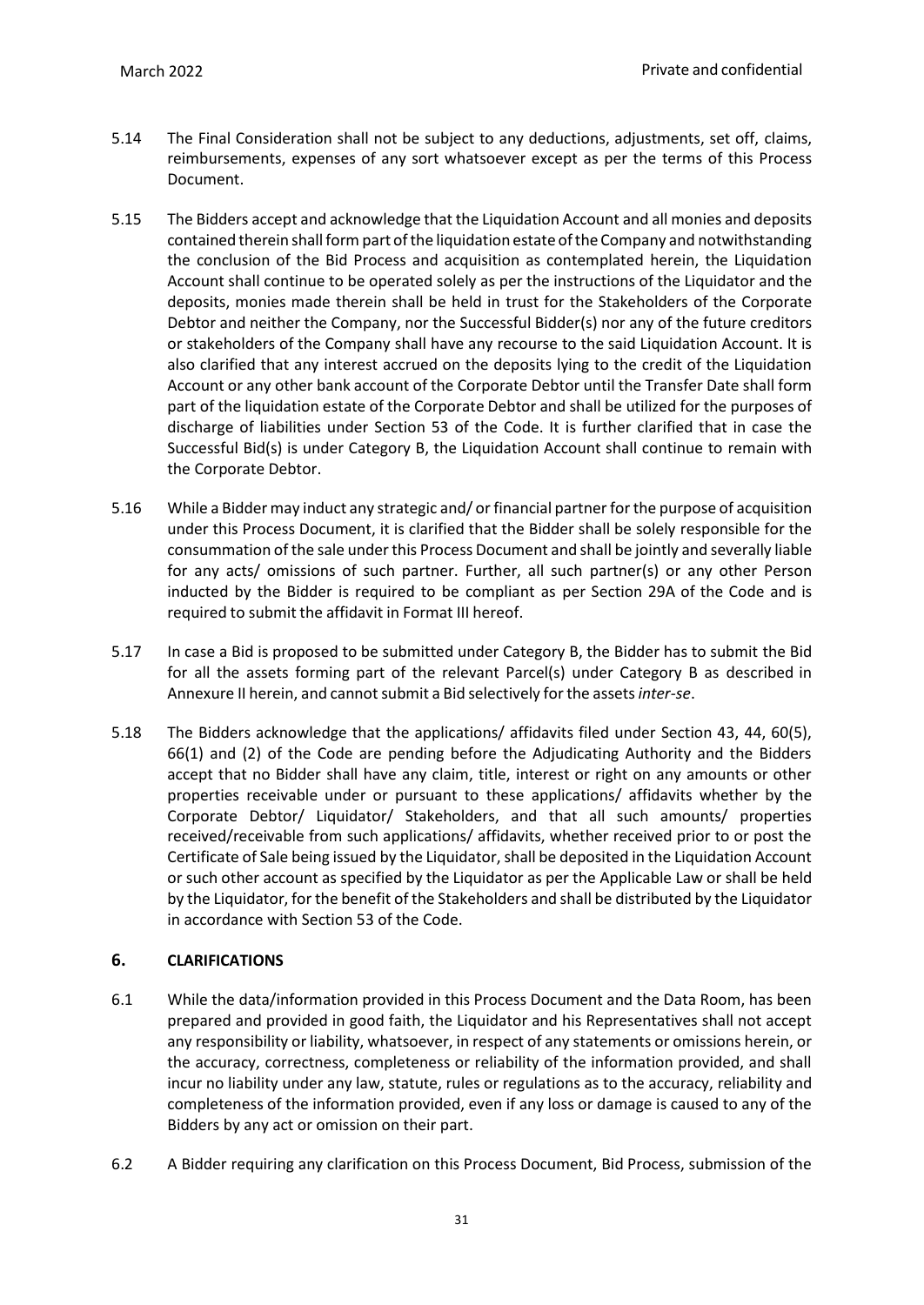5.14 The Final Consideration shall not be subject to any deductions, adjustments, set off, claims, reimbursements, expenses of any sort whatsoever except as per the terms of this Process Document.

5.15 The Bidders accept and acknowledge that the Liquidation Account and all monies and deposits contained therein shall form part of the liquidation estate of the Company and notwithstanding the conclusion of the Bid Process and acquisition as contemplated herein, the Liquidation Account shall continue to be operated solely as per the instructions of the Liquidator and the deposits, monies made therein shall be held in trust for the Stakeholders of the Corporate Debtor and neither the Company, nor the Successful Bidder(s) nor any of the future creditors or stakeholders of the Company shall have any recourse to the said Liquidation Account. It is also clarified that any interest accrued on the deposits lying to the credit of the Liquidation Account or any other bank account of the Corporate Debtor until the Transfer Date shall form part of the liquidation estate of the Corporate Debtor and shall be utilized for the purposes of discharge of liabilities under Section 53 of the Code. It is further clarified that in case the Successful Bid(s) is under Category B, the Liquidation Account shall continue to remain with the Corporate Debtor.

5.16 While a Bidder may induct any strategic and/ or financial partner for the purpose of acquisition under this Process Document, it is clarified that the Bidder shall be solely responsible for the consummation of the sale under this Process Document and shall be jointly and severally liable for any acts/ omissions of such partner. Further, all such partner(s) or any other Person inducted by the Bidder is required to be compliant as per Section 29A of the Code and is required to submit the affidavit in Format III hereof.

5.17 In case a Bid is proposed to be submitted under Category B, the Bidder has to submit the Bid for all the assets forming part of the relevant Parcel(s) under Category B as described in Annexure II herein, and cannot submit a Bid selectively for the assets *inter-se*.

5.18 The Bidders acknowledge that the applications/ affidavits filed under Section 43, 44, 60(5), 66(1) and (2) of the Code are pending before the Adjudicating Authority and the Bidders accept that no Bidder shall have any claim, title, interest or right on any amounts or other properties receivable under or pursuant to these applications/ affidavits whether by the Corporate Debtor/ Liquidator/ Stakeholders, and that all such amounts/ properties received/receivable from such applications/ affidavits, whether received prior to or post the Certificate of Sale being issued by the Liquidator, shall be deposited in the Liquidation Account or such other account as specified by the Liquidator as per the Applicable Law or shall be held by the Liquidator, for the benefit of the Stakeholders and shall be distributed by the Liquidator in accordance with Section 53 of the Code.

## 6. CLARIFICATIONS

6.1 While the data/information provided in this Process Document and the Data Room, has been prepared and provided in good faith, the Liquidator and his Representatives shall not accept any responsibility or liability, whatsoever, in respect of any statements or omissions herein, or the accuracy, correctness, completeness or reliability of the information provided, and shall incur no liability under any law, statute, rules or regulations as to the accuracy, reliability and completeness of the information provided, even if any loss or damage is caused to any of the Bidders by any act or omission on their part.

6.2 A Bidder requiring any clarification on this Process Document, Bid Process, submission of the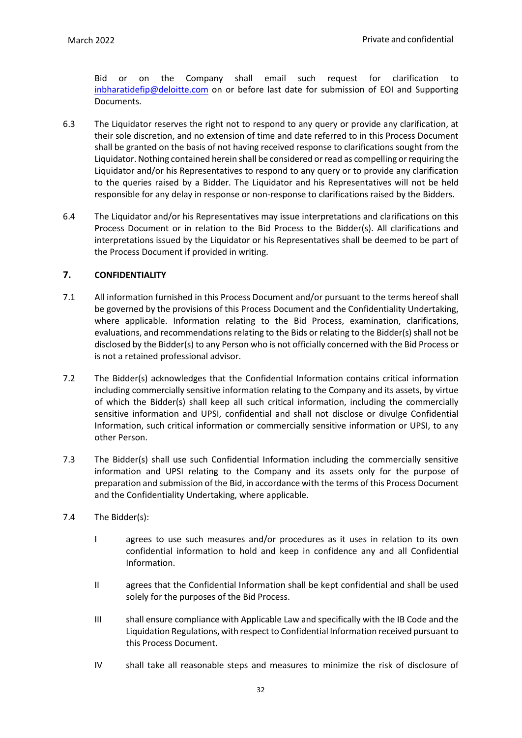Bid or on the Company shall email such request for clarification to inbharatidefip@deloitte.com on or before last date for submission of EOI and Supporting Documents.

6.3 The Liquidator reserves the right not to respond to any query or provide any clarification, at their sole discretion, and no extension of time and date referred to in this Process Document shall be granted on the basis of not having received response to clarifications sought from the Liquidator. Nothing contained herein shall be considered or read as compelling or requiring the Liquidator and/or his Representatives to respond to any query or to provide any clarification to the queries raised by a Bidder. The Liquidator and his Representatives will not be held responsible for any delay in response or non-response to clarifications raised by the Bidders.

6.4 The Liquidator and/or his Representatives may issue interpretations and clarifications on this Process Document or in relation to the Bid Process to the Bidder(s). All clarifications and interpretations issued by the Liquidator or his Representatives shall be deemed to be part of the Process Document if provided in writing.

## 7. CONFIDENTIALITY

7.1 All information furnished in this Process Document and/or pursuant to the terms hereof shall be governed by the provisions of this Process Document and the Confidentiality Undertaking, where applicable. Information relating to the Bid Process, examination, clarifications, evaluations, and recommendations relating to the Bids or relating to the Bidder(s) shall not be disclosed by the Bidder(s) to any Person who is not officially concerned with the Bid Process or is not a retained professional advisor.

7.2 The Bidder(s) acknowledges that the Confidential Information contains critical information including commercially sensitive information relating to the Company and its assets, by virtue of which the Bidder(s) shall keep all such critical information, including the commercially sensitive information and UPSI, confidential and shall not disclose or divulge Confidential Information, such critical information or commercially sensitive information or UPSI, to any other Person.

7.3 The Bidder(s) shall use such Confidential Information including the commercially sensitive information and UPSI relating to the Company and its assets only for the purpose of preparation and submission of the Bid, in accordance with the terms of this Process Document and the Confidentiality Undertaking, where applicable.

7.4 The Bidder(s):

I agrees to use such measures and/or procedures as it uses in relation to its own confidential information to hold and keep in confidence any and all Confidential Information.

II agrees that the Confidential Information shall be kept confidential and shall be used solely for the purposes of the Bid Process.

III shall ensure compliance with Applicable Law and specifically with the IB Code and the Liquidation Regulations, with respect to Confidential Information received pursuant to this Process Document.

IV shall take all reasonable steps and measures to minimize the risk of disclosure of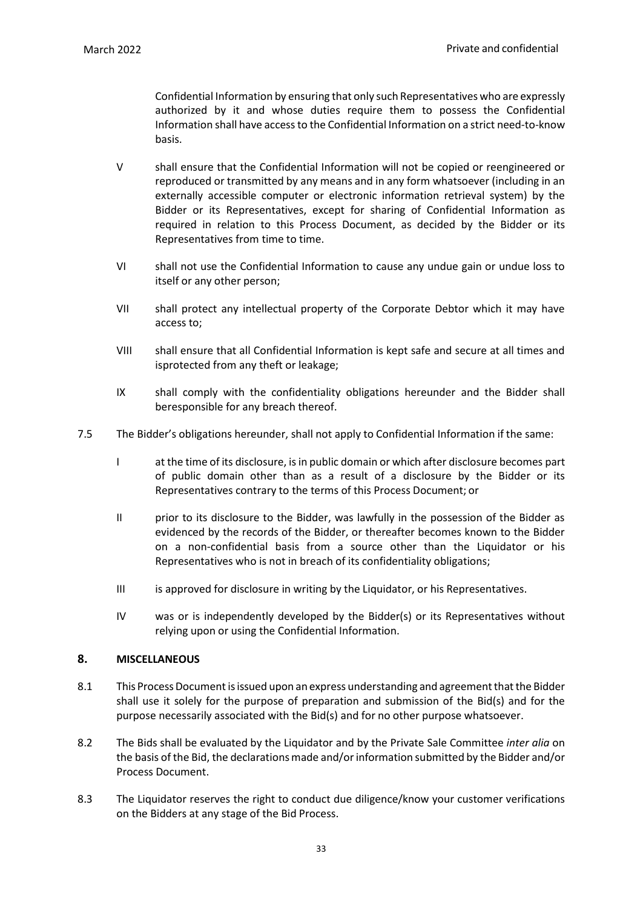Confidential Information by ensuring that only such Representatives who are expressly authorized by it and whose duties require them to possess the Confidential Information shall have access to the Confidential Information on a strict need-to-know basis.

V shall ensure that the Confidential Information will not be copied or reengineered or reproduced or transmitted by any means and in any form whatsoever (including in an externally accessible computer or electronic information retrieval system) by the Bidder or its Representatives, except for sharing of Confidential Information as required in relation to this Process Document, as decided by the Bidder or its Representatives from time to time.

VI shall not use the Confidential Information to cause any undue gain or undue loss to itself or any other person;

VII shall protect any intellectual property of the Corporate Debtor which it may have access to;

VIII shall ensure that all Confidential Information is kept safe and secure at all times and isprotected from any theft or leakage;

IX shall comply with the confidentiality obligations hereunder and the Bidder shall beresponsible for any breach thereof.

7.5 The Bidder's obligations hereunder, shall not apply to Confidential Information if the same:

I at the time of its disclosure, is in public domain or which after disclosure becomes part of public domain other than as a result of a disclosure by the Bidder or its Representatives contrary to the terms of this Process Document; or

II prior to its disclosure to the Bidder, was lawfully in the possession of the Bidder as evidenced by the records of the Bidder, or thereafter becomes known to the Bidder on a non-confidential basis from a source other than the Liquidator or his Representatives who is not in breach of its confidentiality obligations;

III is approved for disclosure in writing by the Liquidator, or his Representatives.

IV was or is independently developed by the Bidder(s) or its Representatives without relying upon or using the Confidential Information.

## 8. MISCELLANEOUS

8.1 This Process Document is issued upon an express understanding and agreement that the Bidder shall use it solely for the purpose of preparation and submission of the Bid(s) and for the purpose necessarily associated with the Bid(s) and for no other purpose whatsoever.

8.2 The Bids shall be evaluated by the Liquidator and by the Private Sale Committee *inter alia* on the basis of the Bid, the declarations made and/or information submitted by the Bidder and/or Process Document.

8.3 The Liquidator reserves the right to conduct due diligence/know your customer verifications on the Bidders at any stage of the Bid Process.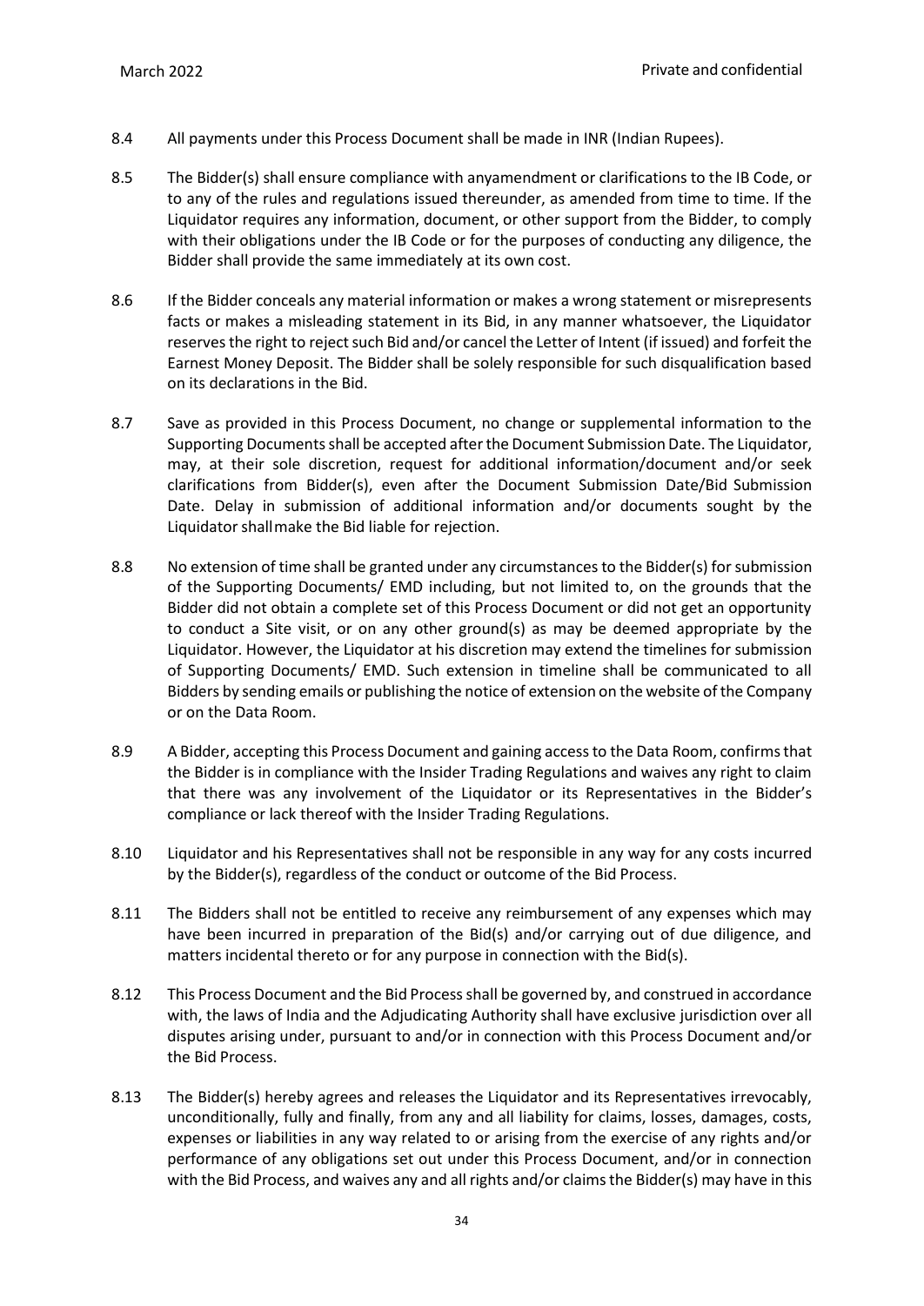8.4 All payments under this Process Document shall be made in INR (Indian Rupees).

8.5 The Bidder(s) shall ensure compliance with anyamendment or clarifications to the IB Code, or to any of the rules and regulations issued thereunder, as amended from time to time. If the Liquidator requires any information, document, or other support from the Bidder, to comply with their obligations under the IB Code or for the purposes of conducting any diligence, the Bidder shall provide the same immediately at its own cost.

8.6 If the Bidder conceals any material information or makes a wrong statement or misrepresents facts or makes a misleading statement in its Bid, in any manner whatsoever, the Liquidator reserves the right to reject such Bid and/or cancel the Letter of Intent (if issued) and forfeit the Earnest Money Deposit. The Bidder shall be solely responsible for such disqualification based on its declarations in the Bid.

8.7 Save as provided in this Process Document, no change or supplemental information to the Supporting Documents shall be accepted after the Document Submission Date. The Liquidator, may, at their sole discretion, request for additional information/document and/or seek clarifications from Bidder(s), even after the Document Submission Date/Bid Submission Date. Delay in submission of additional information and/or documents sought by the Liquidator shallmake the Bid liable for rejection.

8.8 No extension of time shall be granted under any circumstances to the Bidder(s) for submission of the Supporting Documents/ EMD including, but not limited to, on the grounds that the Bidder did not obtain a complete set of this Process Document or did not get an opportunity to conduct a Site visit, or on any other ground(s) as may be deemed appropriate by the Liquidator. However, the Liquidator at his discretion may extend the timelines for submission of Supporting Documents/ EMD. Such extension in timeline shall be communicated to all Bidders by sending emails or publishing the notice of extension on the website of the Company or on the Data Room.

8.9 A Bidder, accepting this Process Document and gaining access to the Data Room, confirms that the Bidder is in compliance with the Insider Trading Regulations and waives any right to claim that there was any involvement of the Liquidator or its Representatives in the Bidder's compliance or lack thereof with the Insider Trading Regulations.

8.10 Liquidator and his Representatives shall not be responsible in any way for any costs incurred by the Bidder(s), regardless of the conduct or outcome of the Bid Process.

8.11 The Bidders shall not be entitled to receive any reimbursement of any expenses which may have been incurred in preparation of the Bid(s) and/or carrying out of due diligence, and matters incidental thereto or for any purpose in connection with the Bid(s).

8.12 This Process Document and the Bid Process shall be governed by, and construed in accordance with, the laws of India and the Adjudicating Authority shall have exclusive jurisdiction over all disputes arising under, pursuant to and/or in connection with this Process Document and/or the Bid Process.

8.13 The Bidder(s) hereby agrees and releases the Liquidator and its Representatives irrevocably, unconditionally, fully and finally, from any and all liability for claims, losses, damages, costs, expenses or liabilities in any way related to or arising from the exercise of any rights and/or performance of any obligations set out under this Process Document, and/or in connection with the Bid Process, and waives any and all rights and/or claims the Bidder(s) may have in this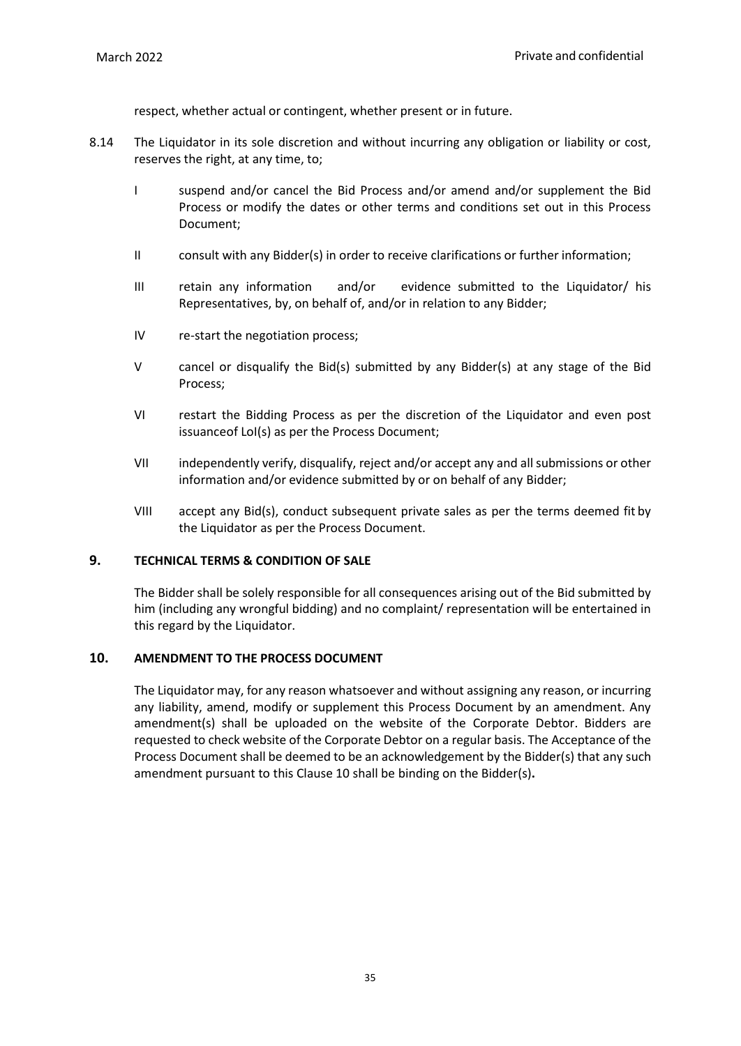respect, whether actual or contingent, whether present or in future.

8.14 The Liquidator in its sole discretion and without incurring any obligation or liability or cost, reserves the right, at any time, to;

- I suspend and/or cancel the Bid Process and/or amend and/or supplement the Bid Process or modify the dates or other terms and conditions set out in this Process Document;
- II consult with any Bidder(s) in order to receive clarifications or further information;
- III retain any information and/or evidence submitted to the Liquidator/ his Representatives, by, on behalf of, and/or in relation to any Bidder;
- IV re-start the negotiation process;
- V cancel or disqualify the Bid(s) submitted by any Bidder(s) at any stage of the Bid Process;
- VI restart the Bidding Process as per the discretion of the Liquidator and even post issuanceof LoI(s) as per the Process Document;
- VII independently verify, disqualify, reject and/or accept any and all submissions or other information and/or evidence submitted by or on behalf of any Bidder;
- VIII accept any Bid(s), conduct subsequent private sales as per the terms deemed fit by the Liquidator as per the Process Document.

## 9. TECHNICAL TERMS & CONDITION OF SALE

The Bidder shall be solely responsible for all consequences arising out of the Bid submitted by him (including any wrongful bidding) and no complaint/ representation will be entertained in this regard by the Liquidator.

## 10. AMENDMENT TO THE PROCESS DOCUMENT

The Liquidator may, for any reason whatsoever and without assigning any reason, or incurring any liability, amend, modify or supplement this Process Document by an amendment. Any amendment(s) shall be uploaded on the website of the Corporate Debtor. Bidders are requested to check website of the Corporate Debtor on a regular basis. The Acceptance of the Process Document shall be deemed to be an acknowledgement by the Bidder(s) that any such amendment pursuant to this Clause 10 shall be binding on the Bidder(s)**.**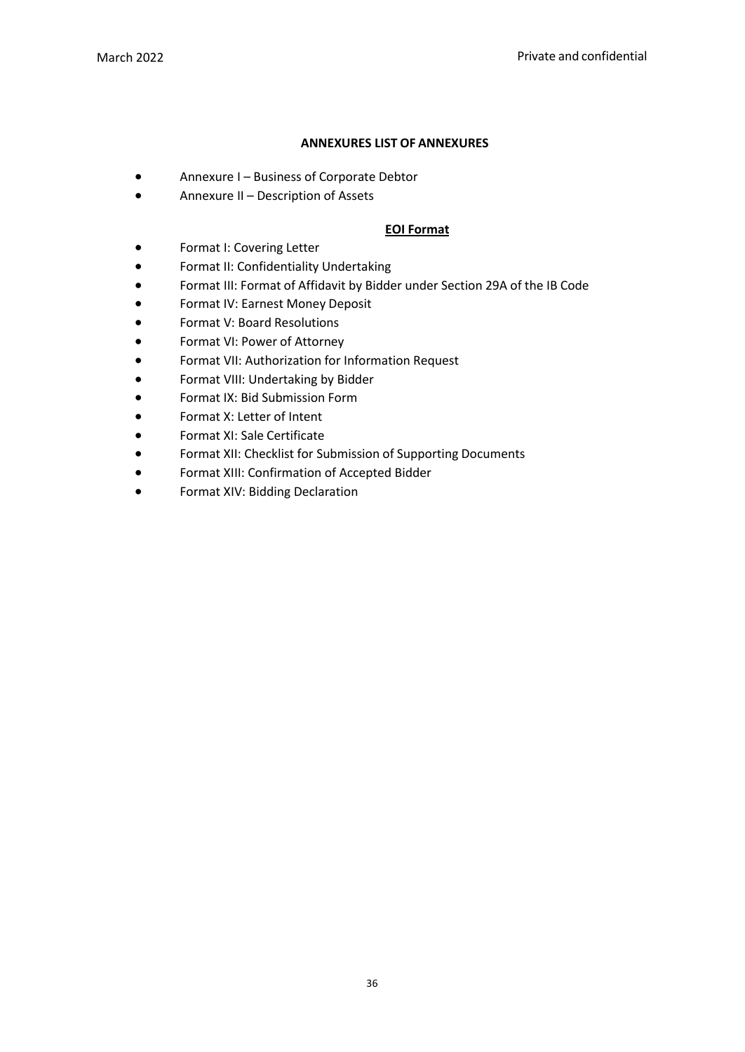## ANNEXURES LIST OF ANNEXURES

- Annexure I – Business of Corporate Debtor
- Annexure II – Description of Assets

### EOI Format

- Format I: Covering Letter
- Format II: Confidentiality Undertaking
- Format III: Format of Affidavit by Bidder under Section 29A of the IB Code
- Format IV: Earnest Money Deposit
- Format V: Board Resolutions
- Format VI: Power of Attorney
- Format VII: Authorization for Information Request
- Format VIII: Undertaking by Bidder
- Format IX: Bid Submission Form
- Format X: Letter of Intent
- Format XI: Sale Certificate
- Format XII: Checklist for Submission of Supporting Documents
- Format XIII: Confirmation of Accepted Bidder
- Format XIV: Bidding Declaration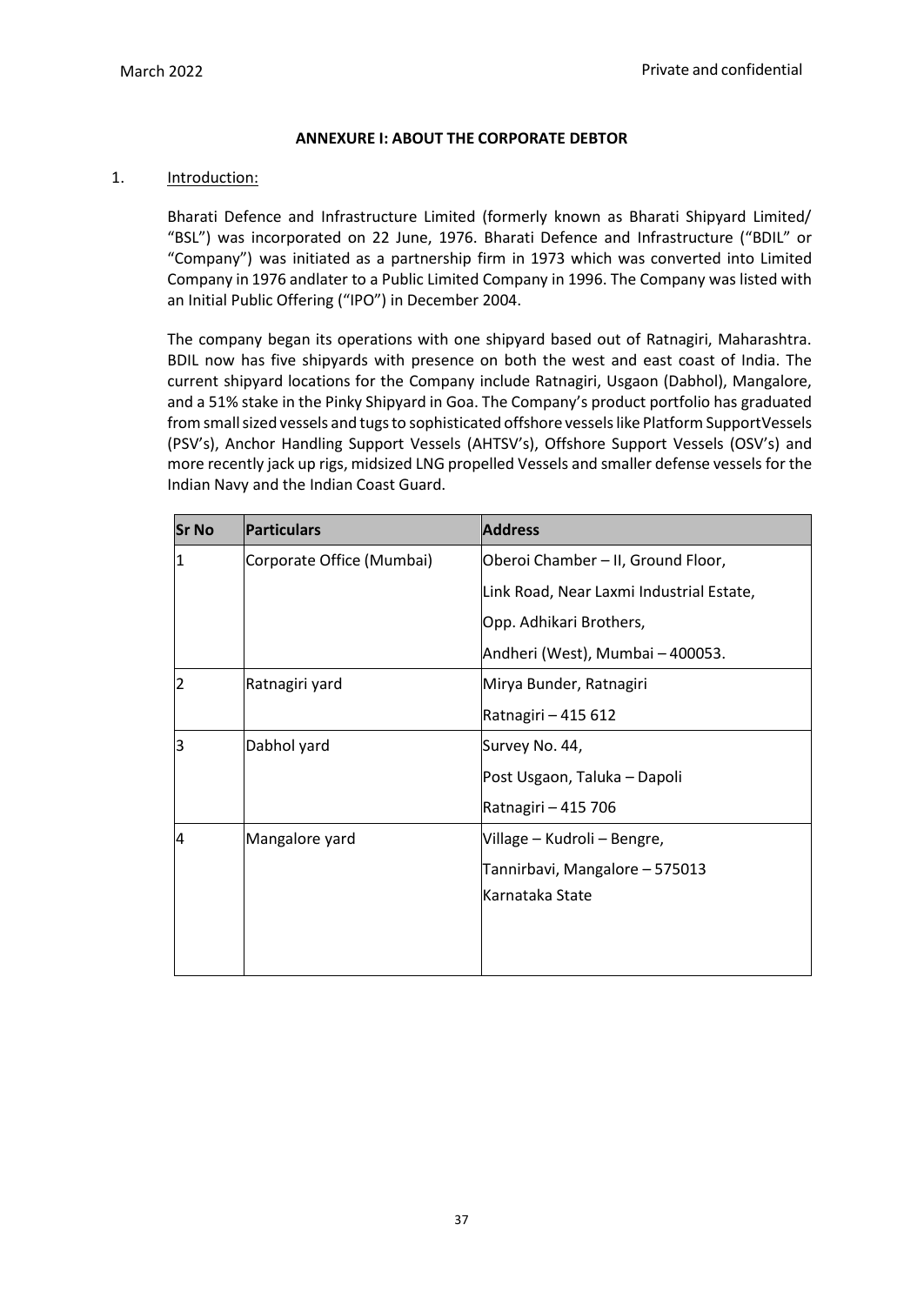## ANNEXURE I: ABOUT THE CORPORATE DEBTOR

1. Introduction:

Bharati Defence and Infrastructure Limited (formerly known as Bharati Shipyard Limited/ "BSL") was incorporated on 22 June, 1976. Bharati Defence and Infrastructure ("BDIL" or "Company") was initiated as a partnership firm in 1973 which was converted into Limited Company in 1976 andlater to a Public Limited Company in 1996. The Company was listed with an Initial Public Offering ("IPO") in December 2004.

The company began its operations with one shipyard based out of Ratnagiri, Maharashtra. BDIL now has five shipyards with presence on both the west and east coast of India. The current shipyard locations for the Company include Ratnagiri, Usgaon (Dabhol), Mangalore, and a 51% stake in the Pinky Shipyard in Goa. The Company's product portfolio has graduated from small sized vessels and tugs to sophisticated offshore vessels like Platform SupportVessels (PSV's), Anchor Handling Support Vessels (AHTSV's), Offshore Support Vessels (OSV's) and more recently jack up rigs, midsized LNG propelled Vessels and smaller defense vessels for the Indian Navy and the Indian Coast Guard.

| Sr No | Particulars | Address |
|---|---|---|
| 1 | Corporate Office (Mumbai) | Oberoi Chamber – II, Ground Floor,<br>Link Road, Near Laxmi Industrial Estate,<br>Opp. Adhikari Brothers,<br>Andheri (West), Mumbai – 400053. |
| 2 | Ratnagiri yard | Mirya Bunder, Ratnagiri<br>Ratnagiri – 415 612 |
| 3 | Dabhol yard | Survey No. 44,<br>Post Usgaon, Taluka – Dapoli<br>Ratnagiri – 415 706 |
| 4 | Mangalore yard | Village – Kudroli – Bengre,<br>Tannirbavi, Mangalore – 575013<br>Karnataka State |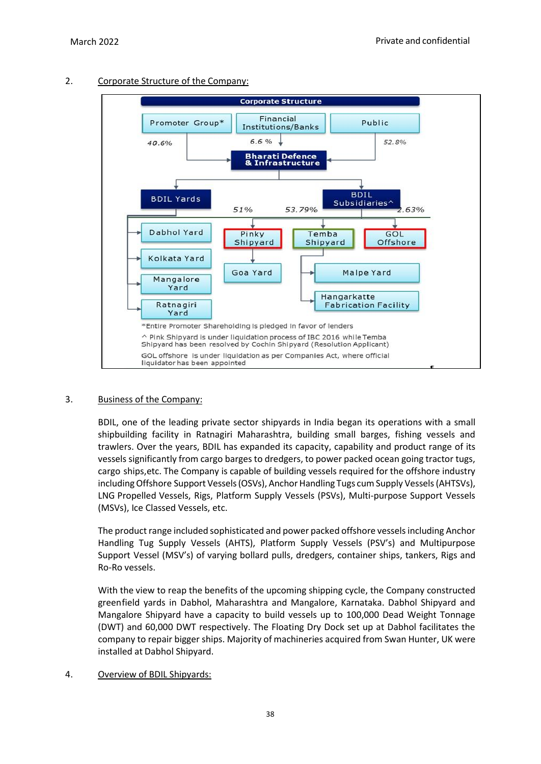2. Corporate Structure of the Company:

Corporate Structure

Promoter Group* — 40.6%

Financial Institutions/Banks — 6.6 %

Public — 52.8%

Bharati Defence & Infrastructure

BDIL Yards

- Dabhol Yard
- Kolkata Yard
- Mangalore Yard
- Ratnagiri Yard

BDIL Subsidiaries^

- Pinky Shipyard — 51%
  - Goa Yard
- Temba Shipyard — 53.79%
  - Malpe Yard
  - Hangarkatte Fabrication Facility
- GOL Offshore — 2.63%

*Entire Promoter Shareholding is pledged in favor of lenders

^ Pink Shipyard is under liquidation process of IBC 2016 while Temba Shipyard has been resolved by Cochin Shipyard (Resolution Applicant)

GOL offshore is under liquidation as per Companies Act, where official liquidator has been appointed

3. Business of the Company:

BDIL, one of the leading private sector shipyards in India began its operations with a small shipbuilding facility in Ratnagiri Maharashtra, building small barges, fishing vessels and trawlers. Over the years, BDIL has expanded its capacity, capability and product range of its vessels significantly from cargo barges to dredgers, to power packed ocean going tractor tugs, cargo ships,etc. The Company is capable of building vessels required for the offshore industry including Offshore Support Vessels (OSVs), Anchor Handling Tugs cum Supply Vessels (AHTSVs), LNG Propelled Vessels, Rigs, Platform Supply Vessels (PSVs), Multi-purpose Support Vessels (MSVs), Ice Classed Vessels, etc.

The product range included sophisticated and power packed offshore vessels including Anchor Handling Tug Supply Vessels (AHTS), Platform Supply Vessels (PSV's) and Multipurpose Support Vessel (MSV's) of varying bollard pulls, dredgers, container ships, tankers, Rigs and Ro-Ro vessels.

With the view to reap the benefits of the upcoming shipping cycle, the Company constructed greenfield yards in Dabhol, Maharashtra and Mangalore, Karnataka. Dabhol Shipyard and Mangalore Shipyard have a capacity to build vessels up to 100,000 Dead Weight Tonnage (DWT) and 60,000 DWT respectively. The Floating Dry Dock set up at Dabhol facilitates the company to repair bigger ships. Majority of machineries acquired from Swan Hunter, UK were installed at Dabhol Shipyard.

4. Overview of BDIL Shipyards: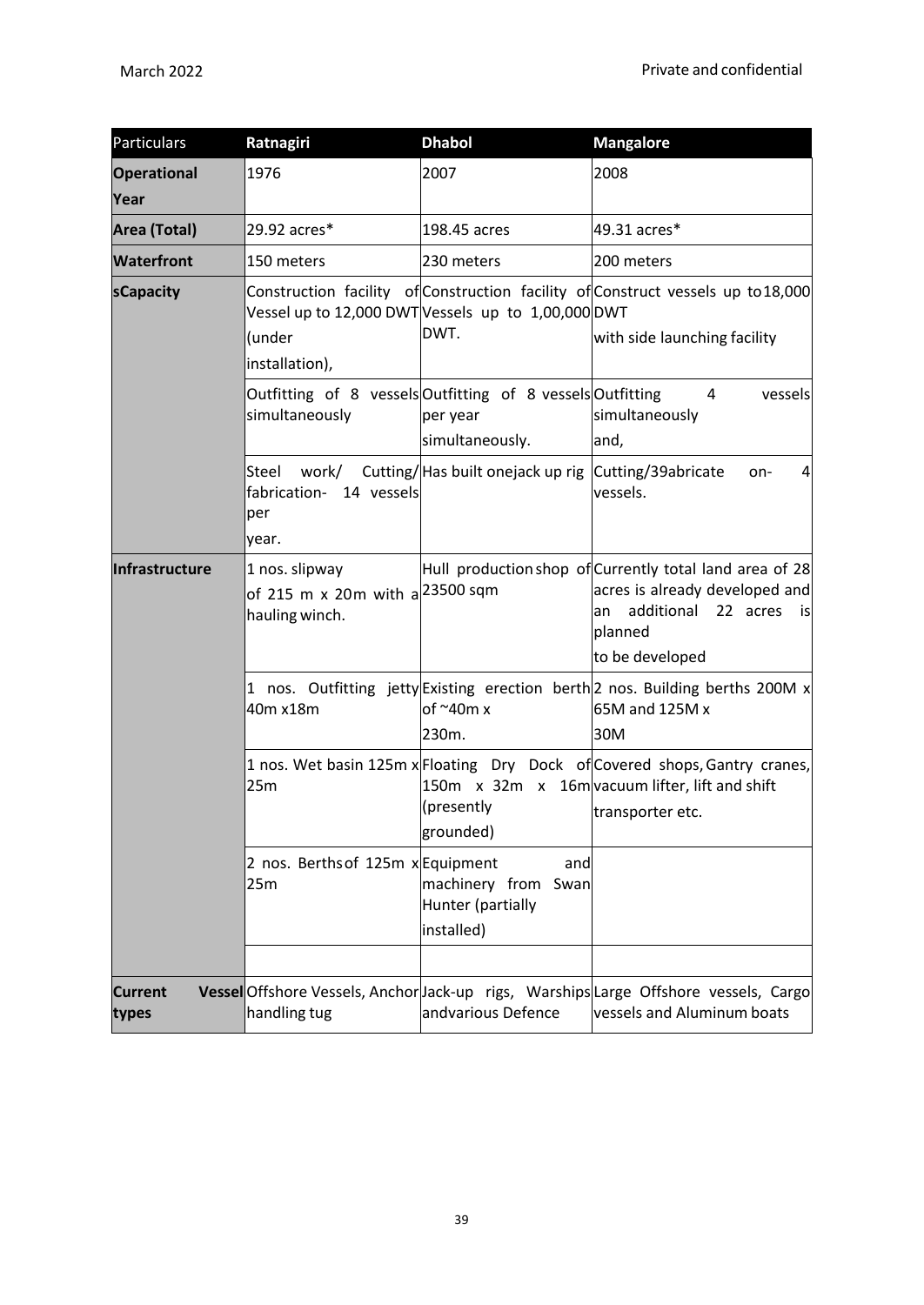| Particulars | Ratnagiri | Dhabol | Mangalore |
|---|---|---|---|
| **Operational Year** | 1976 | 2007 | 2008 |
| **Area (Total)** | 29.92 acres* | 198.45 acres | 49.31 acres* |
| **Waterfront** | 150 meters | 230 meters | 200 meters |
| **sCapacity** | Construction facility of Vessel up to 12,000 DWT (under installation), | Construction facility of Vessels up to 1,00,000 DWT. | Construct vessels up to 18,000 DWT with side launching facility |
| | Outfitting of 8 vessels simultaneously | Outfitting of 8 vessels per year simultaneously. | Outfitting 4 vessels simultaneously and, |
| | Steel work/ Cutting/ fabrication- 14 vessels per year. | Has built onejack up rig | Cutting/39abricate on- 4 vessels. |
| **Infrastructure** | 1 nos. slipway of 215 m x 20m with a hauling winch. | Hull production shop of 23500 sqm | Currently total land area of 28 acres is already developed and an additional 22 acres is planned to be developed |
| | 1 nos. Outfitting jetty 40m x18m | Existing erection berth of ~40m x 230m. | 2 nos. Building berths 200M x 65M and 125M x 30M |
| | 1 nos. Wet basin 125m x 25m | Floating Dry Dock of 150m x 32m x 16m (presently grounded) | Covered shops, Gantry cranes, vacuum lifter, lift and shift transporter etc. |
| | 2 nos. Berths of 125m x 25m | Equipment and machinery from Swan Hunter (partially installed) | |
| | | | |
| **Current Vessel types** | Offshore Vessels, Anchor handling tug | Jack-up rigs, Warships andvarious Defence | Large Offshore vessels, Cargo vessels and Aluminum boats |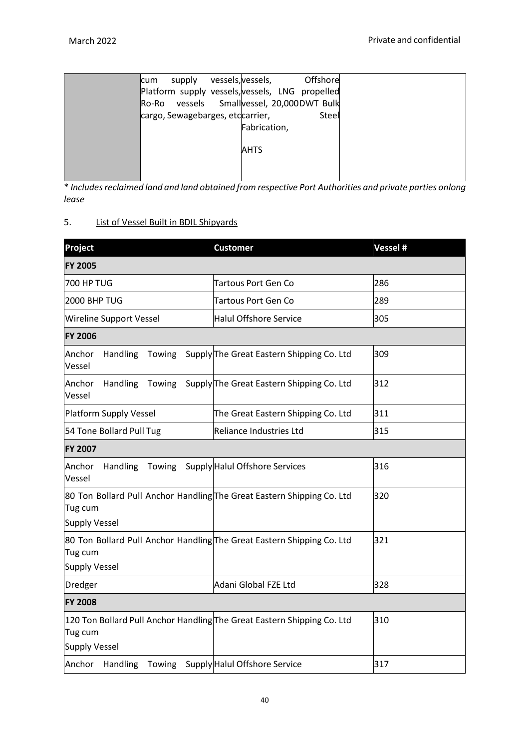|  | cum supply vessels, Platform supply vessels, Ro-Ro vessels Small cargo, Sewagebarges, etc | vessels, Offshore vessels, LNG propelled vessel, 20,000DWT Bulk carrier, Steel Fabrication,<br><br>AHTS |  |
|---|---|---|---|

\* *Includes reclaimed land and land obtained from respective Port Authorities and private parties onlong lease*

5. List of Vessel Built in BDIL Shipyards

| Project | Customer | Vessel # |
|---|---|---|
| **FY 2005** | | |
| 700 HP TUG | Tartous Port Gen Co | 286 |
| 2000 BHP TUG | Tartous Port Gen Co | 289 |
| Wireline Support Vessel | Halul Offshore Service | 305 |
| **FY 2006** | | |
| Anchor Handling Towing Supply Vessel | The Great Eastern Shipping Co. Ltd | 309 |
| Anchor Handling Towing Supply Vessel | The Great Eastern Shipping Co. Ltd | 312 |
| Platform Supply Vessel | The Great Eastern Shipping Co. Ltd | 311 |
| 54 Tone Bollard Pull Tug | Reliance Industries Ltd | 315 |
| **FY 2007** | | |
| Anchor Handling Towing Supply Vessel | Halul Offshore Services | 316 |
| 80 Ton Bollard Pull Anchor Handling Tug cum Supply Vessel | The Great Eastern Shipping Co. Ltd | 320 |
| 80 Ton Bollard Pull Anchor Handling Tug cum Supply Vessel | The Great Eastern Shipping Co. Ltd | 321 |
| Dredger | Adani Global FZE Ltd | 328 |
| **FY 2008** | | |
| 120 Ton Bollard Pull Anchor Handling Tug cum Supply Vessel | The Great Eastern Shipping Co. Ltd | 310 |
| Anchor Handling Towing Supply | Halul Offshore Service | 317 |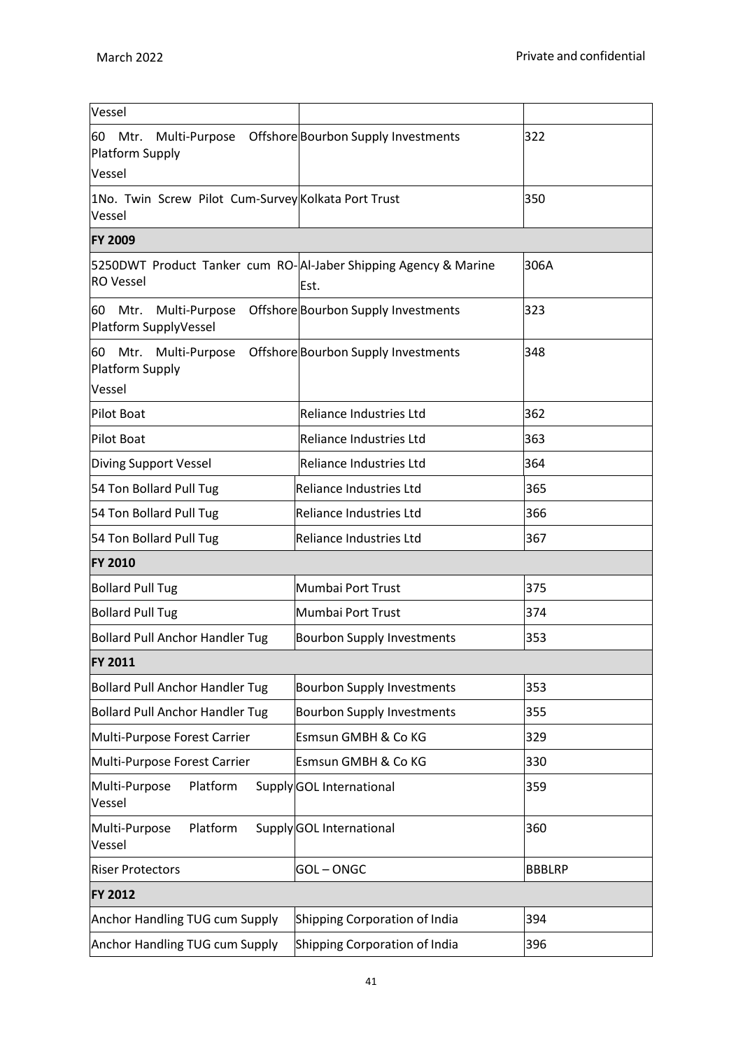| | | |
|---|---|---|
| Vessel | | |
| 60 Mtr. Multi-Purpose Offshore Platform Supply Vessel | Bourbon Supply Investments | 322 |
| 1No. Twin Screw Pilot Cum-Survey Vessel | Kolkata Port Trust | 350 |
| **FY 2009** | | |
| 5250DWT Product Tanker cum RO-RO Vessel | Al-Jaber Shipping Agency & Marine Est. | 306A |
| 60 Mtr. Multi-Purpose Offshore Platform SupplyVessel | Bourbon Supply Investments | 323 |
| 60 Mtr. Multi-Purpose Offshore Platform Supply Vessel | Bourbon Supply Investments | 348 |
| Pilot Boat | Reliance Industries Ltd | 362 |
| Pilot Boat | Reliance Industries Ltd | 363 |
| Diving Support Vessel | Reliance Industries Ltd | 364 |
| 54 Ton Bollard Pull Tug | Reliance Industries Ltd | 365 |
| 54 Ton Bollard Pull Tug | Reliance Industries Ltd | 366 |
| 54 Ton Bollard Pull Tug | Reliance Industries Ltd | 367 |
| **FY 2010** | | |
| Bollard Pull Tug | Mumbai Port Trust | 375 |
| Bollard Pull Tug | Mumbai Port Trust | 374 |
| Bollard Pull Anchor Handler Tug | Bourbon Supply Investments | 353 |
| **FY 2011** | | |
| Bollard Pull Anchor Handler Tug | Bourbon Supply Investments | 353 |
| Bollard Pull Anchor Handler Tug | Bourbon Supply Investments | 355 |
| Multi-Purpose Forest Carrier | Esmsun GMBH & Co KG | 329 |
| Multi-Purpose Forest Carrier | Esmsun GMBH & Co KG | 330 |
| Multi-Purpose Platform Supply Vessel | GOL International | 359 |
| Multi-Purpose Platform Supply Vessel | GOL International | 360 |
| Riser Protectors | GOL – ONGC | BBBLRP |
| **FY 2012** | | |
| Anchor Handling TUG cum Supply | Shipping Corporation of India | 394 |
| Anchor Handling TUG cum Supply | Shipping Corporation of India | 396 |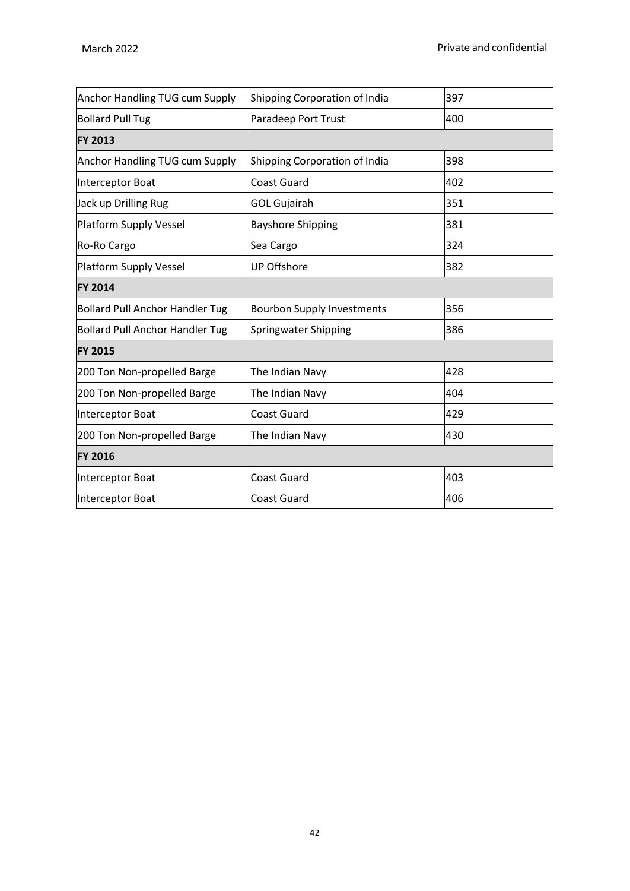| Anchor Handling TUG cum Supply | Shipping Corporation of India | 397 |
|---|---|---|
| Bollard Pull Tug | Paradeep Port Trust | 400 |
| **FY 2013** | | |
| Anchor Handling TUG cum Supply | Shipping Corporation of India | 398 |
| Interceptor Boat | Coast Guard | 402 |
| Jack up Drilling Rug | GOL Gujairah | 351 |
| Platform Supply Vessel | Bayshore Shipping | 381 |
| Ro-Ro Cargo | Sea Cargo | 324 |
| Platform Supply Vessel | UP Offshore | 382 |
| **FY 2014** | | |
| Bollard Pull Anchor Handler Tug | Bourbon Supply Investments | 356 |
| Bollard Pull Anchor Handler Tug | Springwater Shipping | 386 |
| **FY 2015** | | |
| 200 Ton Non-propelled Barge | The Indian Navy | 428 |
| 200 Ton Non-propelled Barge | The Indian Navy | 404 |
| Interceptor Boat | Coast Guard | 429 |
| 200 Ton Non-propelled Barge | The Indian Navy | 430 |
| **FY 2016** | | |
| Interceptor Boat | Coast Guard | 403 |
| Interceptor Boat | Coast Guard | 406 |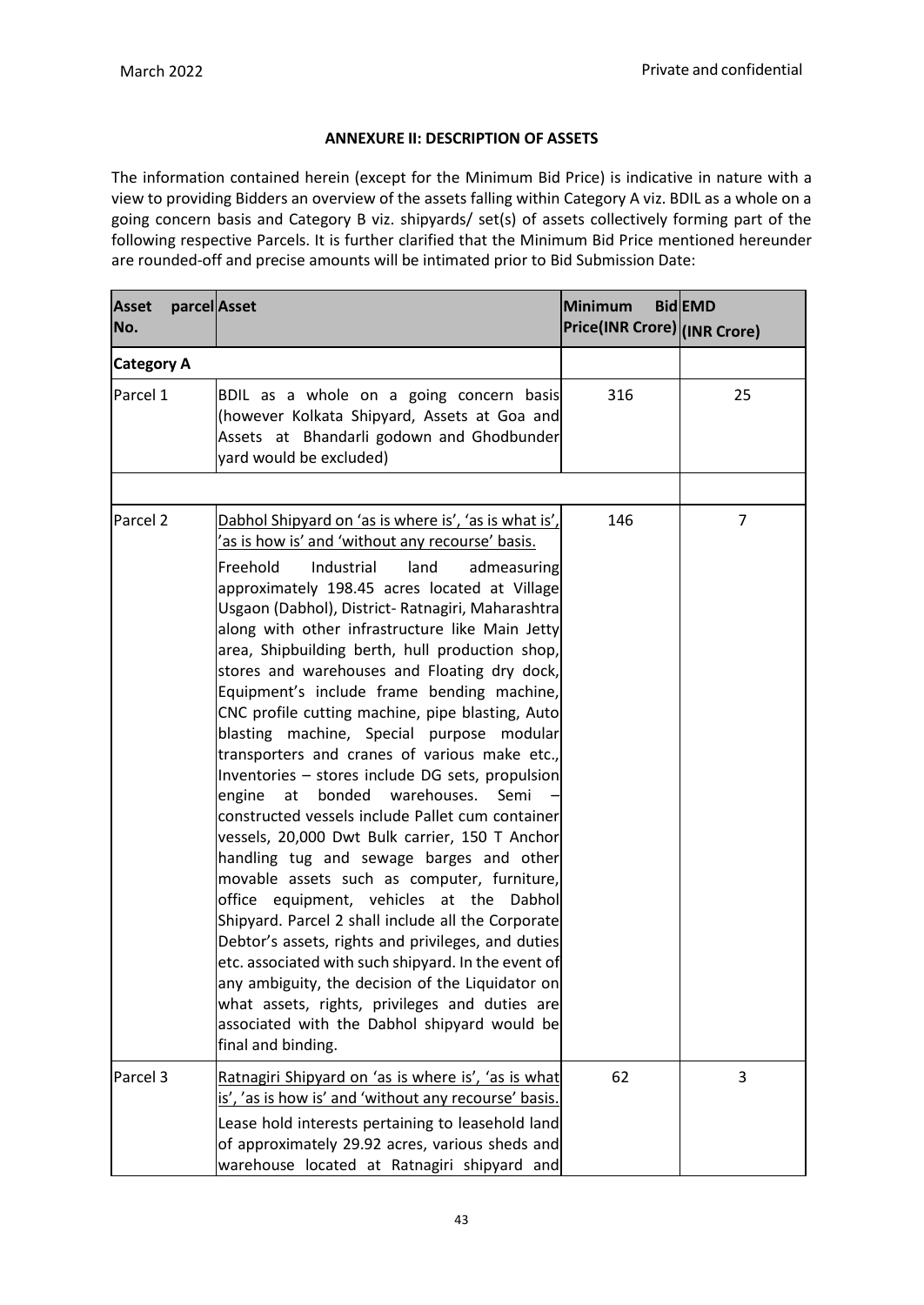## ANNEXURE II: DESCRIPTION OF ASSETS

The information contained herein (except for the Minimum Bid Price) is indicative in nature with a view to providing Bidders an overview of the assets falling within Category A viz. BDIL as a whole on a going concern basis and Category B viz. shipyards/ set(s) of assets collectively forming part of the following respective Parcels. It is further clarified that the Minimum Bid Price mentioned hereunder are rounded-off and precise amounts will be intimated prior to Bid Submission Date:

| Asset parcel No. | Asset | Minimum Bid Price(INR Crore) | EMD (INR Crore) |
|---|---|---|---|
| **Category A** | | | |
| Parcel 1 | BDIL as a whole on a going concern basis (however Kolkata Shipyard, Assets at Goa and Assets at Bhandarli godown and Ghodbunder yard would be excluded) | 316 | 25 |
| | | | |
| Parcel 2 | Dabhol Shipyard on 'as is where is', 'as is what is', 'as is how is' and 'without any recourse' basis.<br>Freehold Industrial land admeasuring approximately 198.45 acres located at Village Usgaon (Dabhol), District- Ratnagiri, Maharashtra along with other infrastructure like Main Jetty area, Shipbuilding berth, hull production shop, stores and warehouses and Floating dry dock, Equipment's include frame bending machine, CNC profile cutting machine, pipe blasting, Auto blasting machine, Special purpose modular transporters and cranes of various make etc., Inventories – stores include DG sets, propulsion engine at bonded warehouses. Semi – constructed vessels include Pallet cum container vessels, 20,000 Dwt Bulk carrier, 150 T Anchor handling tug and sewage barges and other movable assets such as computer, furniture, office equipment, vehicles at the Dabhol Shipyard. Parcel 2 shall include all the Corporate Debtor's assets, rights and privileges, and duties etc. associated with such shipyard. In the event of any ambiguity, the decision of the Liquidator on what assets, rights, privileges and duties are associated with the Dabhol shipyard would be final and binding. | 146 | 7 |
| Parcel 3 | Ratnagiri Shipyard on 'as is where is', 'as is what is', 'as is how is' and 'without any recourse' basis.<br>Lease hold interests pertaining to leasehold land of approximately 29.92 acres, various sheds and warehouse located at Ratnagiri shipyard and | 62 | 3 |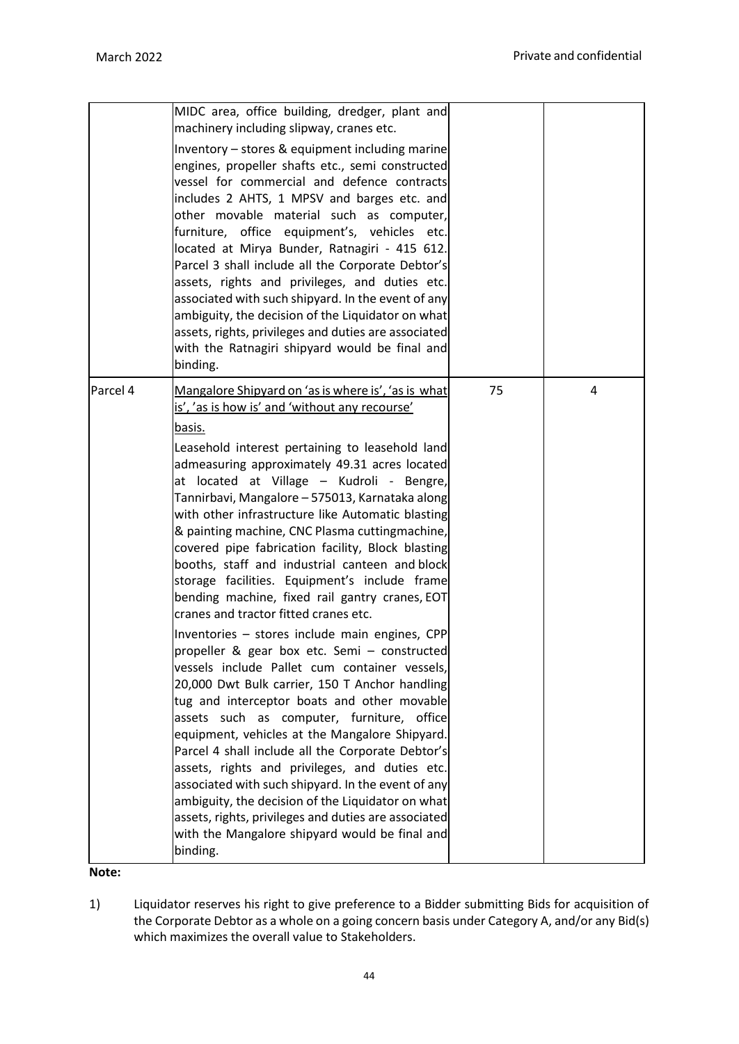| | | | |
|---|---|---|---|
| | MIDC area, office building, dredger, plant and machinery including slipway, cranes etc.<br><br>Inventory – stores & equipment including marine engines, propeller shafts etc., semi constructed vessel for commercial and defence contracts includes 2 AHTS, 1 MPSV and barges etc. and other movable material such as computer, furniture, office equipment's, vehicles etc. located at Mirya Bunder, Ratnagiri - 415 612. Parcel 3 shall include all the Corporate Debtor's assets, rights and privileges, and duties etc. associated with such shipyard. In the event of any ambiguity, the decision of the Liquidator on what assets, rights, privileges and duties are associated with the Ratnagiri shipyard would be final and binding. | | |
| Parcel 4 | <u>Mangalore Shipyard on 'as is where is', 'as is what is', 'as is how is' and 'without any recourse' basis.</u><br><br>Leasehold interest pertaining to leasehold land admeasuring approximately 49.31 acres located at located at Village – Kudroli - Bengre, Tannirbavi, Mangalore – 575013, Karnataka along with other infrastructure like Automatic blasting & painting machine, CNC Plasma cuttingmachine, covered pipe fabrication facility, Block blasting booths, staff and industrial canteen and block storage facilities. Equipment's include frame bending machine, fixed rail gantry cranes, EOT cranes and tractor fitted cranes etc.<br><br>Inventories – stores include main engines, CPP propeller & gear box etc. Semi – constructed vessels include Pallet cum container vessels, 20,000 Dwt Bulk carrier, 150 T Anchor handling tug and interceptor boats and other movable assets such as computer, furniture, office equipment, vehicles at the Mangalore Shipyard. Parcel 4 shall include all the Corporate Debtor's assets, rights and privileges, and duties etc. associated with such shipyard. In the event of any ambiguity, the decision of the Liquidator on what assets, rights, privileges and duties are associated with the Mangalore shipyard would be final and binding. | 75 | 4 |

**Note:**

1) Liquidator reserves his right to give preference to a Bidder submitting Bids for acquisition of the Corporate Debtor as a whole on a going concern basis under Category A, and/or any Bid(s) which maximizes the overall value to Stakeholders.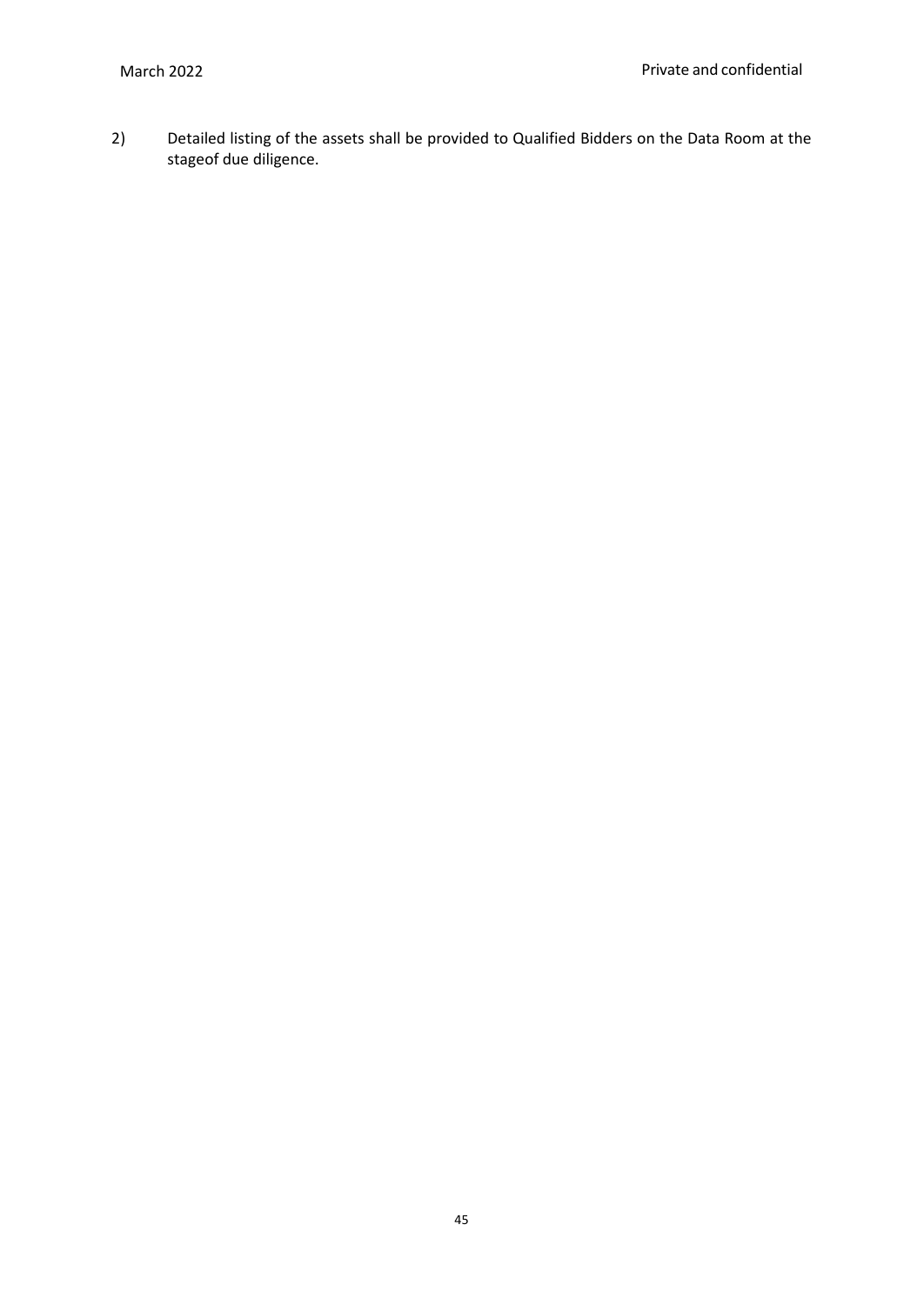2) Detailed listing of the assets shall be provided to Qualified Bidders on the Data Room at the stageof due diligence.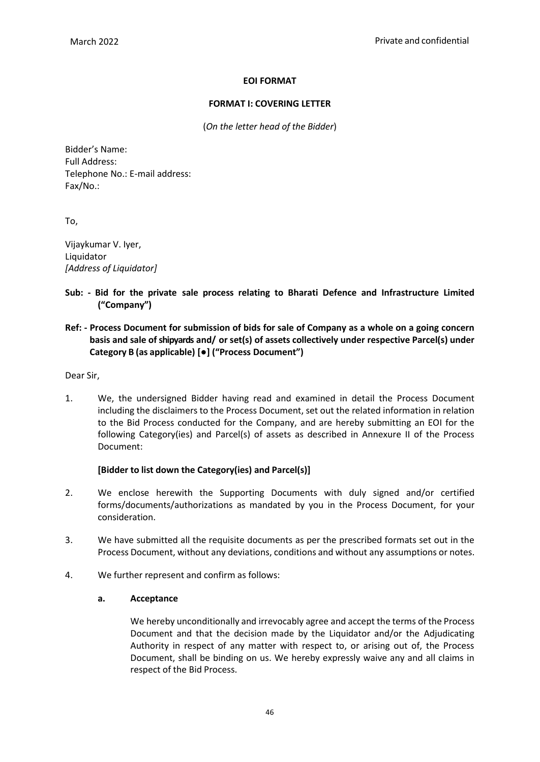**EOI FORMAT**

**FORMAT I: COVERING LETTER**

(*On the letter head of the Bidder*)

Bidder's Name:
Full Address:
Telephone No.: E-mail address:
Fax/No.:

To,

Vijaykumar V. Iyer,
Liquidator
*[Address of Liquidator]*

**Sub: - Bid for the private sale process relating to Bharati Defence and Infrastructure Limited ("Company")**

**Ref: - Process Document for submission of bids for sale of Company as a whole on a going concern basis and sale of shipyards and/ or set(s) of assets collectively under respective Parcel(s) under Category B (as applicable) [●] ("Process Document")**

Dear Sir,

1. We, the undersigned Bidder having read and examined in detail the Process Document including the disclaimers to the Process Document, set out the related information in relation to the Bid Process conducted for the Company, and are hereby submitting an EOI for the following Category(ies) and Parcel(s) of assets as described in Annexure II of the Process Document:

   **[Bidder to list down the Category(ies) and Parcel(s)]**

2. We enclose herewith the Supporting Documents with duly signed and/or certified forms/documents/authorizations as mandated by you in the Process Document, for your consideration.

3. We have submitted all the requisite documents as per the prescribed formats set out in the Process Document, without any deviations, conditions and without any assumptions or notes.

4. We further represent and confirm as follows:

   **a. Acceptance**

   We hereby unconditionally and irrevocably agree and accept the terms of the Process Document and that the decision made by the Liquidator and/or the Adjudicating Authority in respect of any matter with respect to, or arising out of, the Process Document, shall be binding on us. We hereby expressly waive any and all claims in respect of the Bid Process.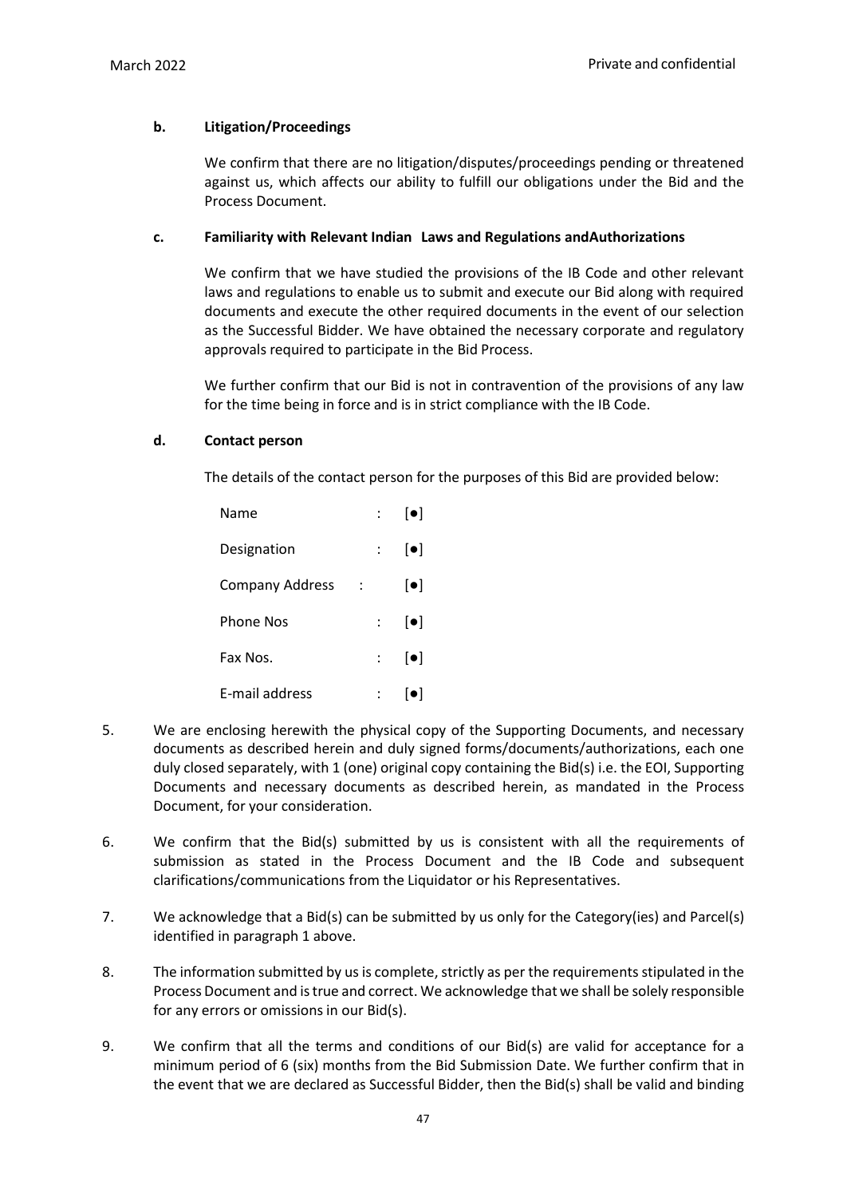**b. Litigation/Proceedings**

We confirm that there are no litigation/disputes/proceedings pending or threatened against us, which affects our ability to fulfill our obligations under the Bid and the Process Document.

**c. Familiarity with Relevant Indian Laws and Regulations andAuthorizations**

We confirm that we have studied the provisions of the IB Code and other relevant laws and regulations to enable us to submit and execute our Bid along with required documents and execute the other required documents in the event of our selection as the Successful Bidder. We have obtained the necessary corporate and regulatory approvals required to participate in the Bid Process.

We further confirm that our Bid is not in contravention of the provisions of any law for the time being in force and is in strict compliance with the IB Code.

**d. Contact person**

The details of the contact person for the purposes of this Bid are provided below:

| | | |
|---|---|---|
| Name | : | [●] |
| Designation | : | [●] |
| Company Address | : | [●] |
| Phone Nos | : | [●] |
| Fax Nos. | : | [●] |
| E-mail address | : | [●] |

5. We are enclosing herewith the physical copy of the Supporting Documents, and necessary documents as described herein and duly signed forms/documents/authorizations, each one duly closed separately, with 1 (one) original copy containing the Bid(s) i.e. the EOI, Supporting Documents and necessary documents as described herein, as mandated in the Process Document, for your consideration.

6. We confirm that the Bid(s) submitted by us is consistent with all the requirements of submission as stated in the Process Document and the IB Code and subsequent clarifications/communications from the Liquidator or his Representatives.

7. We acknowledge that a Bid(s) can be submitted by us only for the Category(ies) and Parcel(s) identified in paragraph 1 above.

8. The information submitted by us is complete, strictly as per the requirements stipulated in the Process Document and is true and correct. We acknowledge that we shall be solely responsible for any errors or omissions in our Bid(s).

9. We confirm that all the terms and conditions of our Bid(s) are valid for acceptance for a minimum period of 6 (six) months from the Bid Submission Date. We further confirm that in the event that we are declared as Successful Bidder, then the Bid(s) shall be valid and binding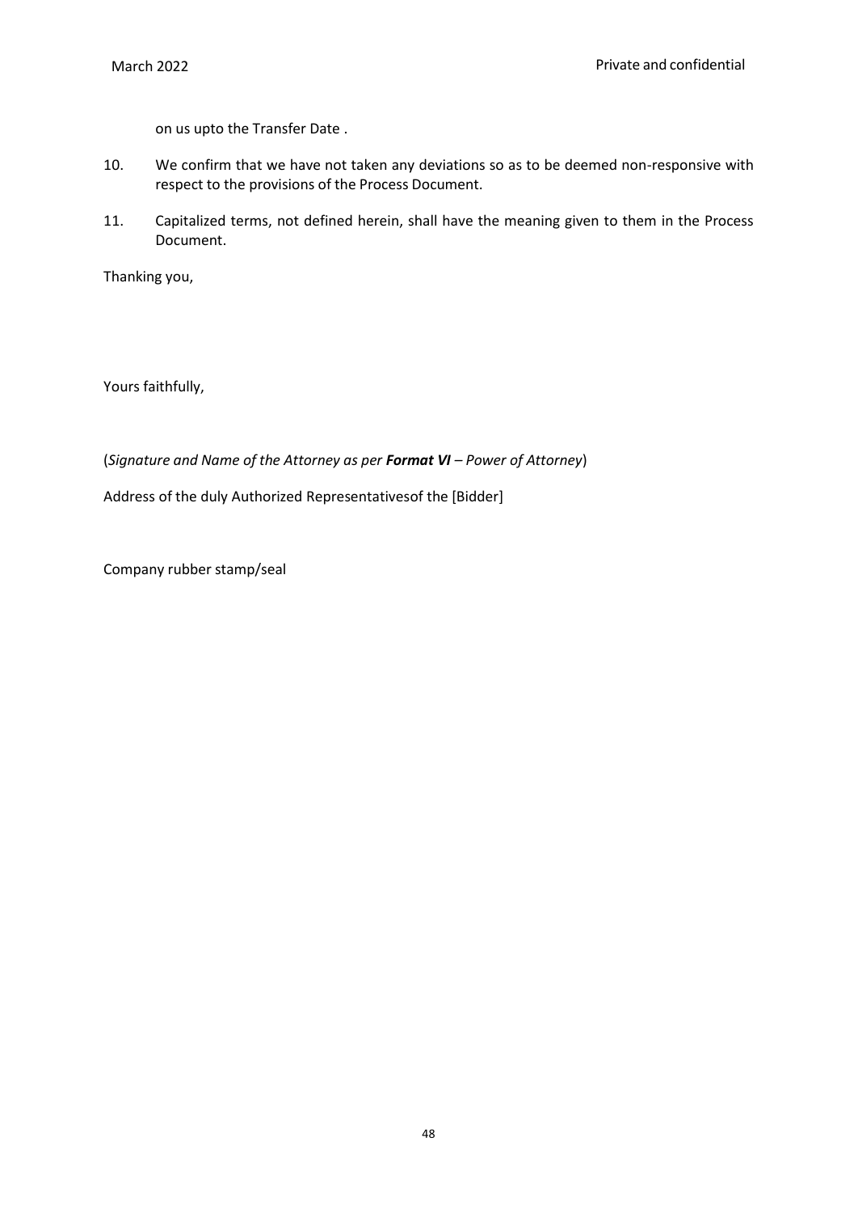on us upto the Transfer Date .

10. We confirm that we have not taken any deviations so as to be deemed non-responsive with respect to the provisions of the Process Document.

11. Capitalized terms, not defined herein, shall have the meaning given to them in the Process Document.

Thanking you,

Yours faithfully,

(*Signature and Name of the Attorney as per **Format VI** – Power of Attorney*)

Address of the duly Authorized Representativesof the [Bidder]

Company rubber stamp/seal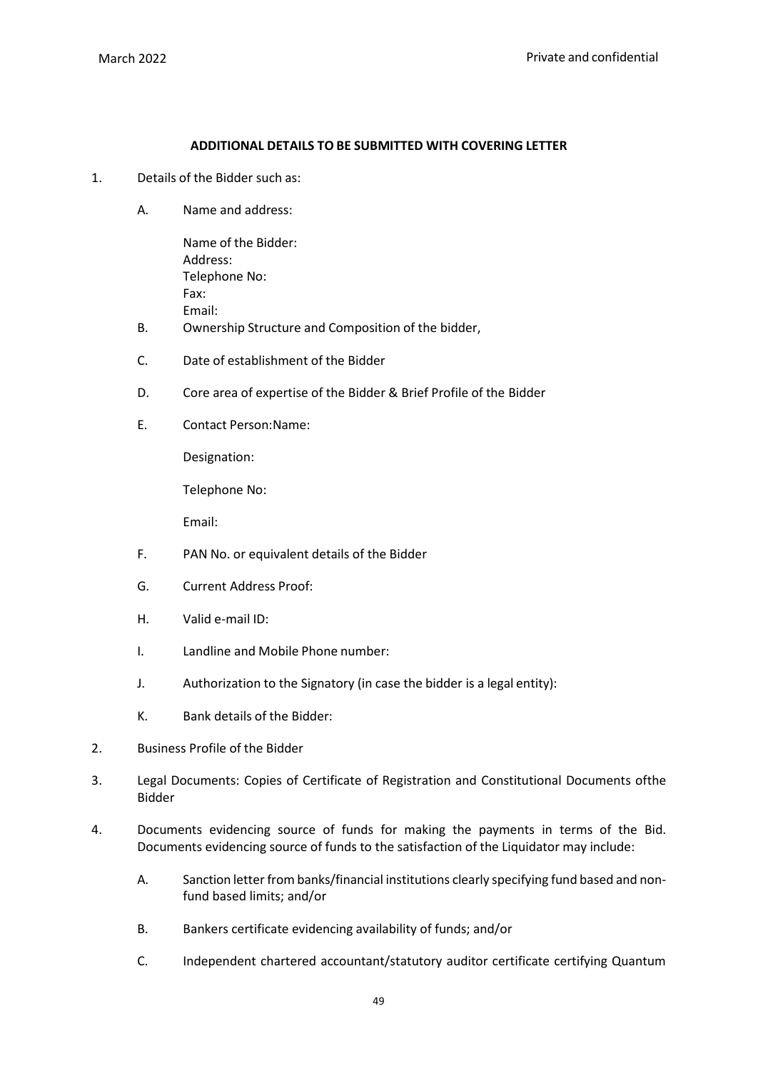**ADDITIONAL DETAILS TO BE SUBMITTED WITH COVERING LETTER**

1. Details of the Bidder such as:

   A. Name and address:

      Name of the Bidder:
      Address:
      Telephone No:
      Fax:
      Email:

   B. Ownership Structure and Composition of the bidder,

   C. Date of establishment of the Bidder

   D. Core area of expertise of the Bidder & Brief Profile of the Bidder

   E. Contact Person:Name:

      Designation:

      Telephone No:

      Email:

   F. PAN No. or equivalent details of the Bidder

   G. Current Address Proof:

   H. Valid e-mail ID:

   I. Landline and Mobile Phone number:

   J. Authorization to the Signatory (in case the bidder is a legal entity):

   K. Bank details of the Bidder:

2. Business Profile of the Bidder

3. Legal Documents: Copies of Certificate of Registration and Constitutional Documents ofthe Bidder

4. Documents evidencing source of funds for making the payments in terms of the Bid. Documents evidencing source of funds to the satisfaction of the Liquidator may include:

   A. Sanction letter from banks/financial institutions clearly specifying fund based and non-fund based limits; and/or

   B. Bankers certificate evidencing availability of funds; and/or

   C. Independent chartered accountant/statutory auditor certificate certifying Quantum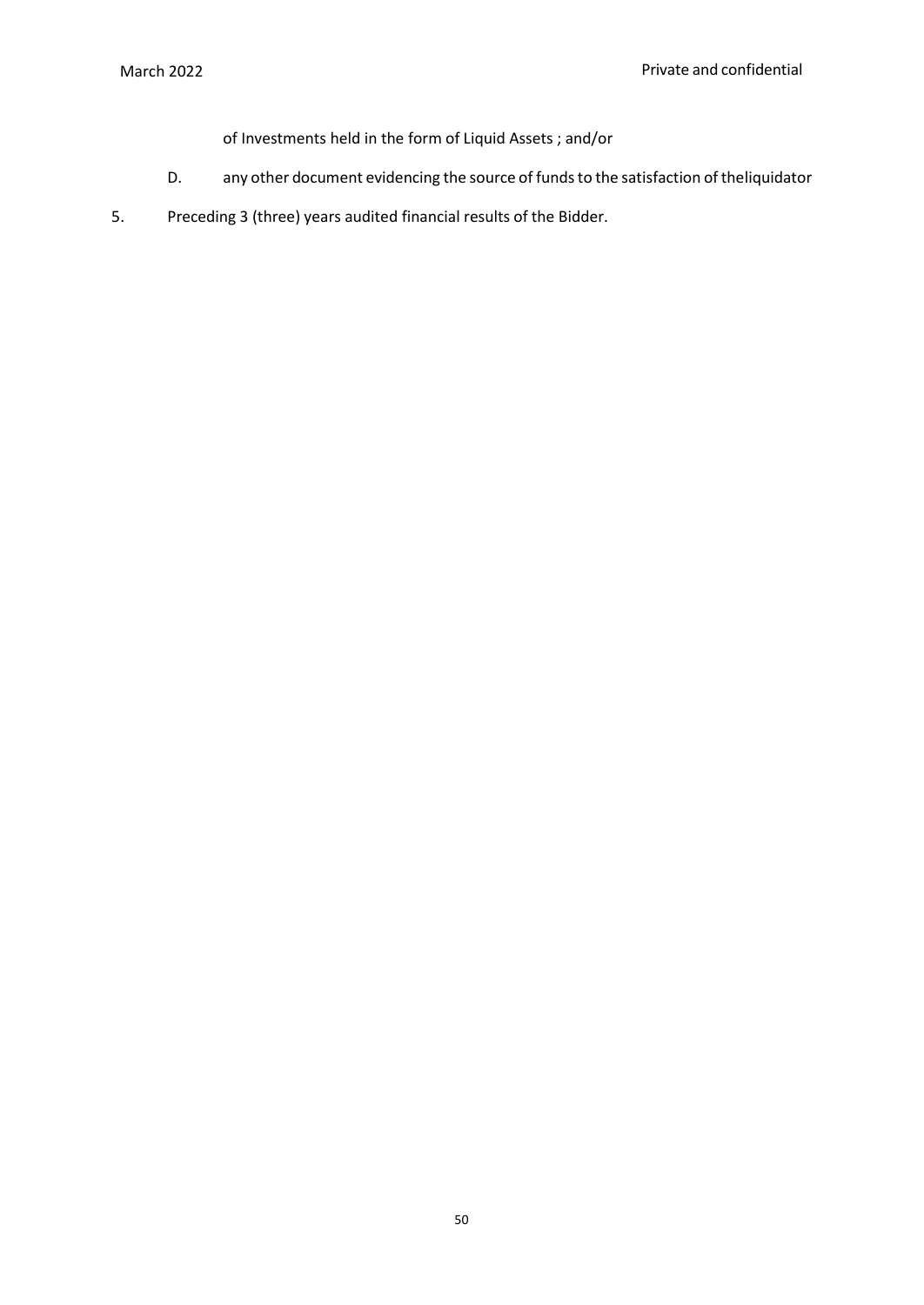of Investments held in the form of Liquid Assets ; and/or

D. any other document evidencing the source of funds to the satisfaction of theliquidator

5. Preceding 3 (three) years audited financial results of the Bidder.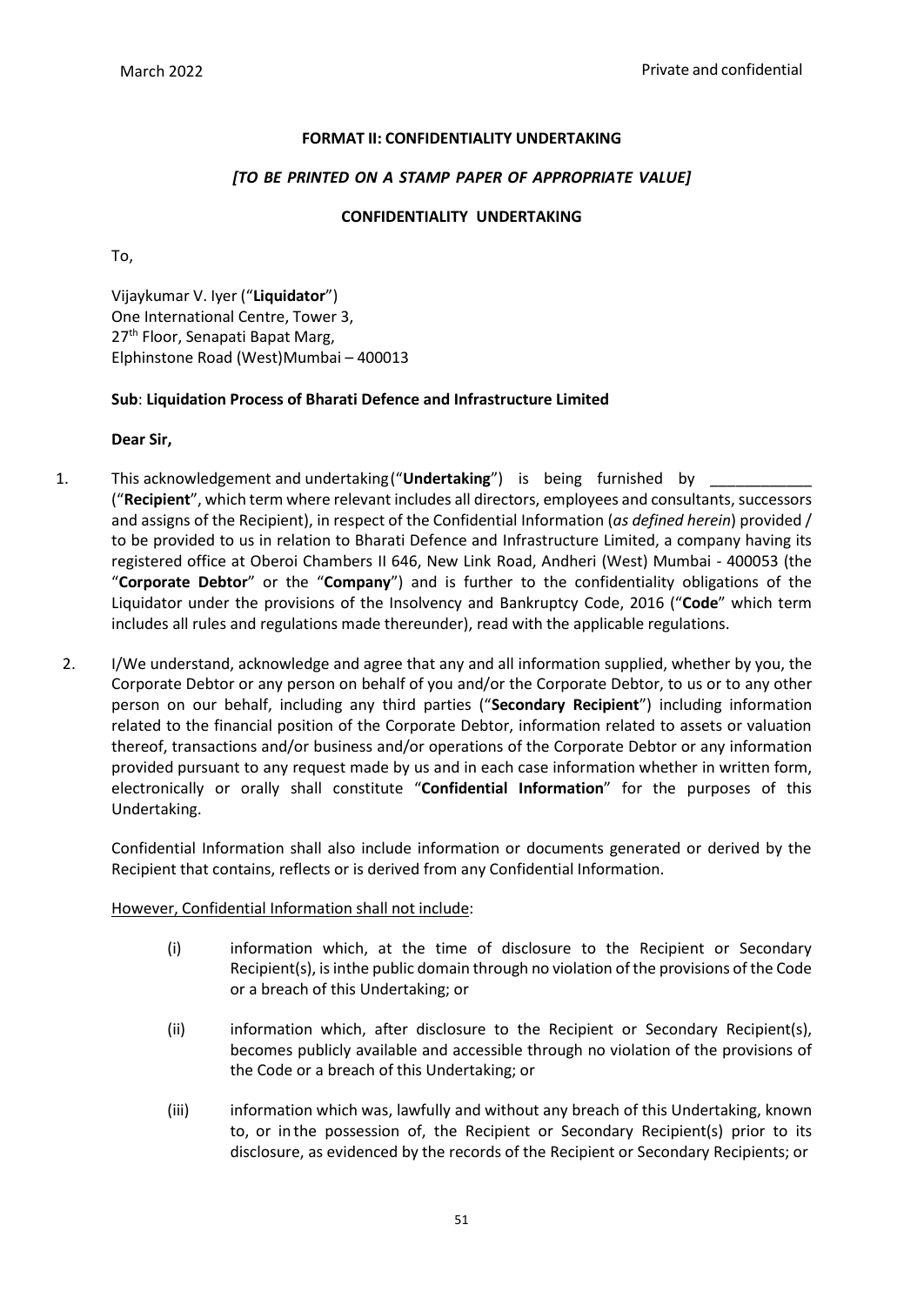**FORMAT II: CONFIDENTIALITY UNDERTAKING**

***[TO BE PRINTED ON A STAMP PAPER OF APPROPRIATE VALUE]***

**CONFIDENTIALITY UNDERTAKING**

To,

Vijaykumar V. Iyer ("**Liquidator**")
One International Centre, Tower 3,
27th Floor, Senapati Bapat Marg,
Elphinstone Road (West)Mumbai – 400013

**Sub**: **Liquidation Process of Bharati Defence and Infrastructure Limited**

**Dear Sir,**

1. This acknowledgement and undertaking ("**Undertaking**") is being furnished by ____________ ("**Recipient**", which term where relevant includes all directors, employees and consultants, successors and assigns of the Recipient), in respect of the Confidential Information (*as defined herein*) provided / to be provided to us in relation to Bharati Defence and Infrastructure Limited, a company having its registered office at Oberoi Chambers II 646, New Link Road, Andheri (West) Mumbai - 400053 (the "**Corporate Debtor**" or the "**Company**") and is further to the confidentiality obligations of the Liquidator under the provisions of the Insolvency and Bankruptcy Code, 2016 ("**Code**" which term includes all rules and regulations made thereunder), read with the applicable regulations.

2. I/We understand, acknowledge and agree that any and all information supplied, whether by you, the Corporate Debtor or any person on behalf of you and/or the Corporate Debtor, to us or to any other person on our behalf, including any third parties ("**Secondary Recipient**") including information related to the financial position of the Corporate Debtor, information related to assets or valuation thereof, transactions and/or business and/or operations of the Corporate Debtor or any information provided pursuant to any request made by us and in each case information whether in written form, electronically or orally shall constitute "**Confidential Information**" for the purposes of this Undertaking.

   Confidential Information shall also include information or documents generated or derived by the Recipient that contains, reflects or is derived from any Confidential Information.

   However, Confidential Information shall not include:

   (i) information which, at the time of disclosure to the Recipient or Secondary Recipient(s), is inthe public domain through no violation of the provisions of the Code or a breach of this Undertaking; or

   (ii) information which, after disclosure to the Recipient or Secondary Recipient(s), becomes publicly available and accessible through no violation of the provisions of the Code or a breach of this Undertaking; or

   (iii) information which was, lawfully and without any breach of this Undertaking, known to, or in the possession of, the Recipient or Secondary Recipient(s) prior to its disclosure, as evidenced by the records of the Recipient or Secondary Recipients; or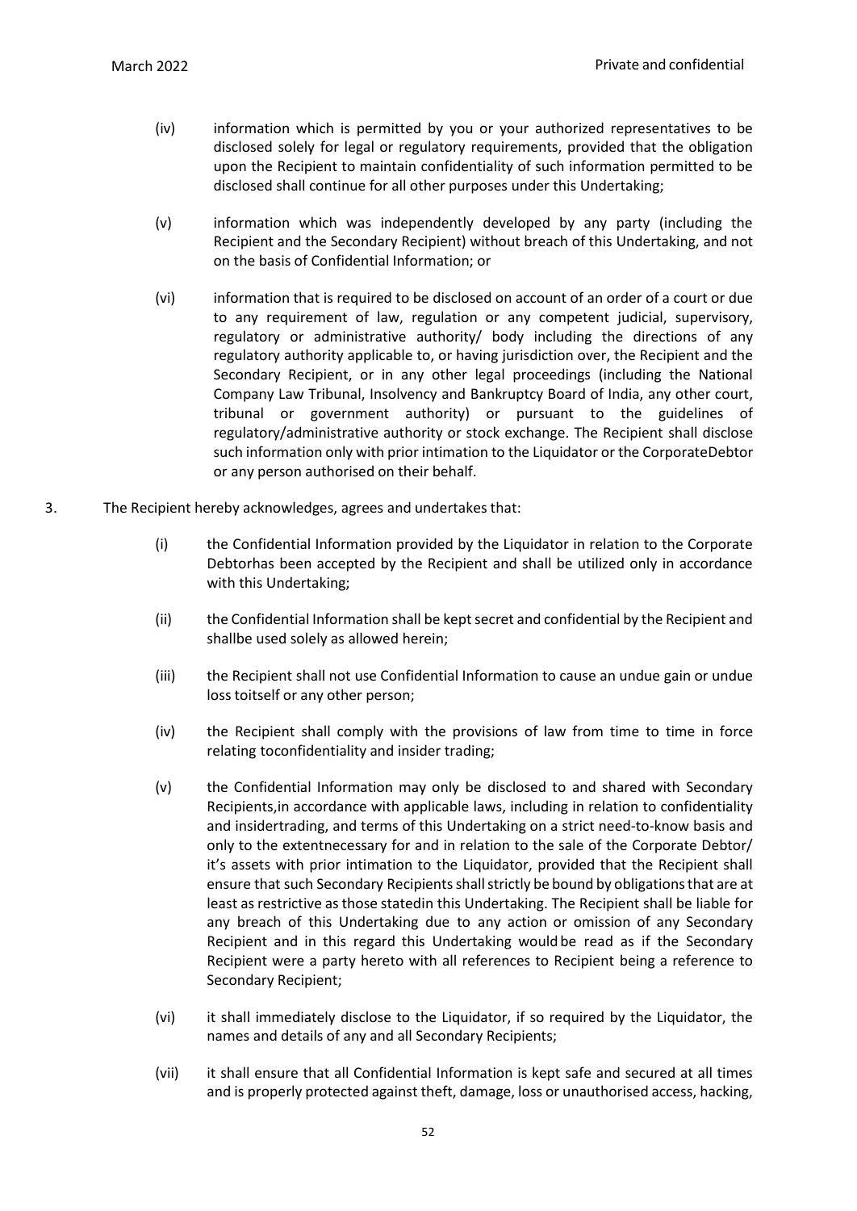(iv) information which is permitted by you or your authorized representatives to be disclosed solely for legal or regulatory requirements, provided that the obligation upon the Recipient to maintain confidentiality of such information permitted to be disclosed shall continue for all other purposes under this Undertaking;

(v) information which was independently developed by any party (including the Recipient and the Secondary Recipient) without breach of this Undertaking, and not on the basis of Confidential Information; or

(vi) information that is required to be disclosed on account of an order of a court or due to any requirement of law, regulation or any competent judicial, supervisory, regulatory or administrative authority/ body including the directions of any regulatory authority applicable to, or having jurisdiction over, the Recipient and the Secondary Recipient, or in any other legal proceedings (including the National Company Law Tribunal, Insolvency and Bankruptcy Board of India, any other court, tribunal or government authority) or pursuant to the guidelines of regulatory/administrative authority or stock exchange. The Recipient shall disclose such information only with prior intimation to the Liquidator or the CorporateDebtor or any person authorised on their behalf.

3. The Recipient hereby acknowledges, agrees and undertakes that:

(i) the Confidential Information provided by the Liquidator in relation to the Corporate Debtorhas been accepted by the Recipient and shall be utilized only in accordance with this Undertaking;

(ii) the Confidential Information shall be kept secret and confidential by the Recipient and shallbe used solely as allowed herein;

(iii) the Recipient shall not use Confidential Information to cause an undue gain or undue loss toitself or any other person;

(iv) the Recipient shall comply with the provisions of law from time to time in force relating toconfidentiality and insider trading;

(v) the Confidential Information may only be disclosed to and shared with Secondary Recipients,in accordance with applicable laws, including in relation to confidentiality and insidertrading, and terms of this Undertaking on a strict need-to-know basis and only to the extentnecessary for and in relation to the sale of the Corporate Debtor/ it's assets with prior intimation to the Liquidator, provided that the Recipient shall ensure that such Secondary Recipients shall strictly be bound by obligations that are at least as restrictive as those statedin this Undertaking. The Recipient shall be liable for any breach of this Undertaking due to any action or omission of any Secondary Recipient and in this regard this Undertaking would be read as if the Secondary Recipient were a party hereto with all references to Recipient being a reference to Secondary Recipient;

(vi) it shall immediately disclose to the Liquidator, if so required by the Liquidator, the names and details of any and all Secondary Recipients;

(vii) it shall ensure that all Confidential Information is kept safe and secured at all times and is properly protected against theft, damage, loss or unauthorised access, hacking,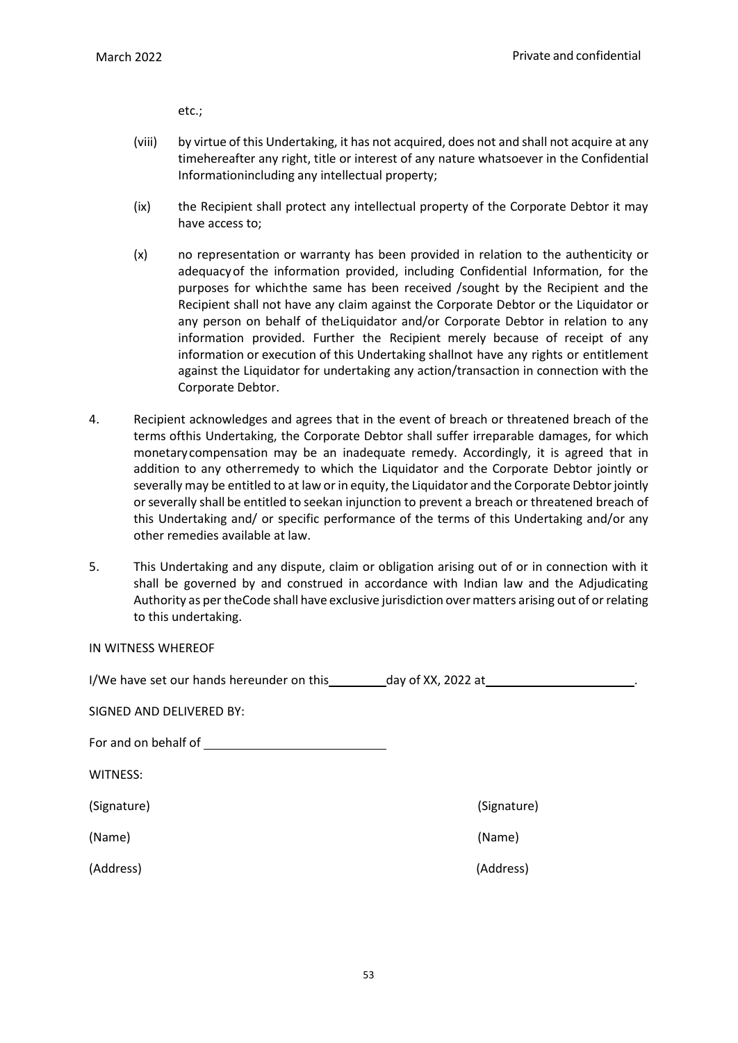etc.;

(viii) by virtue of this Undertaking, it has not acquired, does not and shall not acquire at any timehereafter any right, title or interest of any nature whatsoever in the Confidential Informationincluding any intellectual property;

(ix) the Recipient shall protect any intellectual property of the Corporate Debtor it may have access to;

(x) no representation or warranty has been provided in relation to the authenticity or adequacyof the information provided, including Confidential Information, for the purposes for whichthe same has been received /sought by the Recipient and the Recipient shall not have any claim against the Corporate Debtor or the Liquidator or any person on behalf of theLiquidator and/or Corporate Debtor in relation to any information provided. Further the Recipient merely because of receipt of any information or execution of this Undertaking shallnot have any rights or entitlement against the Liquidator for undertaking any action/transaction in connection with the Corporate Debtor.

4. Recipient acknowledges and agrees that in the event of breach or threatened breach of the terms ofthis Undertaking, the Corporate Debtor shall suffer irreparable damages, for which monetarycompensation may be an inadequate remedy. Accordingly, it is agreed that in addition to any otherremedy to which the Liquidator and the Corporate Debtor jointly or severally may be entitled to at law or in equity, the Liquidator and the Corporate Debtor jointly or severally shall be entitled to seekan injunction to prevent a breach or threatened breach of this Undertaking and/ or specific performance of the terms of this Undertaking and/or any other remedies available at law.

5. This Undertaking and any dispute, claim or obligation arising out of or in connection with it shall be governed by and construed in accordance with Indian law and the Adjudicating Authority as per theCode shall have exclusive jurisdiction over matters arising out of or relating to this undertaking.

IN WITNESS WHEREOF

I/We have set our hands hereunder on this\_\_\_\_\_\_\_\_\_day of XX, 2022 at\_\_\_\_\_\_\_\_\_\_\_\_\_\_\_\_\_\_\_\_\_\_\_.

SIGNED AND DELIVERED BY:

For and on behalf of \_\_\_\_\_\_\_\_\_\_\_\_\_\_\_\_\_\_\_\_\_\_\_\_\_\_\_

WITNESS:

| | |
|---|---|
| (Signature) | (Signature) |
| (Name) | (Name) |
| (Address) | (Address) |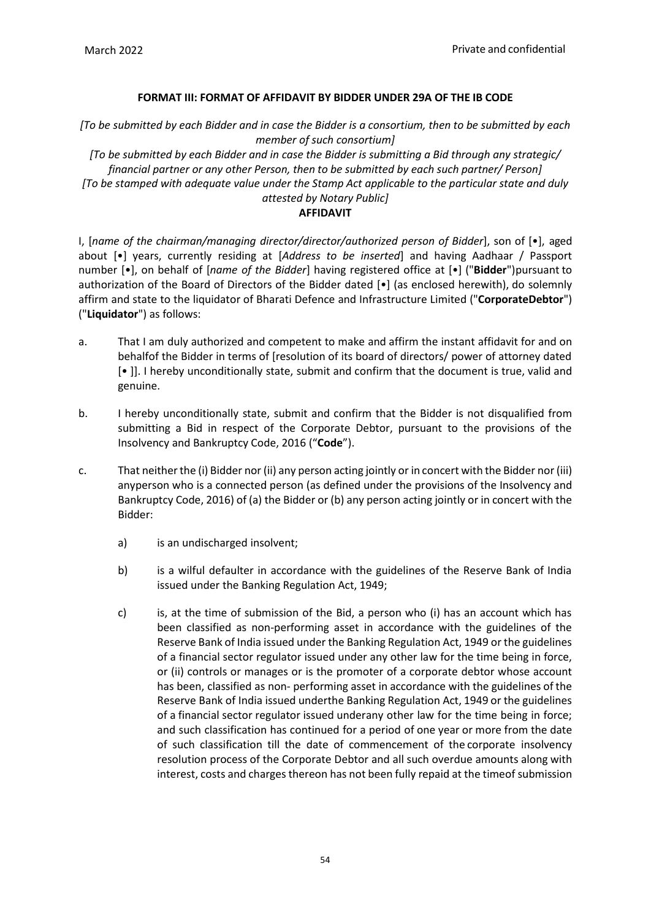#### FORMAT III: FORMAT OF AFFIDAVIT BY BIDDER UNDER 29A OF THE IB CODE

*[To be submitted by each Bidder and in case the Bidder is a consortium, then to be submitted by each member of such consortium]*

*[To be submitted by each Bidder and in case the Bidder is submitting a Bid through any strategic/ financial partner or any other Person, then to be submitted by each such partner/ Person]*

*[To be stamped with adequate value under the Stamp Act applicable to the particular state and duly attested by Notary Public]*

**AFFIDAVIT**

I, [*name of the chairman/managing director/director/authorized person of Bidder*], son of [•], aged about [•] years, currently residing at [*Address to be inserted*] and having Aadhaar / Passport number [•], on behalf of [*name of the Bidder*] having registered office at [•] ("**Bidder**")pursuant to authorization of the Board of Directors of the Bidder dated [•] (as enclosed herewith), do solemnly affirm and state to the liquidator of Bharati Defence and Infrastructure Limited ("**CorporateDebtor**") ("**Liquidator**") as follows:

a. That I am duly authorized and competent to make and affirm the instant affidavit for and on behalfof the Bidder in terms of [resolution of its board of directors/ power of attorney dated [• ]]. I hereby unconditionally state, submit and confirm that the document is true, valid and genuine.

b. I hereby unconditionally state, submit and confirm that the Bidder is not disqualified from submitting a Bid in respect of the Corporate Debtor, pursuant to the provisions of the Insolvency and Bankruptcy Code, 2016 ("**Code**").

c. That neither the (i) Bidder nor (ii) any person acting jointly or in concert with the Bidder nor (iii) anyperson who is a connected person (as defined under the provisions of the Insolvency and Bankruptcy Code, 2016) of (a) the Bidder or (b) any person acting jointly or in concert with the Bidder:

   a) is an undischarged insolvent;

   b) is a wilful defaulter in accordance with the guidelines of the Reserve Bank of India issued under the Banking Regulation Act, 1949;

   c) is, at the time of submission of the Bid, a person who (i) has an account which has been classified as non-performing asset in accordance with the guidelines of the Reserve Bank of India issued under the Banking Regulation Act, 1949 or the guidelines of a financial sector regulator issued under any other law for the time being in force, or (ii) controls or manages or is the promoter of a corporate debtor whose account has been, classified as non- performing asset in accordance with the guidelines of the Reserve Bank of India issued underthe Banking Regulation Act, 1949 or the guidelines of a financial sector regulator issued underany other law for the time being in force; and such classification has continued for a period of one year or more from the date of such classification till the date of commencement of the corporate insolvency resolution process of the Corporate Debtor and all such overdue amounts along with interest, costs and charges thereon has not been fully repaid at the timeof submission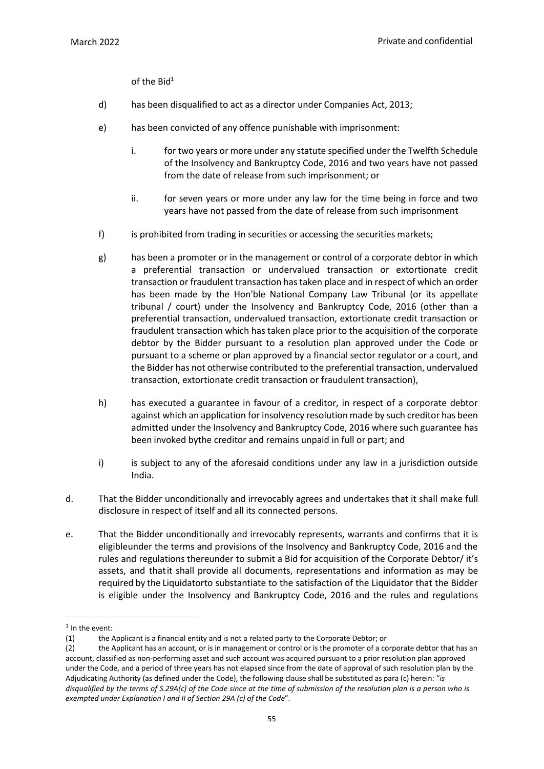of the Bid[1]

d) has been disqualified to act as a director under Companies Act, 2013;

e) has been convicted of any offence punishable with imprisonment:

   i. for two years or more under any statute specified under the Twelfth Schedule of the Insolvency and Bankruptcy Code, 2016 and two years have not passed from the date of release from such imprisonment; or

   ii. for seven years or more under any law for the time being in force and two years have not passed from the date of release from such imprisonment

f) is prohibited from trading in securities or accessing the securities markets;

g) has been a promoter or in the management or control of a corporate debtor in which a preferential transaction or undervalued transaction or extortionate credit transaction or fraudulent transaction has taken place and in respect of which an order has been made by the Hon'ble National Company Law Tribunal (or its appellate tribunal / court) under the Insolvency and Bankruptcy Code, 2016 (other than a preferential transaction, undervalued transaction, extortionate credit transaction or fraudulent transaction which has taken place prior to the acquisition of the corporate debtor by the Bidder pursuant to a resolution plan approved under the Code or pursuant to a scheme or plan approved by a financial sector regulator or a court, and the Bidder has not otherwise contributed to the preferential transaction, undervalued transaction, extortionate credit transaction or fraudulent transaction),

h) has executed a guarantee in favour of a creditor, in respect of a corporate debtor against which an application for insolvency resolution made by such creditor has been admitted under the Insolvency and Bankruptcy Code, 2016 where such guarantee has been invoked bythe creditor and remains unpaid in full or part; and

i) is subject to any of the aforesaid conditions under any law in a jurisdiction outside India.

d. That the Bidder unconditionally and irrevocably agrees and undertakes that it shall make full disclosure in respect of itself and all its connected persons.

e. That the Bidder unconditionally and irrevocably represents, warrants and confirms that it is eligibleunder the terms and provisions of the Insolvency and Bankruptcy Code, 2016 and the rules and regulations thereunder to submit a Bid for acquisition of the Corporate Debtor/ it's assets, and thatit shall provide all documents, representations and information as may be required by the Liquidatorto substantiate to the satisfaction of the Liquidator that the Bidder is eligible under the Insolvency and Bankruptcy Code, 2016 and the rules and regulations

---

[1] In the event:

(1) the Applicant is a financial entity and is not a related party to the Corporate Debtor; or

(2) the Applicant has an account, or is in management or control or is the promoter of a corporate debtor that has an account, classified as non-performing asset and such account was acquired pursuant to a prior resolution plan approved under the Code, and a period of three years has not elapsed since from the date of approval of such resolution plan by the Adjudicating Authority (as defined under the Code), the following clause shall be substituted as para (c) herein: "*is disqualified by the terms of S.29A(c) of the Code since at the time of submission of the resolution plan is a person who is exempted under Explanation I and II of Section 29A (c) of the Code*".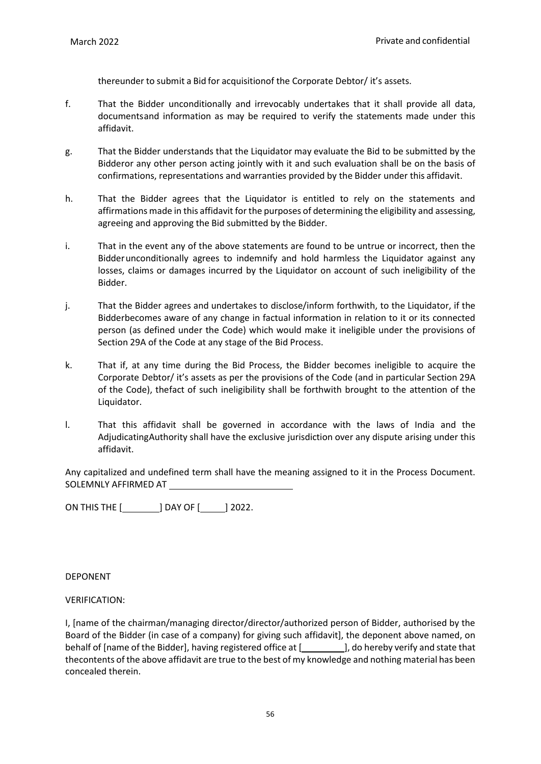thereunder to submit a Bid for acquisitionof the Corporate Debtor/ it's assets.

f. That the Bidder unconditionally and irrevocably undertakes that it shall provide all data, documentsand information as may be required to verify the statements made under this affidavit.

g. That the Bidder understands that the Liquidator may evaluate the Bid to be submitted by the Bidderor any other person acting jointly with it and such evaluation shall be on the basis of confirmations, representations and warranties provided by the Bidder under this affidavit.

h. That the Bidder agrees that the Liquidator is entitled to rely on the statements and affirmations made in this affidavit for the purposes of determining the eligibility and assessing, agreeing and approving the Bid submitted by the Bidder.

i. That in the event any of the above statements are found to be untrue or incorrect, then the Bidderunconditionally agrees to indemnify and hold harmless the Liquidator against any losses, claims or damages incurred by the Liquidator on account of such ineligibility of the Bidder.

j. That the Bidder agrees and undertakes to disclose/inform forthwith, to the Liquidator, if the Bidderbecomes aware of any change in factual information in relation to it or its connected person (as defined under the Code) which would make it ineligible under the provisions of Section 29A of the Code at any stage of the Bid Process.

k. That if, at any time during the Bid Process, the Bidder becomes ineligible to acquire the Corporate Debtor/ it's assets as per the provisions of the Code (and in particular Section 29A of the Code), thefact of such ineligibility shall be forthwith brought to the attention of the Liquidator.

l. That this affidavit shall be governed in accordance with the laws of India and the AdjudicatingAuthority shall have the exclusive jurisdiction over any dispute arising under this affidavit.

Any capitalized and undefined term shall have the meaning assigned to it in the Process Document.
SOLEMNLY AFFIRMED AT ________________________

ON THIS THE [________] DAY OF [_____] 2022.

DEPONENT

VERIFICATION:

I, [name of the chairman/managing director/director/authorized person of Bidder, authorised by the Board of the Bidder (in case of a company) for giving such affidavit], the deponent above named, on behalf of [name of the Bidder], having registered office at [_________], do hereby verify and state that thecontents of the above affidavit are true to the best of my knowledge and nothing material has been concealed therein.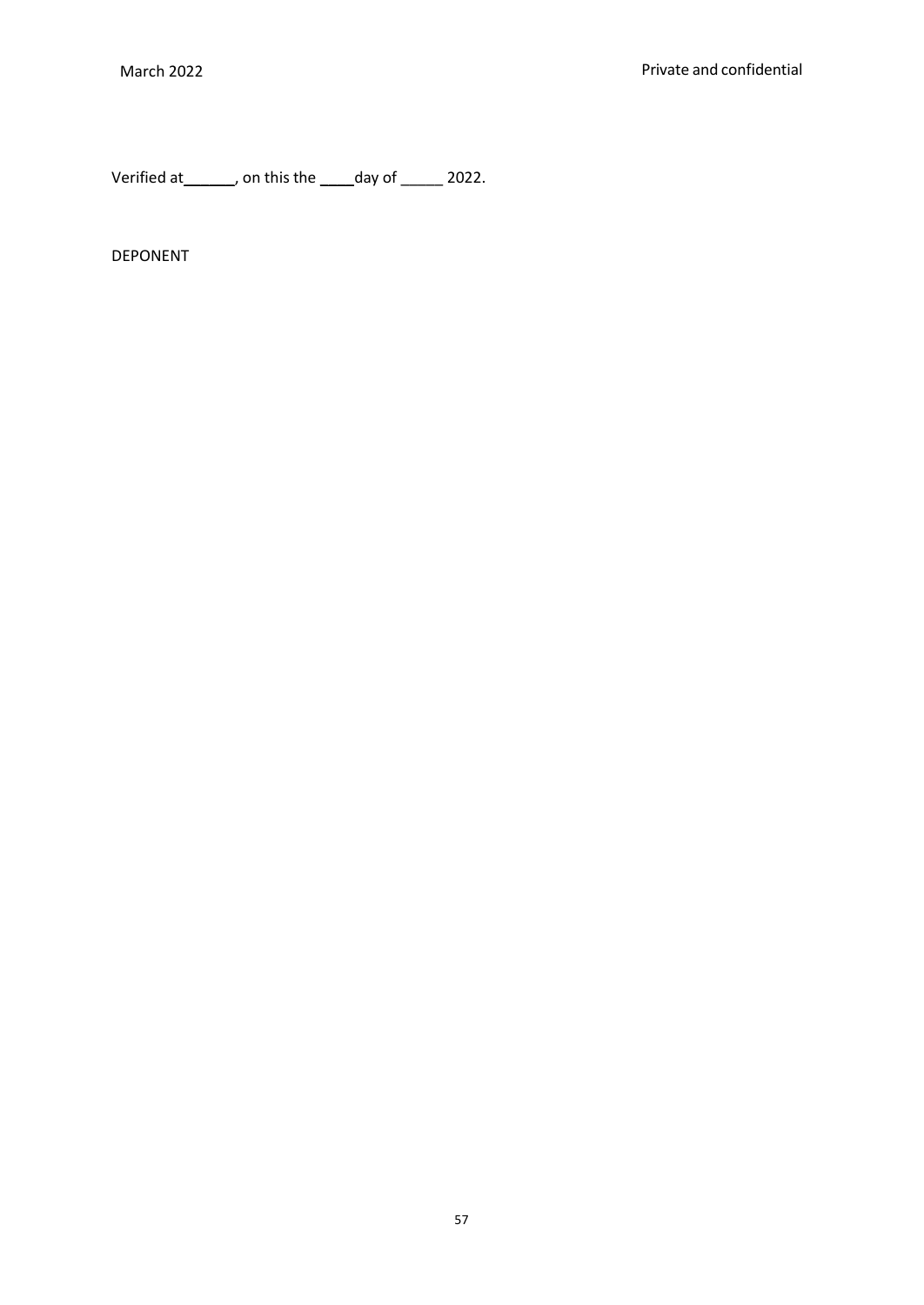Verified at______, on this the ____day of _____ 2022.

DEPONENT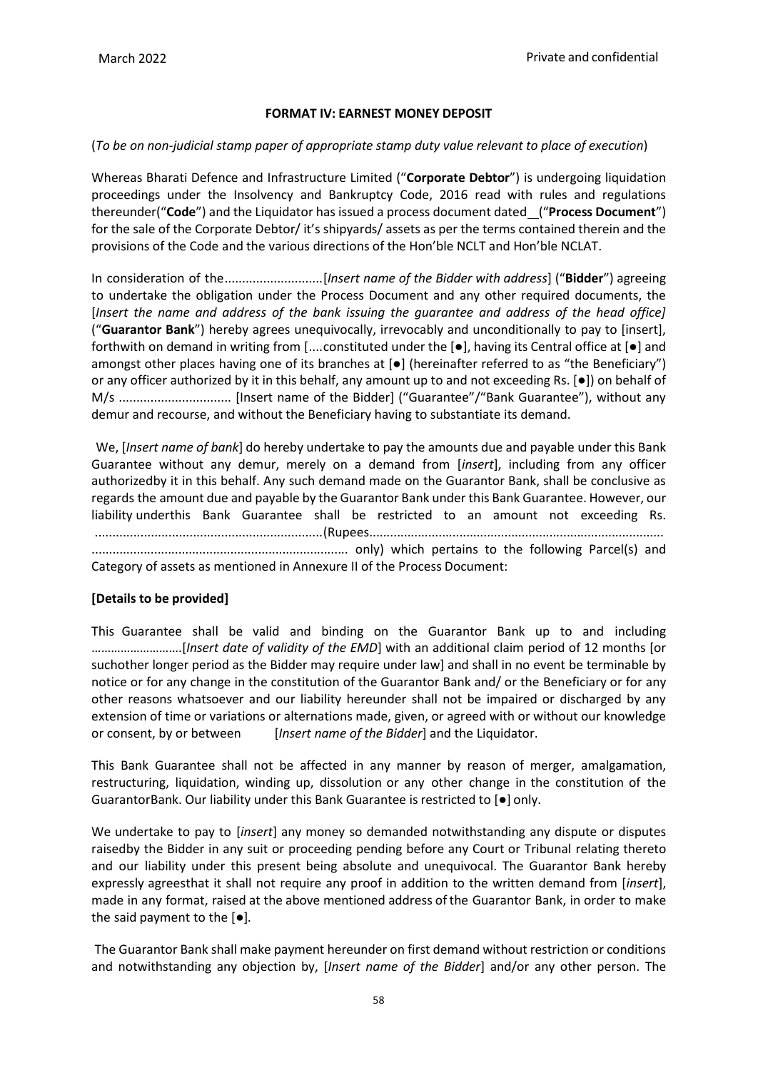## FORMAT IV: EARNEST MONEY DEPOSIT

(*To be on non-judicial stamp paper of appropriate stamp duty value relevant to place of execution*)

Whereas Bharati Defence and Infrastructure Limited ("**Corporate Debtor**") is undergoing liquidation proceedings under the Insolvency and Bankruptcy Code, 2016 read with rules and regulations thereunder("**Code**") and the Liquidator has issued a process document dated__("**Process Document**") for the sale of the Corporate Debtor/ it's shipyards/ assets as per the terms contained therein and the provisions of the Code and the various directions of the Hon'ble NCLT and Hon'ble NCLAT.

In consideration of the...........................[*Insert name of the Bidder with address*] ("**Bidder**") agreeing to undertake the obligation under the Process Document and any other required documents, the [*Insert the name and address of the bank issuing the guarantee and address of the head office]* ("**Guarantor Bank**") hereby agrees unequivocally, irrevocably and unconditionally to pay to [insert], forthwith on demand in writing from [....constituted under the [●], having its Central office at [●] and amongst other places having one of its branches at [●] (hereinafter referred to as "the Beneficiary") or any officer authorized by it in this behalf, any amount up to and not exceeding Rs. [●]) on behalf of M/s ................................ [Insert name of the Bidder] ("Guarantee"/"Bank Guarantee"), without any demur and recourse, and without the Beneficiary having to substantiate its demand.

We, [*Insert name of bank*] do hereby undertake to pay the amounts due and payable under this Bank Guarantee without any demur, merely on a demand from [*insert*], including from any officer authorizedby it in this behalf. Any such demand made on the Guarantor Bank, shall be conclusive as regards the amount due and payable by the Guarantor Bank under this Bank Guarantee. However, our liability underthis Bank Guarantee shall be restricted to an amount not exceeding Rs. ................................................................(Rupees................................................................................... ........................................................................ only) which pertains to the following Parcel(s) and Category of assets as mentioned in Annexure II of the Process Document:

**[Details to be provided]**

This Guarantee shall be valid and binding on the Guarantor Bank up to and including ……………………..[*Insert date of validity of the EMD*] with an additional claim period of 12 months [or suchother longer period as the Bidder may require under law] and shall in no event be terminable by notice or for any change in the constitution of the Guarantor Bank and/ or the Beneficiary or for any other reasons whatsoever and our liability hereunder shall not be impaired or discharged by any extension of time or variations or alternations made, given, or agreed with or without our knowledge or consent, by or between [*Insert name of the Bidder*] and the Liquidator.

This Bank Guarantee shall not be affected in any manner by reason of merger, amalgamation, restructuring, liquidation, winding up, dissolution or any other change in the constitution of the GuarantorBank. Our liability under this Bank Guarantee is restricted to [●] only.

We undertake to pay to [*insert*] any money so demanded notwithstanding any dispute or disputes raisedby the Bidder in any suit or proceeding pending before any Court or Tribunal relating thereto and our liability under this present being absolute and unequivocal. The Guarantor Bank hereby expressly agreesthat it shall not require any proof in addition to the written demand from [*insert*], made in any format, raised at the above mentioned address of the Guarantor Bank, in order to make the said payment to the [●].

The Guarantor Bank shall make payment hereunder on first demand without restriction or conditions and notwithstanding any objection by, [*Insert name of the Bidder*] and/or any other person. The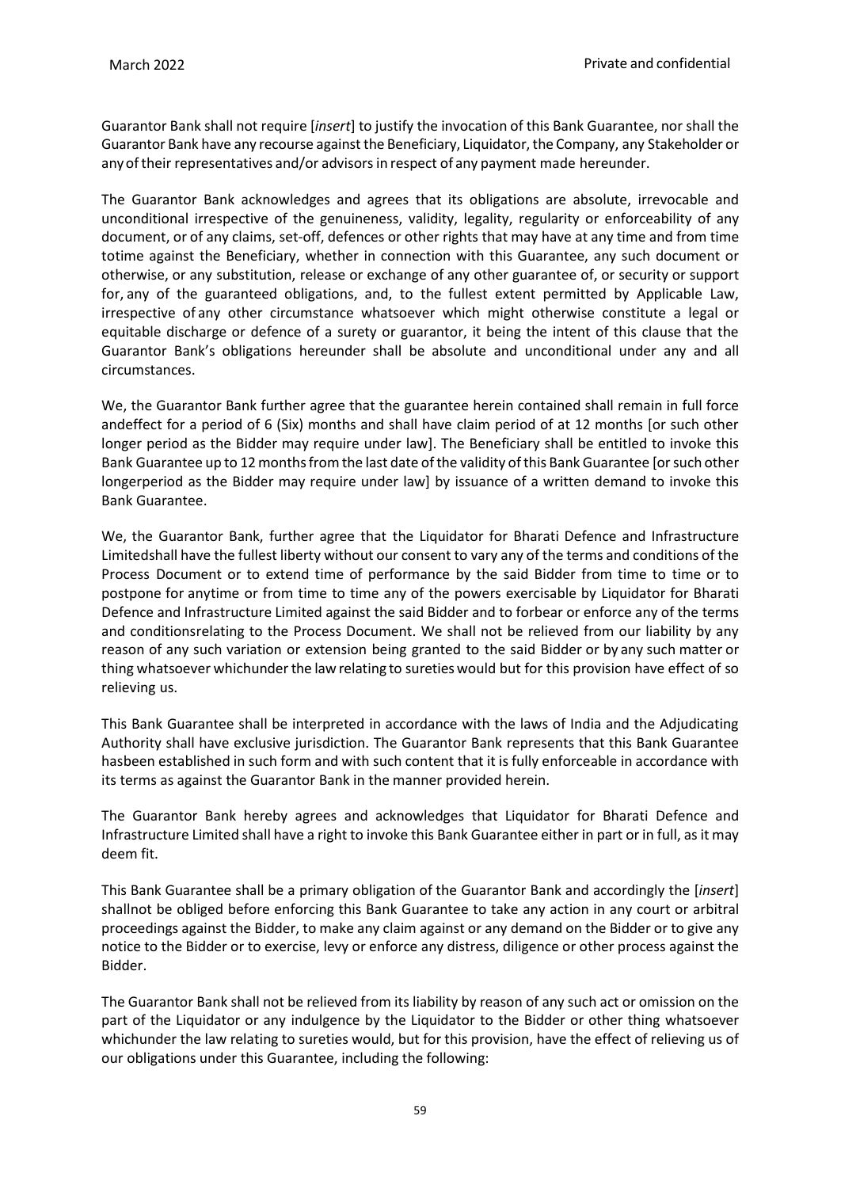Guarantor Bank shall not require [*insert*] to justify the invocation of this Bank Guarantee, nor shall the Guarantor Bank have any recourse against the Beneficiary, Liquidator, the Company, any Stakeholder or any of their representatives and/or advisors in respect of any payment made hereunder.

The Guarantor Bank acknowledges and agrees that its obligations are absolute, irrevocable and unconditional irrespective of the genuineness, validity, legality, regularity or enforceability of any document, or of any claims, set-off, defences or other rights that may have at any time and from time totime against the Beneficiary, whether in connection with this Guarantee, any such document or otherwise, or any substitution, release or exchange of any other guarantee of, or security or support for, any of the guaranteed obligations, and, to the fullest extent permitted by Applicable Law, irrespective of any other circumstance whatsoever which might otherwise constitute a legal or equitable discharge or defence of a surety or guarantor, it being the intent of this clause that the Guarantor Bank's obligations hereunder shall be absolute and unconditional under any and all circumstances.

We, the Guarantor Bank further agree that the guarantee herein contained shall remain in full force andeffect for a period of 6 (Six) months and shall have claim period of at 12 months [or such other longer period as the Bidder may require under law]. The Beneficiary shall be entitled to invoke this Bank Guarantee up to 12 months from the last date of the validity of this Bank Guarantee [or such other longerperiod as the Bidder may require under law] by issuance of a written demand to invoke this Bank Guarantee.

We, the Guarantor Bank, further agree that the Liquidator for Bharati Defence and Infrastructure Limitedshall have the fullest liberty without our consent to vary any of the terms and conditions of the Process Document or to extend time of performance by the said Bidder from time to time or to postpone for anytime or from time to time any of the powers exercisable by Liquidator for Bharati Defence and Infrastructure Limited against the said Bidder and to forbear or enforce any of the terms and conditionsrelating to the Process Document. We shall not be relieved from our liability by any reason of any such variation or extension being granted to the said Bidder or by any such matter or thing whatsoever whichunder the law relating to sureties would but for this provision have effect of so relieving us.

This Bank Guarantee shall be interpreted in accordance with the laws of India and the Adjudicating Authority shall have exclusive jurisdiction. The Guarantor Bank represents that this Bank Guarantee hasbeen established in such form and with such content that it is fully enforceable in accordance with its terms as against the Guarantor Bank in the manner provided herein.

The Guarantor Bank hereby agrees and acknowledges that Liquidator for Bharati Defence and Infrastructure Limited shall have a right to invoke this Bank Guarantee either in part or in full, as it may deem fit.

This Bank Guarantee shall be a primary obligation of the Guarantor Bank and accordingly the [*insert*] shallnot be obliged before enforcing this Bank Guarantee to take any action in any court or arbitral proceedings against the Bidder, to make any claim against or any demand on the Bidder or to give any notice to the Bidder or to exercise, levy or enforce any distress, diligence or other process against the Bidder.

The Guarantor Bank shall not be relieved from its liability by reason of any such act or omission on the part of the Liquidator or any indulgence by the Liquidator to the Bidder or other thing whatsoever whichunder the law relating to sureties would, but for this provision, have the effect of relieving us of our obligations under this Guarantee, including the following: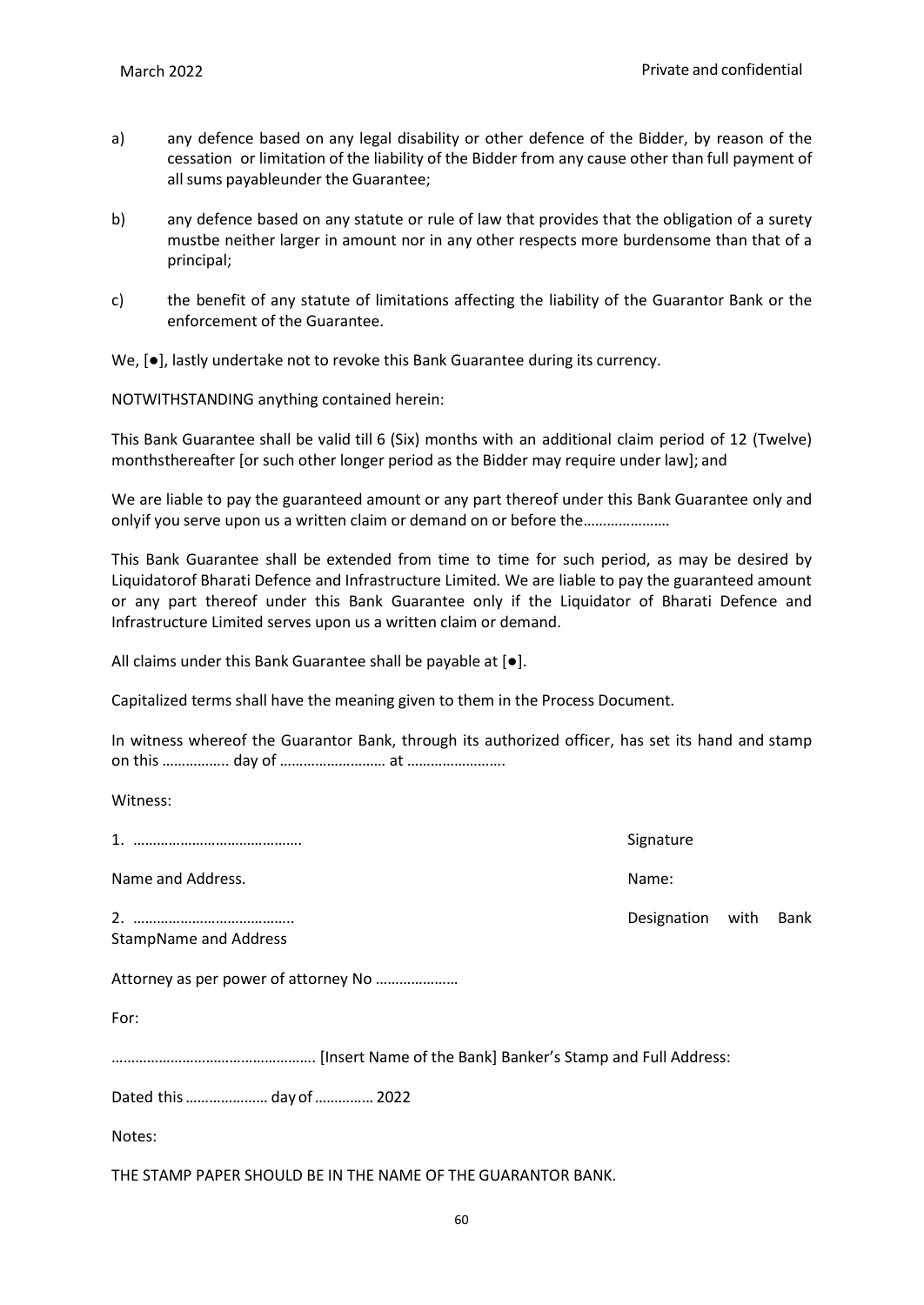a) any defence based on any legal disability or other defence of the Bidder, by reason of the cessation or limitation of the liability of the Bidder from any cause other than full payment of all sums payableunder the Guarantee;

b) any defence based on any statute or rule of law that provides that the obligation of a surety mustbe neither larger in amount nor in any other respects more burdensome than that of a principal;

c) the benefit of any statute of limitations affecting the liability of the Guarantor Bank or the enforcement of the Guarantee.

We, [●], lastly undertake not to revoke this Bank Guarantee during its currency.

NOTWITHSTANDING anything contained herein:

This Bank Guarantee shall be valid till 6 (Six) months with an additional claim period of 12 (Twelve) monthsthereafter [or such other longer period as the Bidder may require under law]; and

We are liable to pay the guaranteed amount or any part thereof under this Bank Guarantee only and onlyif you serve upon us a written claim or demand on or before the………………….

This Bank Guarantee shall be extended from time to time for such period, as may be desired by Liquidatorof Bharati Defence and Infrastructure Limited. We are liable to pay the guaranteed amount or any part thereof under this Bank Guarantee only if the Liquidator of Bharati Defence and Infrastructure Limited serves upon us a written claim or demand.

All claims under this Bank Guarantee shall be payable at [●].

Capitalized terms shall have the meaning given to them in the Process Document.

In witness whereof the Guarantor Bank, through its authorized officer, has set its hand and stamp on this …………….. day of ……………………… at …………………….

Witness:

1. …………………………………… Signature

Name and Address. Name:

2. ………………………………….. Designation with Bank
StampName and Address

Attorney as per power of attorney No …………………

For:

……………………………………………. [Insert Name of the Bank] Banker's Stamp and Full Address:

Dated this ………………… day of …………… 2022

Notes:

THE STAMP PAPER SHOULD BE IN THE NAME OF THE GUARANTOR BANK.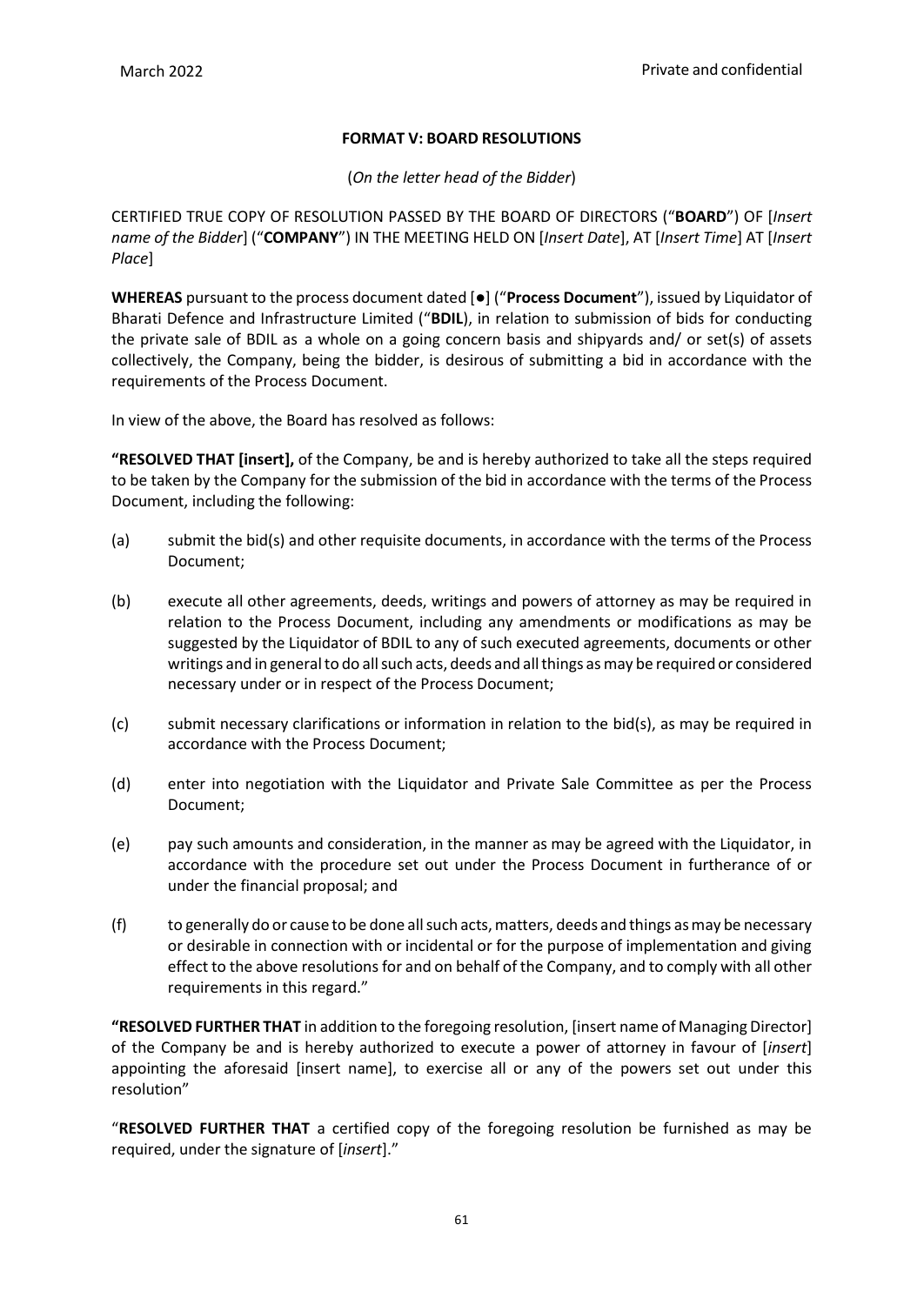**FORMAT V: BOARD RESOLUTIONS**

(*On the letter head of the Bidder*)

CERTIFIED TRUE COPY OF RESOLUTION PASSED BY THE BOARD OF DIRECTORS ("**BOARD**") OF [*Insert name of the Bidder*] ("**COMPANY**") IN THE MEETING HELD ON [*Insert Date*], AT [*Insert Time*] AT [*Insert Place*]

**WHEREAS** pursuant to the process document dated [●] ("**Process Document**"), issued by Liquidator of Bharati Defence and Infrastructure Limited ("**BDIL**), in relation to submission of bids for conducting the private sale of BDIL as a whole on a going concern basis and shipyards and/ or set(s) of assets collectively, the Company, being the bidder, is desirous of submitting a bid in accordance with the requirements of the Process Document.

In view of the above, the Board has resolved as follows:

**"RESOLVED THAT [insert],** of the Company, be and is hereby authorized to take all the steps required to be taken by the Company for the submission of the bid in accordance with the terms of the Process Document, including the following:

(a) submit the bid(s) and other requisite documents, in accordance with the terms of the Process Document;

(b) execute all other agreements, deeds, writings and powers of attorney as may be required in relation to the Process Document, including any amendments or modifications as may be suggested by the Liquidator of BDIL to any of such executed agreements, documents or other writings and in general to do all such acts, deeds and all things as may be required or considered necessary under or in respect of the Process Document;

(c) submit necessary clarifications or information in relation to the bid(s), as may be required in accordance with the Process Document;

(d) enter into negotiation with the Liquidator and Private Sale Committee as per the Process Document;

(e) pay such amounts and consideration, in the manner as may be agreed with the Liquidator, in accordance with the procedure set out under the Process Document in furtherance of or under the financial proposal; and

(f) to generally do or cause to be done all such acts, matters, deeds and things as may be necessary or desirable in connection with or incidental or for the purpose of implementation and giving effect to the above resolutions for and on behalf of the Company, and to comply with all other requirements in this regard."

**"RESOLVED FURTHER THAT** in addition to the foregoing resolution, [insert name of Managing Director] of the Company be and is hereby authorized to execute a power of attorney in favour of [*insert*] appointing the aforesaid [insert name], to exercise all or any of the powers set out under this resolution"

"**RESOLVED FURTHER THAT** a certified copy of the foregoing resolution be furnished as may be required, under the signature of [*insert*]."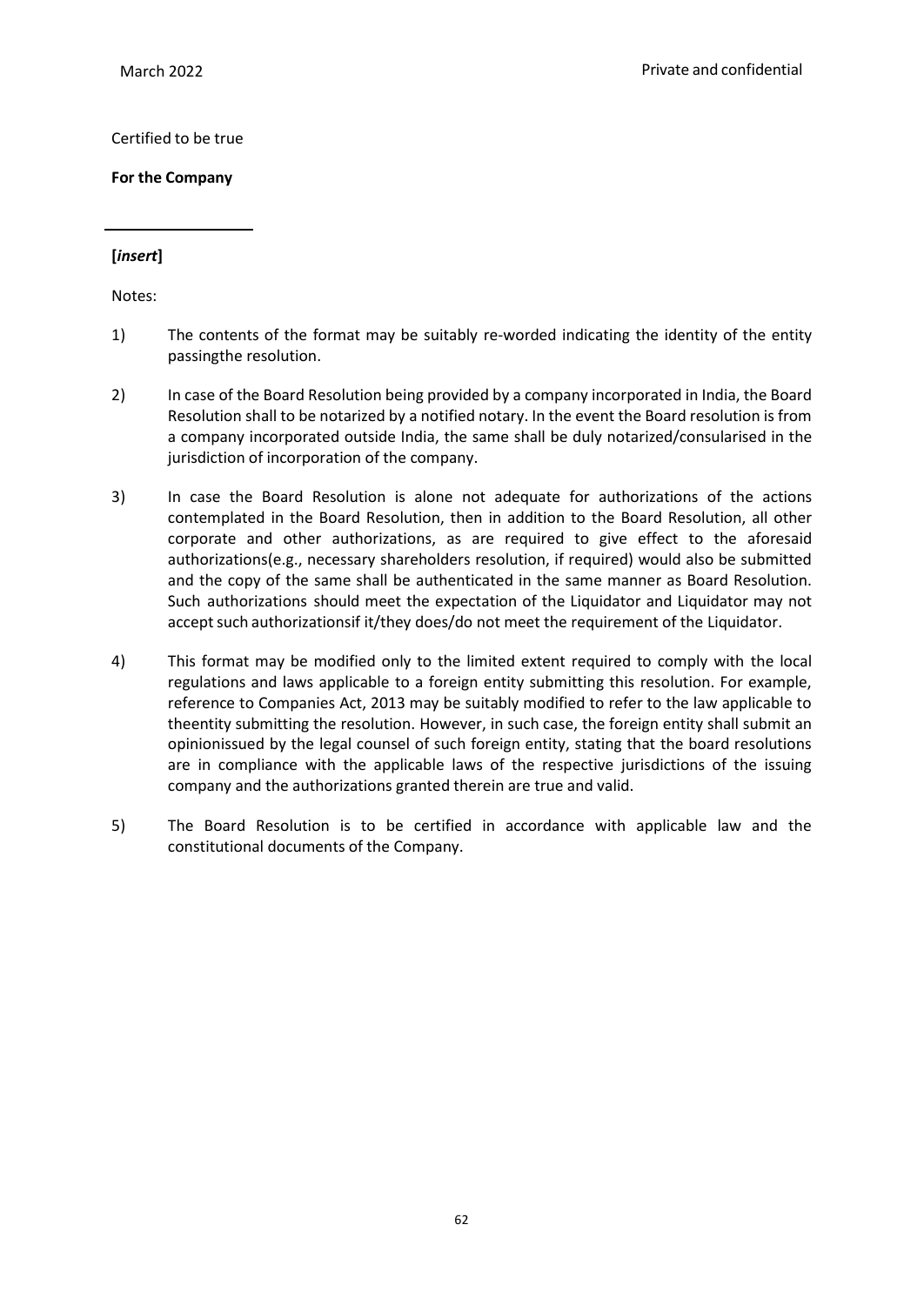Certified to be true

**For the Company**

______________

**[*insert*]**

Notes:

1) The contents of the format may be suitably re-worded indicating the identity of the entity passingthe resolution.

2) In case of the Board Resolution being provided by a company incorporated in India, the Board Resolution shall to be notarized by a notified notary. In the event the Board resolution is from a company incorporated outside India, the same shall be duly notarized/consularised in the jurisdiction of incorporation of the company.

3) In case the Board Resolution is alone not adequate for authorizations of the actions contemplated in the Board Resolution, then in addition to the Board Resolution, all other corporate and other authorizations, as are required to give effect to the aforesaid authorizations(e.g., necessary shareholders resolution, if required) would also be submitted and the copy of the same shall be authenticated in the same manner as Board Resolution. Such authorizations should meet the expectation of the Liquidator and Liquidator may not accept such authorizationsif it/they does/do not meet the requirement of the Liquidator.

4) This format may be modified only to the limited extent required to comply with the local regulations and laws applicable to a foreign entity submitting this resolution. For example, reference to Companies Act, 2013 may be suitably modified to refer to the law applicable to theentity submitting the resolution. However, in such case, the foreign entity shall submit an opinionissued by the legal counsel of such foreign entity, stating that the board resolutions are in compliance with the applicable laws of the respective jurisdictions of the issuing company and the authorizations granted therein are true and valid.

5) The Board Resolution is to be certified in accordance with applicable law and the constitutional documents of the Company.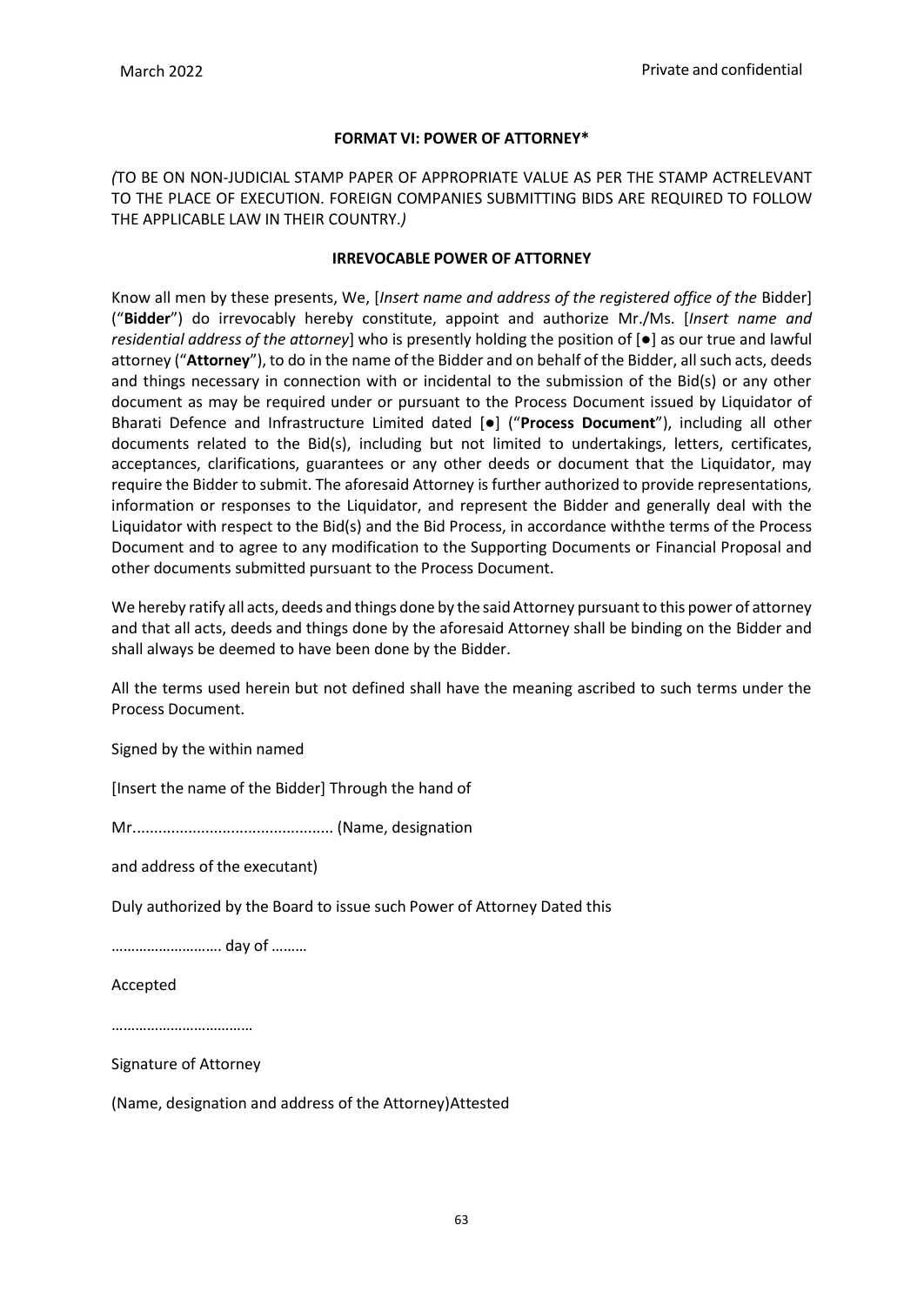**FORMAT VI: POWER OF ATTORNEY***

*(*TO BE ON NON-JUDICIAL STAMP PAPER OF APPROPRIATE VALUE AS PER THE STAMP ACTRELEVANT TO THE PLACE OF EXECUTION. FOREIGN COMPANIES SUBMITTING BIDS ARE REQUIRED TO FOLLOW THE APPLICABLE LAW IN THEIR COUNTRY.*)*

**IRREVOCABLE POWER OF ATTORNEY**

Know all men by these presents, We, [*Insert name and address of the registered office of the* Bidder] ("**Bidder**") do irrevocably hereby constitute, appoint and authorize Mr./Ms. [*Insert name and residential address of the attorney*] who is presently holding the position of [●] as our true and lawful attorney ("**Attorney**"), to do in the name of the Bidder and on behalf of the Bidder, all such acts, deeds and things necessary in connection with or incidental to the submission of the Bid(s) or any other document as may be required under or pursuant to the Process Document issued by Liquidator of Bharati Defence and Infrastructure Limited dated [●] ("**Process Document**"), including all other documents related to the Bid(s), including but not limited to undertakings, letters, certificates, acceptances, clarifications, guarantees or any other deeds or document that the Liquidator, may require the Bidder to submit. The aforesaid Attorney is further authorized to provide representations, information or responses to the Liquidator, and represent the Bidder and generally deal with the Liquidator with respect to the Bid(s) and the Bid Process, in accordance withthe terms of the Process Document and to agree to any modification to the Supporting Documents or Financial Proposal and other documents submitted pursuant to the Process Document.

We hereby ratify all acts, deeds and things done by the said Attorney pursuant to this power of attorney and that all acts, deeds and things done by the aforesaid Attorney shall be binding on the Bidder and shall always be deemed to have been done by the Bidder.

All the terms used herein but not defined shall have the meaning ascribed to such terms under the Process Document.

Signed by the within named

[Insert the name of the Bidder] Through the hand of

Mr............................................... (Name, designation

and address of the executant)

Duly authorized by the Board to issue such Power of Attorney Dated this

……………………… day of ………

Accepted

………………………………

Signature of Attorney

(Name, designation and address of the Attorney)Attested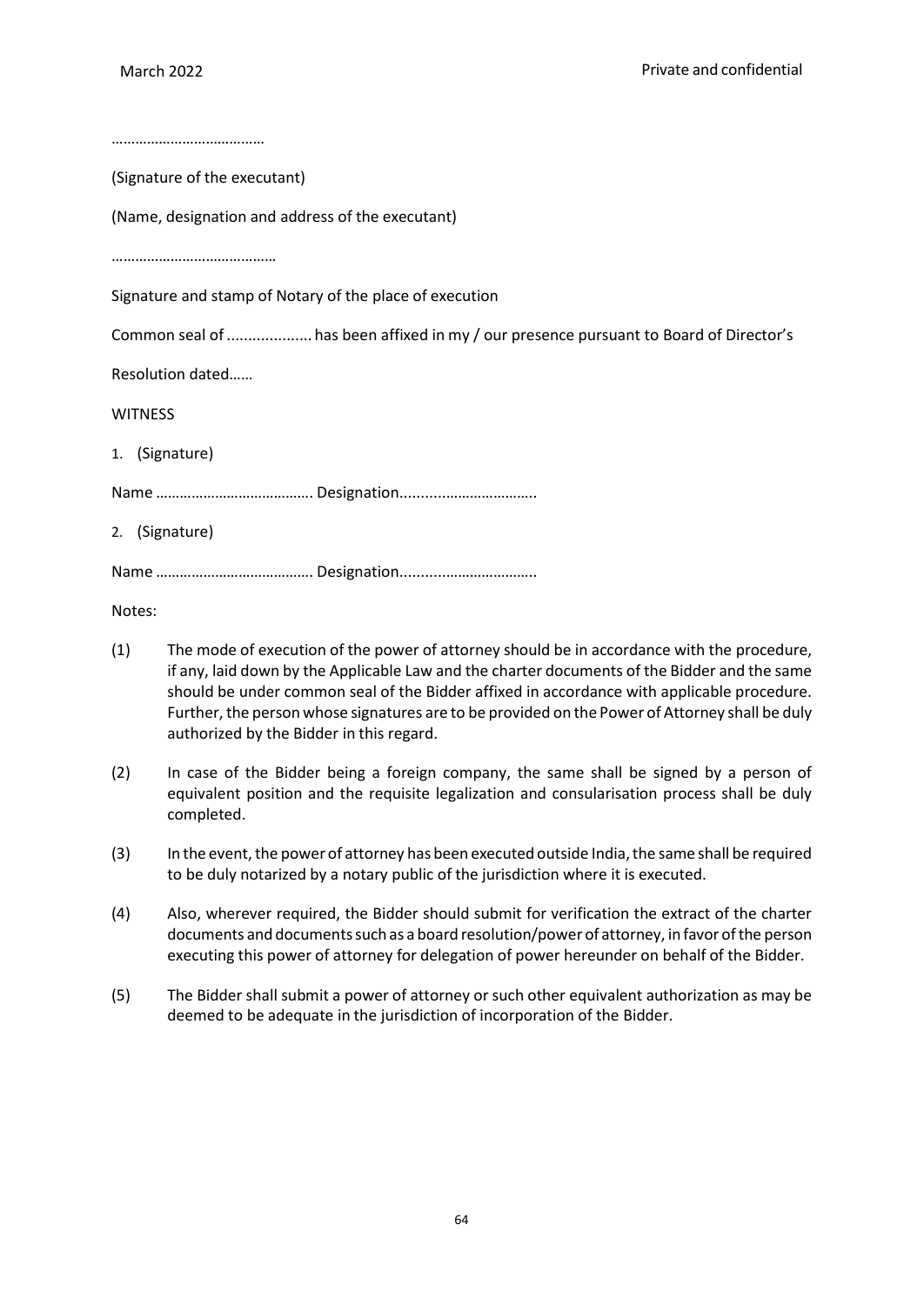…………………………………

(Signature of the executant)

(Name, designation and address of the executant)

……………………………………

Signature and stamp of Notary of the place of execution

Common seal of .................... has been affixed in my / our presence pursuant to Board of Director's Resolution dated……

WITNESS

1. (Signature)

Name …………………………………. Designation.................................

2. (Signature)

Name …………………………………. Designation.................................

Notes:

(1) The mode of execution of the power of attorney should be in accordance with the procedure, if any, laid down by the Applicable Law and the charter documents of the Bidder and the same should be under common seal of the Bidder affixed in accordance with applicable procedure. Further, the person whose signatures are to be provided on the Power of Attorney shall be duly authorized by the Bidder in this regard.

(2) In case of the Bidder being a foreign company, the same shall be signed by a person of equivalent position and the requisite legalization and consularisation process shall be duly completed.

(3) In the event, the power of attorney has been executed outside India, the same shall be required to be duly notarized by a notary public of the jurisdiction where it is executed.

(4) Also, wherever required, the Bidder should submit for verification the extract of the charter documents and documents such as a board resolution/power of attorney, in favor of the person executing this power of attorney for delegation of power hereunder on behalf of the Bidder.

(5) The Bidder shall submit a power of attorney or such other equivalent authorization as may be deemed to be adequate in the jurisdiction of incorporation of the Bidder.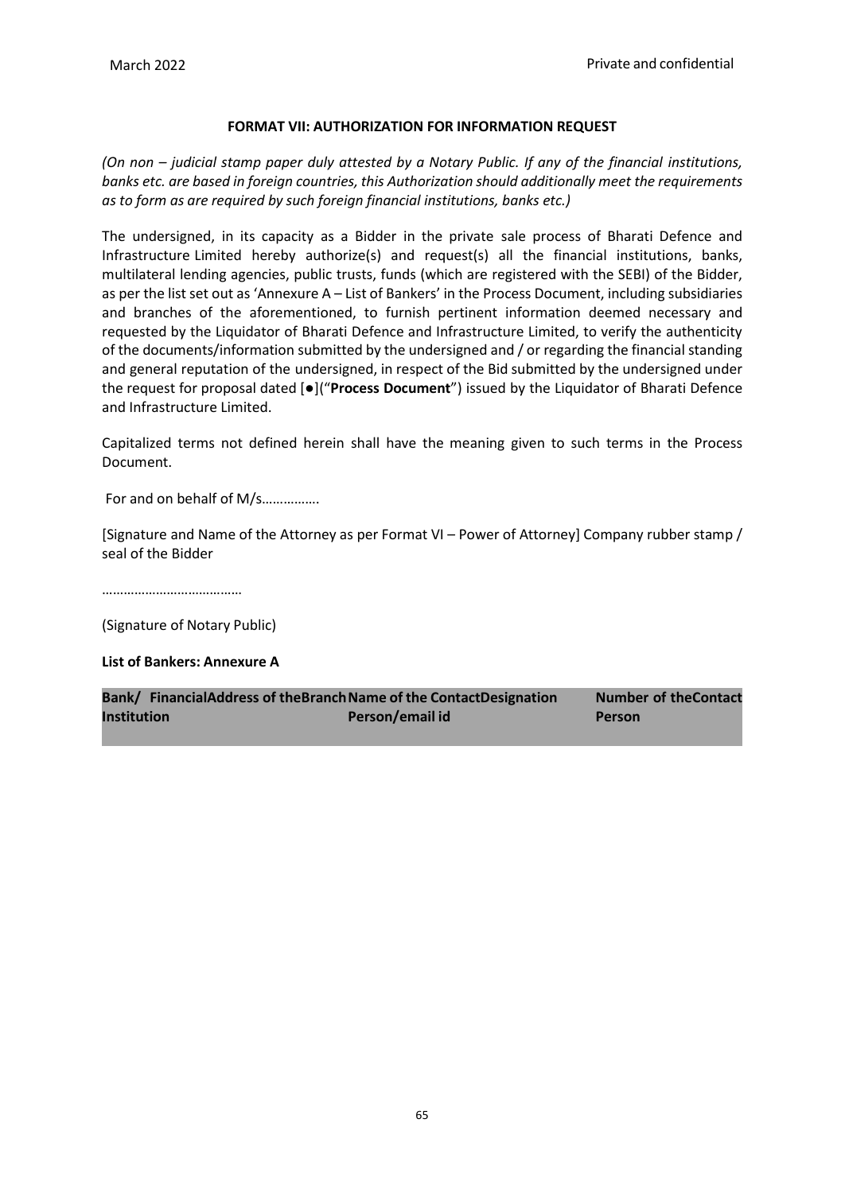### FORMAT VII: AUTHORIZATION FOR INFORMATION REQUEST

*(On non – judicial stamp paper duly attested by a Notary Public. If any of the financial institutions, banks etc. are based in foreign countries, this Authorization should additionally meet the requirements as to form as are required by such foreign financial institutions, banks etc.)*

The undersigned, in its capacity as a Bidder in the private sale process of Bharati Defence and Infrastructure Limited hereby authorize(s) and request(s) all the financial institutions, banks, multilateral lending agencies, public trusts, funds (which are registered with the SEBI) of the Bidder, as per the list set out as 'Annexure A – List of Bankers' in the Process Document, including subsidiaries and branches of the aforementioned, to furnish pertinent information deemed necessary and requested by the Liquidator of Bharati Defence and Infrastructure Limited, to verify the authenticity of the documents/information submitted by the undersigned and / or regarding the financial standing and general reputation of the undersigned, in respect of the Bid submitted by the undersigned under the request for proposal dated [●](“**Process Document**”) issued by the Liquidator of Bharati Defence and Infrastructure Limited.

Capitalized terms not defined herein shall have the meaning given to such terms in the Process Document.

For and on behalf of M/s…………….

[Signature and Name of the Attorney as per Format VI – Power of Attorney] Company rubber stamp / seal of the Bidder

……………………………….

(Signature of Notary Public)

**List of Bankers: Annexure A**

| Bank/ Financial Institution | Address of the Branch | Name of the Contact Person/email id | Designation | Number of the Contact Person |
|---|---|---|---|---|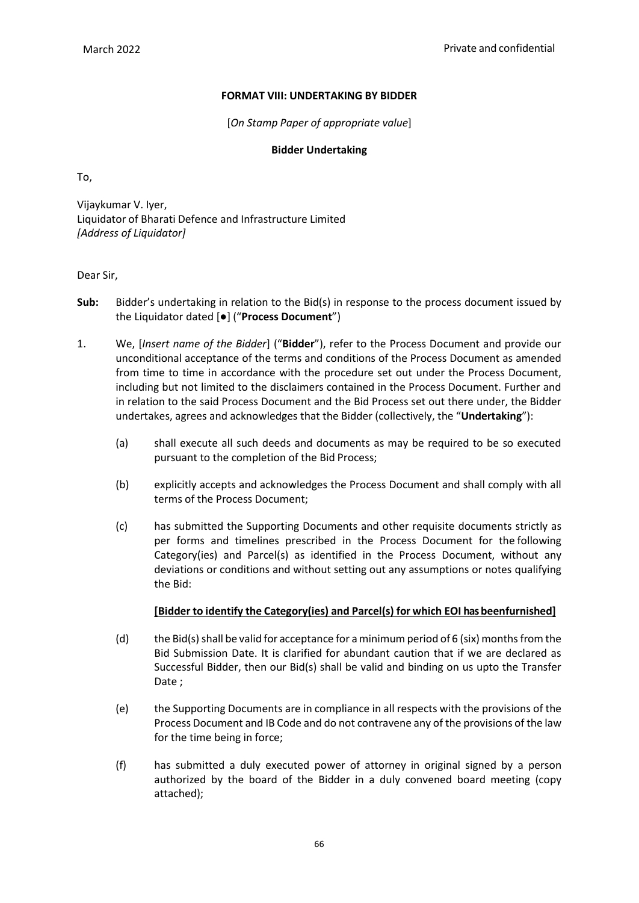**FORMAT VIII: UNDERTAKING BY BIDDER**

[*On Stamp Paper of appropriate value*]

**Bidder Undertaking**

To,

Vijaykumar V. Iyer,
Liquidator of Bharati Defence and Infrastructure Limited
*[Address of Liquidator]*

Dear Sir,

**Sub:** Bidder's undertaking in relation to the Bid(s) in response to the process document issued by the Liquidator dated [●] ("**Process Document**")

1. We, [*Insert name of the Bidder*] ("**Bidder**"), refer to the Process Document and provide our unconditional acceptance of the terms and conditions of the Process Document as amended from time to time in accordance with the procedure set out under the Process Document, including but not limited to the disclaimers contained in the Process Document. Further and in relation to the said Process Document and the Bid Process set out there under, the Bidder undertakes, agrees and acknowledges that the Bidder (collectively, the "**Undertaking**"):

   (a) shall execute all such deeds and documents as may be required to be so executed pursuant to the completion of the Bid Process;

   (b) explicitly accepts and acknowledges the Process Document and shall comply with all terms of the Process Document;

   (c) has submitted the Supporting Documents and other requisite documents strictly as per forms and timelines prescribed in the Process Document for the following Category(ies) and Parcel(s) as identified in the Process Document, without any deviations or conditions and without setting out any assumptions or notes qualifying the Bid:

   **[Bidder to identify the Category(ies) and Parcel(s) for which EOI has beenfurnished]**

   (d) the Bid(s) shall be valid for acceptance for a minimum period of 6 (six) months from the Bid Submission Date. It is clarified for abundant caution that if we are declared as Successful Bidder, then our Bid(s) shall be valid and binding on us upto the Transfer Date ;

   (e) the Supporting Documents are in compliance in all respects with the provisions of the Process Document and IB Code and do not contravene any of the provisions of the law for the time being in force;

   (f) has submitted a duly executed power of attorney in original signed by a person authorized by the board of the Bidder in a duly convened board meeting (copy attached);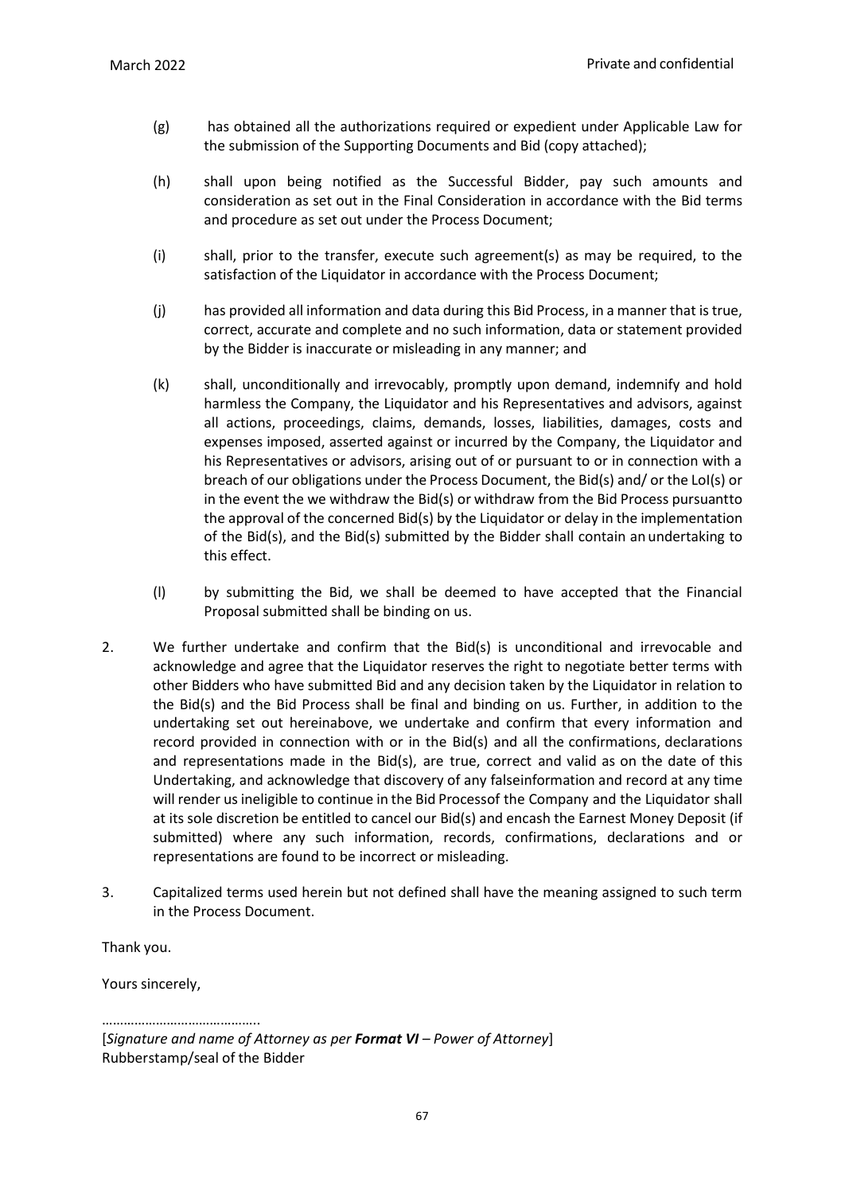(g) has obtained all the authorizations required or expedient under Applicable Law for the submission of the Supporting Documents and Bid (copy attached);

(h) shall upon being notified as the Successful Bidder, pay such amounts and consideration as set out in the Final Consideration in accordance with the Bid terms and procedure as set out under the Process Document;

(i) shall, prior to the transfer, execute such agreement(s) as may be required, to the satisfaction of the Liquidator in accordance with the Process Document;

(j) has provided all information and data during this Bid Process, in a manner that is true, correct, accurate and complete and no such information, data or statement provided by the Bidder is inaccurate or misleading in any manner; and

(k) shall, unconditionally and irrevocably, promptly upon demand, indemnify and hold harmless the Company, the Liquidator and his Representatives and advisors, against all actions, proceedings, claims, demands, losses, liabilities, damages, costs and expenses imposed, asserted against or incurred by the Company, the Liquidator and his Representatives or advisors, arising out of or pursuant to or in connection with a breach of our obligations under the Process Document, the Bid(s) and/ or the LoI(s) or in the event the we withdraw the Bid(s) or withdraw from the Bid Process pursuantto the approval of the concerned Bid(s) by the Liquidator or delay in the implementation of the Bid(s), and the Bid(s) submitted by the Bidder shall contain an undertaking to this effect.

(l) by submitting the Bid, we shall be deemed to have accepted that the Financial Proposal submitted shall be binding on us.

2. We further undertake and confirm that the Bid(s) is unconditional and irrevocable and acknowledge and agree that the Liquidator reserves the right to negotiate better terms with other Bidders who have submitted Bid and any decision taken by the Liquidator in relation to the Bid(s) and the Bid Process shall be final and binding on us. Further, in addition to the undertaking set out hereinabove, we undertake and confirm that every information and record provided in connection with or in the Bid(s) and all the confirmations, declarations and representations made in the Bid(s), are true, correct and valid as on the date of this Undertaking, and acknowledge that discovery of any falseinformation and record at any time will render us ineligible to continue in the Bid Processof the Company and the Liquidator shall at its sole discretion be entitled to cancel our Bid(s) and encash the Earnest Money Deposit (if submitted) where any such information, records, confirmations, declarations and or representations are found to be incorrect or misleading.

3. Capitalized terms used herein but not defined shall have the meaning assigned to such term in the Process Document.

Thank you.

Yours sincerely,

……………………………………..
[*Signature and name of Attorney as per **Format VI** – Power of Attorney*]
Rubberstamp/seal of the Bidder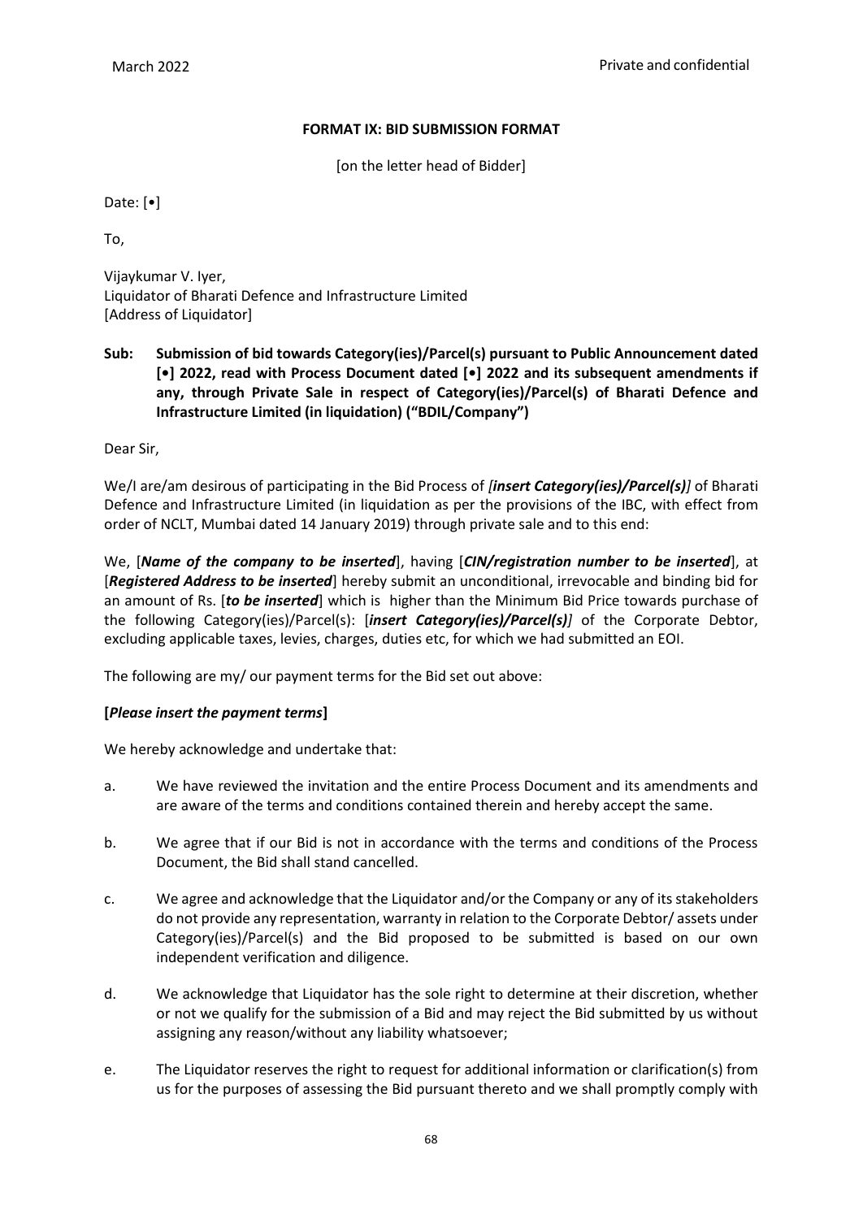**FORMAT IX: BID SUBMISSION FORMAT**

[on the letter head of Bidder]

Date: [•]

To,

Vijaykumar V. Iyer,
Liquidator of Bharati Defence and Infrastructure Limited
[Address of Liquidator]

**Sub: Submission of bid towards Category(ies)/Parcel(s) pursuant to Public Announcement dated [•] 2022, read with Process Document dated [•] 2022 and its subsequent amendments if any, through Private Sale in respect of Category(ies)/Parcel(s) of Bharati Defence and Infrastructure Limited (in liquidation) ("BDIL/Company")**

Dear Sir,

We/I are/am desirous of participating in the Bid Process of *[**insert Category(ies)/Parcel(s)**]* of Bharati Defence and Infrastructure Limited (in liquidation as per the provisions of the IBC, with effect from order of NCLT, Mumbai dated 14 January 2019) through private sale and to this end:

We, [***Name of the company to be inserted***], having [***CIN/registration number to be inserted***], at [***Registered Address to be inserted***] hereby submit an unconditional, irrevocable and binding bid for an amount of Rs. [***to be inserted***] which is higher than the Minimum Bid Price towards purchase of the following Category(ies)/Parcel(s): [***insert Category(ies)/Parcel(s)***] of the Corporate Debtor, excluding applicable taxes, levies, charges, duties etc, for which we had submitted an EOI.

The following are my/ our payment terms for the Bid set out above:

**[*Please insert the payment terms*]**

We hereby acknowledge and undertake that:

a. We have reviewed the invitation and the entire Process Document and its amendments and are aware of the terms and conditions contained therein and hereby accept the same.

b. We agree that if our Bid is not in accordance with the terms and conditions of the Process Document, the Bid shall stand cancelled.

c. We agree and acknowledge that the Liquidator and/or the Company or any of its stakeholders do not provide any representation, warranty in relation to the Corporate Debtor/ assets under Category(ies)/Parcel(s) and the Bid proposed to be submitted is based on our own independent verification and diligence.

d. We acknowledge that Liquidator has the sole right to determine at their discretion, whether or not we qualify for the submission of a Bid and may reject the Bid submitted by us without assigning any reason/without any liability whatsoever;

e. The Liquidator reserves the right to request for additional information or clarification(s) from us for the purposes of assessing the Bid pursuant thereto and we shall promptly comply with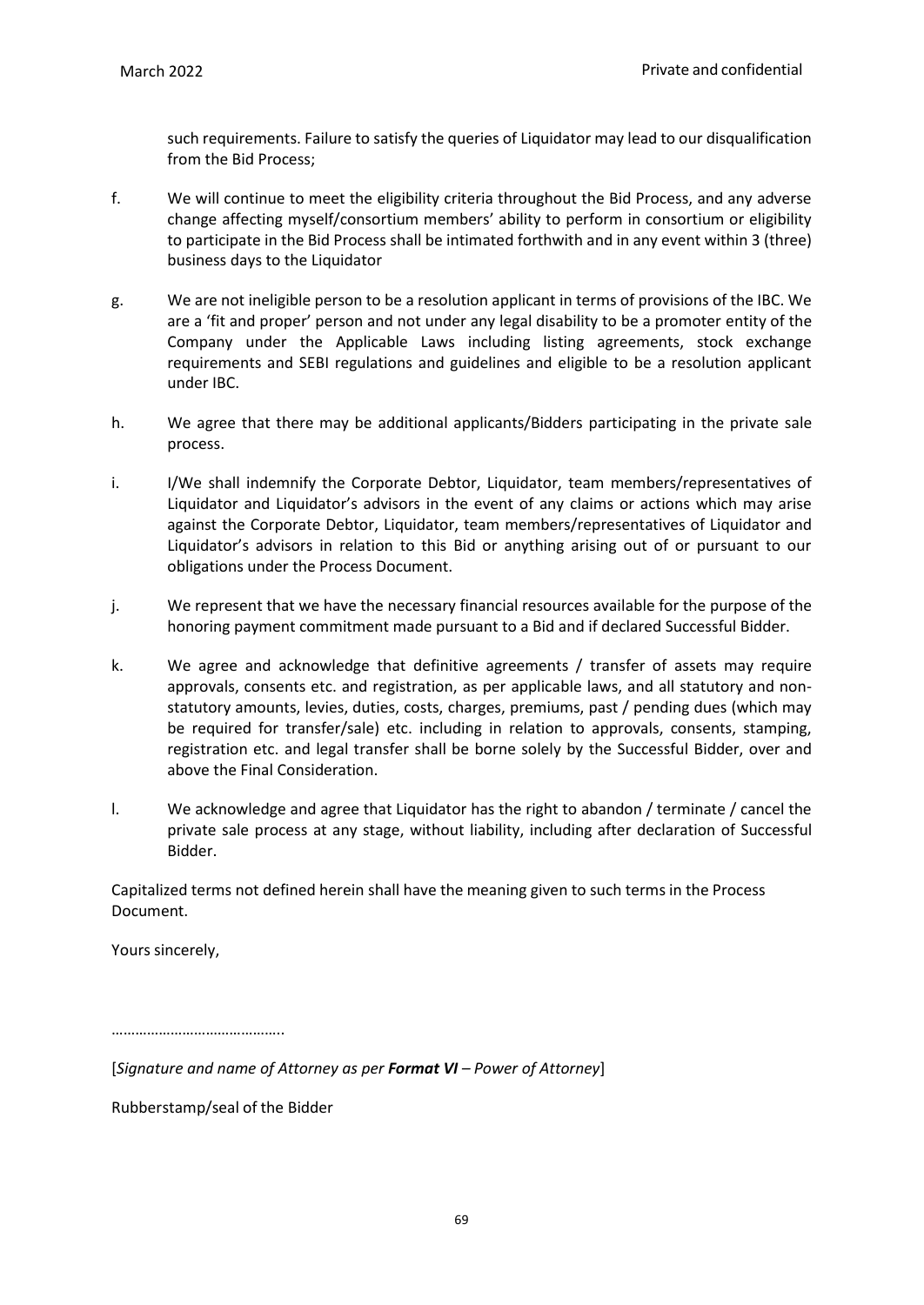such requirements. Failure to satisfy the queries of Liquidator may lead to our disqualification from the Bid Process;

f. We will continue to meet the eligibility criteria throughout the Bid Process, and any adverse change affecting myself/consortium members' ability to perform in consortium or eligibility to participate in the Bid Process shall be intimated forthwith and in any event within 3 (three) business days to the Liquidator

g. We are not ineligible person to be a resolution applicant in terms of provisions of the IBC. We are a 'fit and proper' person and not under any legal disability to be a promoter entity of the Company under the Applicable Laws including listing agreements, stock exchange requirements and SEBI regulations and guidelines and eligible to be a resolution applicant under IBC.

h. We agree that there may be additional applicants/Bidders participating in the private sale process.

i. I/We shall indemnify the Corporate Debtor, Liquidator, team members/representatives of Liquidator and Liquidator's advisors in the event of any claims or actions which may arise against the Corporate Debtor, Liquidator, team members/representatives of Liquidator and Liquidator's advisors in relation to this Bid or anything arising out of or pursuant to our obligations under the Process Document.

j. We represent that we have the necessary financial resources available for the purpose of the honoring payment commitment made pursuant to a Bid and if declared Successful Bidder.

k. We agree and acknowledge that definitive agreements / transfer of assets may require approvals, consents etc. and registration, as per applicable laws, and all statutory and non-statutory amounts, levies, duties, costs, charges, premiums, past / pending dues (which may be required for transfer/sale) etc. including in relation to approvals, consents, stamping, registration etc. and legal transfer shall be borne solely by the Successful Bidder, over and above the Final Consideration.

l. We acknowledge and agree that Liquidator has the right to abandon / terminate / cancel the private sale process at any stage, without liability, including after declaration of Successful Bidder.

Capitalized terms not defined herein shall have the meaning given to such terms in the Process Document.

Yours sincerely,

……………………………………..

[*Signature and name of Attorney as per **Format VI** – Power of Attorney*]

Rubberstamp/seal of the Bidder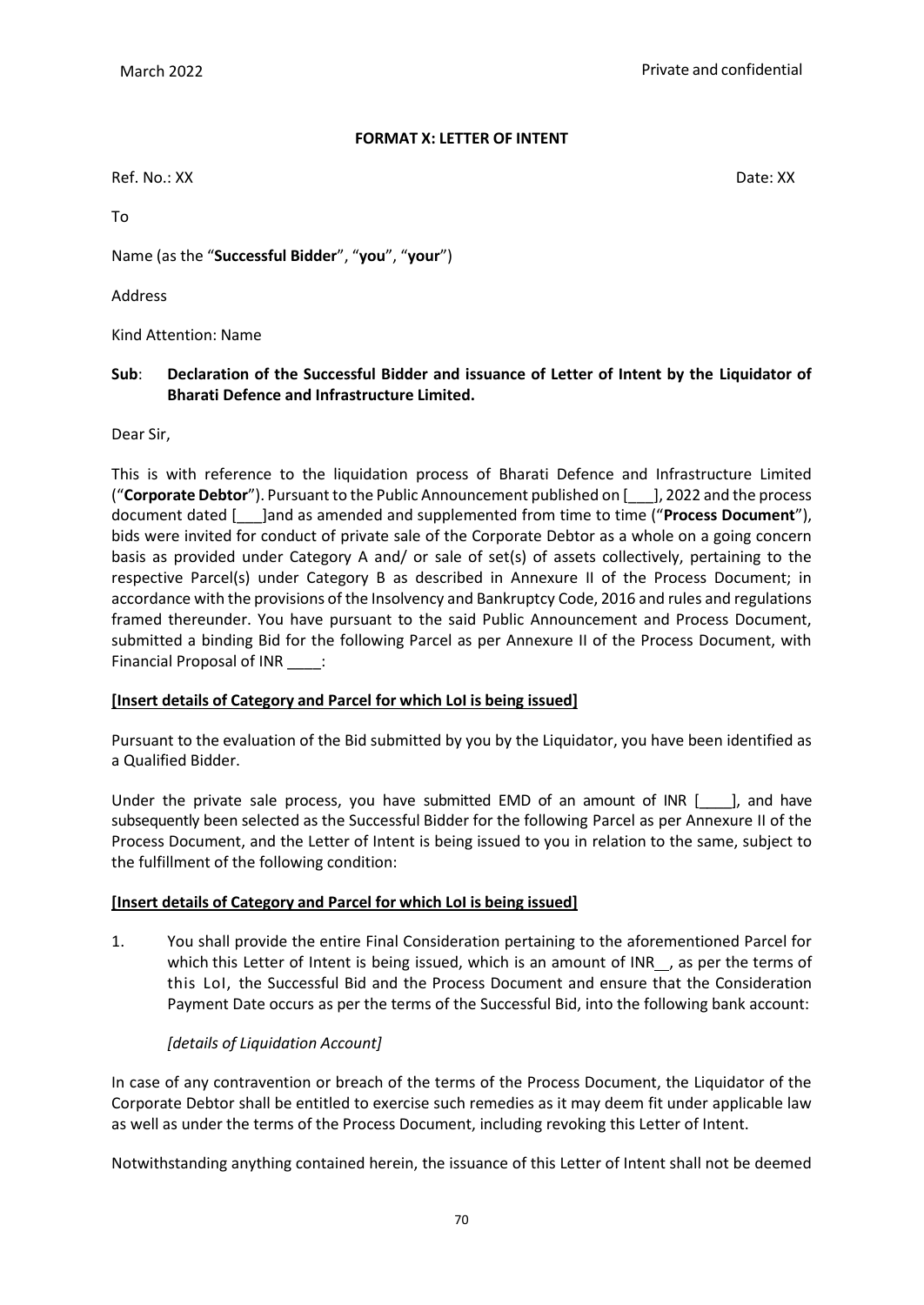**FORMAT X: LETTER OF INTENT**

Ref. No.: XX Date: XX

To

Name (as the "**Successful Bidder**", "**you**", "**your**")

Address

Kind Attention: Name

**Sub**: **Declaration of the Successful Bidder and issuance of Letter of Intent by the Liquidator of Bharati Defence and Infrastructure Limited.**

Dear Sir,

This is with reference to the liquidation process of Bharati Defence and Infrastructure Limited ("**Corporate Debtor**"). Pursuant to the Public Announcement published on [___], 2022 and the process document dated [___]and as amended and supplemented from time to time ("**Process Document**"), bids were invited for conduct of private sale of the Corporate Debtor as a whole on a going concern basis as provided under Category A and/ or sale of set(s) of assets collectively, pertaining to the respective Parcel(s) under Category B as described in Annexure II of the Process Document; in accordance with the provisions of the Insolvency and Bankruptcy Code, 2016 and rules and regulations framed thereunder. You have pursuant to the said Public Announcement and Process Document, submitted a binding Bid for the following Parcel as per Annexure II of the Process Document, with Financial Proposal of INR ____:

**[Insert details of Category and Parcel for which LoI is being issued]**

Pursuant to the evaluation of the Bid submitted by you by the Liquidator, you have been identified as a Qualified Bidder.

Under the private sale process, you have submitted EMD of an amount of INR [____], and have subsequently been selected as the Successful Bidder for the following Parcel as per Annexure II of the Process Document, and the Letter of Intent is being issued to you in relation to the same, subject to the fulfillment of the following condition:

**[Insert details of Category and Parcel for which LoI is being issued]**

1. You shall provide the entire Final Consideration pertaining to the aforementioned Parcel for which this Letter of Intent is being issued, which is an amount of INR__, as per the terms of this LoI, the Successful Bid and the Process Document and ensure that the Consideration Payment Date occurs as per the terms of the Successful Bid, into the following bank account:

   *[details of Liquidation Account]*

In case of any contravention or breach of the terms of the Process Document, the Liquidator of the Corporate Debtor shall be entitled to exercise such remedies as it may deem fit under applicable law as well as under the terms of the Process Document, including revoking this Letter of Intent.

Notwithstanding anything contained herein, the issuance of this Letter of Intent shall not be deemed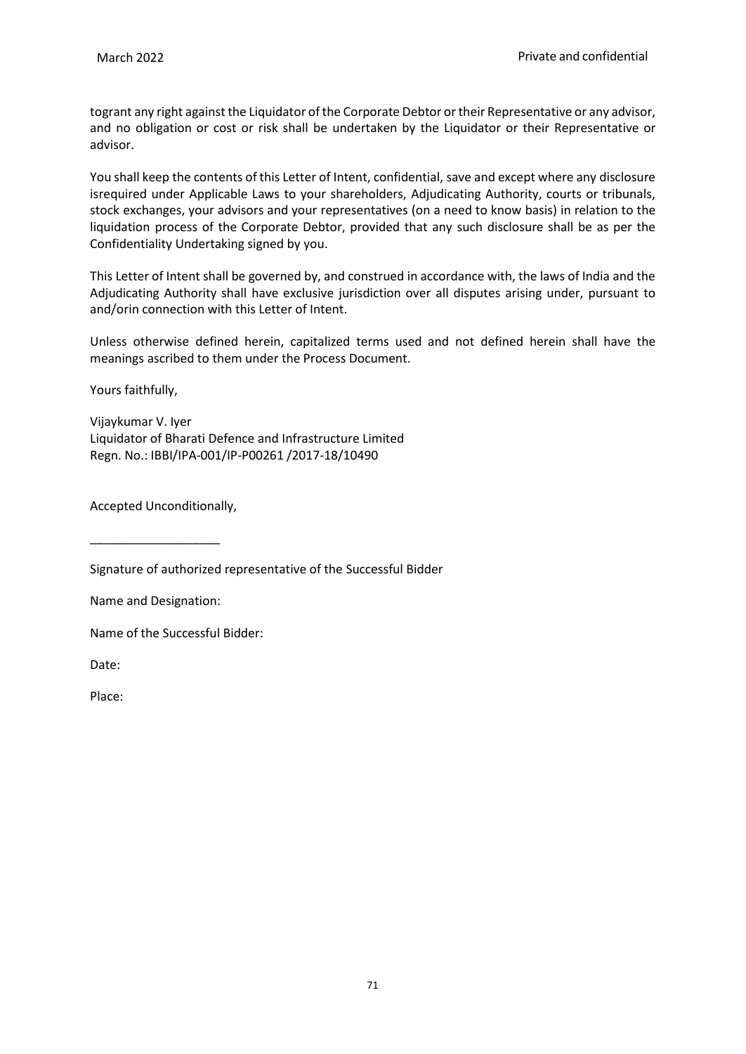togrant any right against the Liquidator of the Corporate Debtor or their Representative or any advisor, and no obligation or cost or risk shall be undertaken by the Liquidator or their Representative or advisor.

You shall keep the contents of this Letter of Intent, confidential, save and except where any disclosure isrequired under Applicable Laws to your shareholders, Adjudicating Authority, courts or tribunals, stock exchanges, your advisors and your representatives (on a need to know basis) in relation to the liquidation process of the Corporate Debtor, provided that any such disclosure shall be as per the Confidentiality Undertaking signed by you.

This Letter of Intent shall be governed by, and construed in accordance with, the laws of India and the Adjudicating Authority shall have exclusive jurisdiction over all disputes arising under, pursuant to and/orin connection with this Letter of Intent.

Unless otherwise defined herein, capitalized terms used and not defined herein shall have the meanings ascribed to them under the Process Document.

Yours faithfully,

Vijaykumar V. Iyer  
Liquidator of Bharati Defence and Infrastructure Limited  
Regn. No.: IBBI/IPA-001/IP-P00261 /2017-18/10490

Accepted Unconditionally,

___________________

Signature of authorized representative of the Successful Bidder

Name and Designation:

Name of the Successful Bidder:

Date:

Place: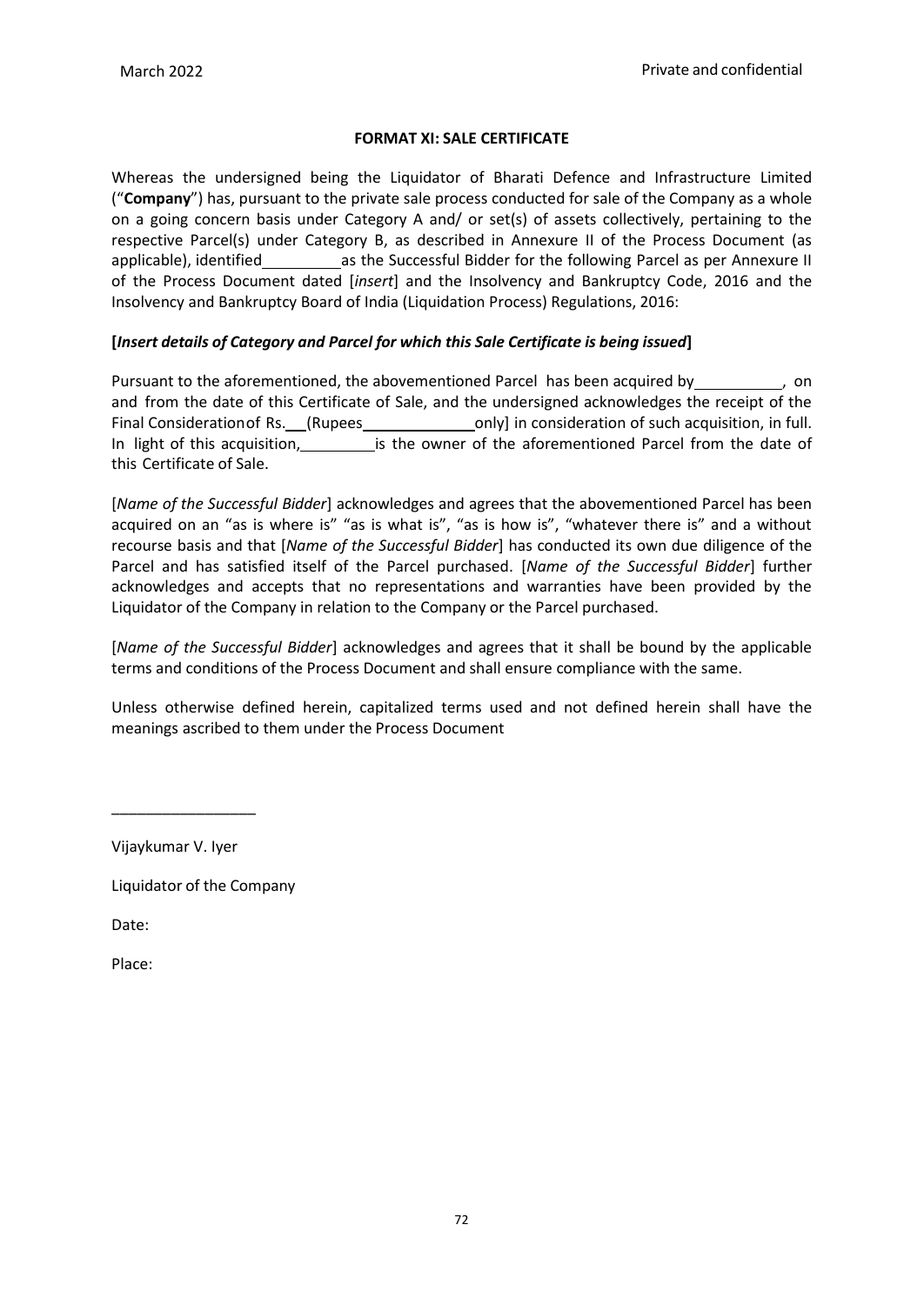**FORMAT XI: SALE CERTIFICATE**

Whereas the undersigned being the Liquidator of Bharati Defence and Infrastructure Limited ("**Company**") has, pursuant to the private sale process conducted for sale of the Company as a whole on a going concern basis under Category A and/ or set(s) of assets collectively, pertaining to the respective Parcel(s) under Category B, as described in Annexure II of the Process Document (as applicable), identified\_\_\_\_\_\_\_\_\_ as the Successful Bidder for the following Parcel as per Annexure II of the Process Document dated [*insert*] and the Insolvency and Bankruptcy Code, 2016 and the Insolvency and Bankruptcy Board of India (Liquidation Process) Regulations, 2016:

**[*Insert details of Category and Parcel for which this Sale Certificate is being issued*]**

Pursuant to the aforementioned, the abovementioned Parcel has been acquired by\_\_\_\_\_\_\_\_\_\_, on and from the date of this Certificate of Sale, and the undersigned acknowledges the receipt of the Final Consideration of Rs.\_\_\_ (Rupees\_\_\_\_\_\_\_\_\_\_\_\_\_ only] in consideration of such acquisition, in full. In light of this acquisition,\_\_\_\_\_\_\_\_\_ is the owner of the aforementioned Parcel from the date of this Certificate of Sale.

[*Name of the Successful Bidder*] acknowledges and agrees that the abovementioned Parcel has been acquired on an "as is where is" "as is what is", "as is how is", "whatever there is" and a without recourse basis and that [*Name of the Successful Bidder*] has conducted its own due diligence of the Parcel and has satisfied itself of the Parcel purchased. [*Name of the Successful Bidder*] further acknowledges and accepts that no representations and warranties have been provided by the Liquidator of the Company in relation to the Company or the Parcel purchased.

[*Name of the Successful Bidder*] acknowledges and agrees that it shall be bound by the applicable terms and conditions of the Process Document and shall ensure compliance with the same.

Unless otherwise defined herein, capitalized terms used and not defined herein shall have the meanings ascribed to them under the Process Document

\_\_\_\_\_\_\_\_\_\_\_\_\_\_\_\_\_

Vijaykumar V. Iyer

Liquidator of the Company

Date:

Place: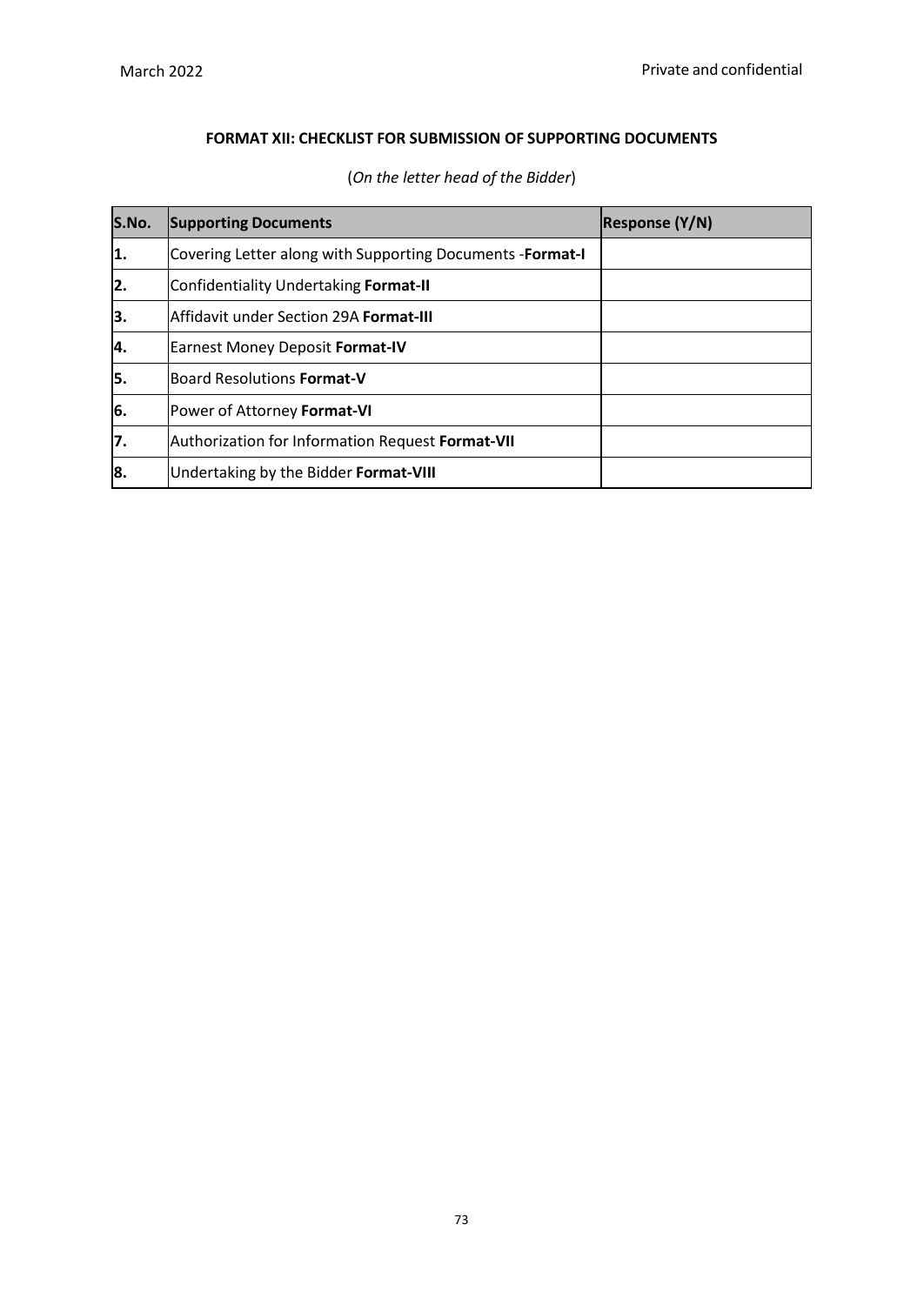**FORMAT XII: CHECKLIST FOR SUBMISSION OF SUPPORTING DOCUMENTS**

(*On the letter head of the Bidder*)

| S.No. | Supporting Documents | Response (Y/N) |
|---|---|---|
| **1.** | Covering Letter along with Supporting Documents -**Format-I** | |
| **2.** | Confidentiality Undertaking **Format-II** | |
| **3.** | Affidavit under Section 29A **Format-III** | |
| **4.** | Earnest Money Deposit **Format-IV** | |
| **5.** | Board Resolutions **Format-V** | |
| **6.** | Power of Attorney **Format-VI** | |
| **7.** | Authorization for Information Request **Format-VII** | |
| **8.** | Undertaking by the Bidder **Format-VIII** | |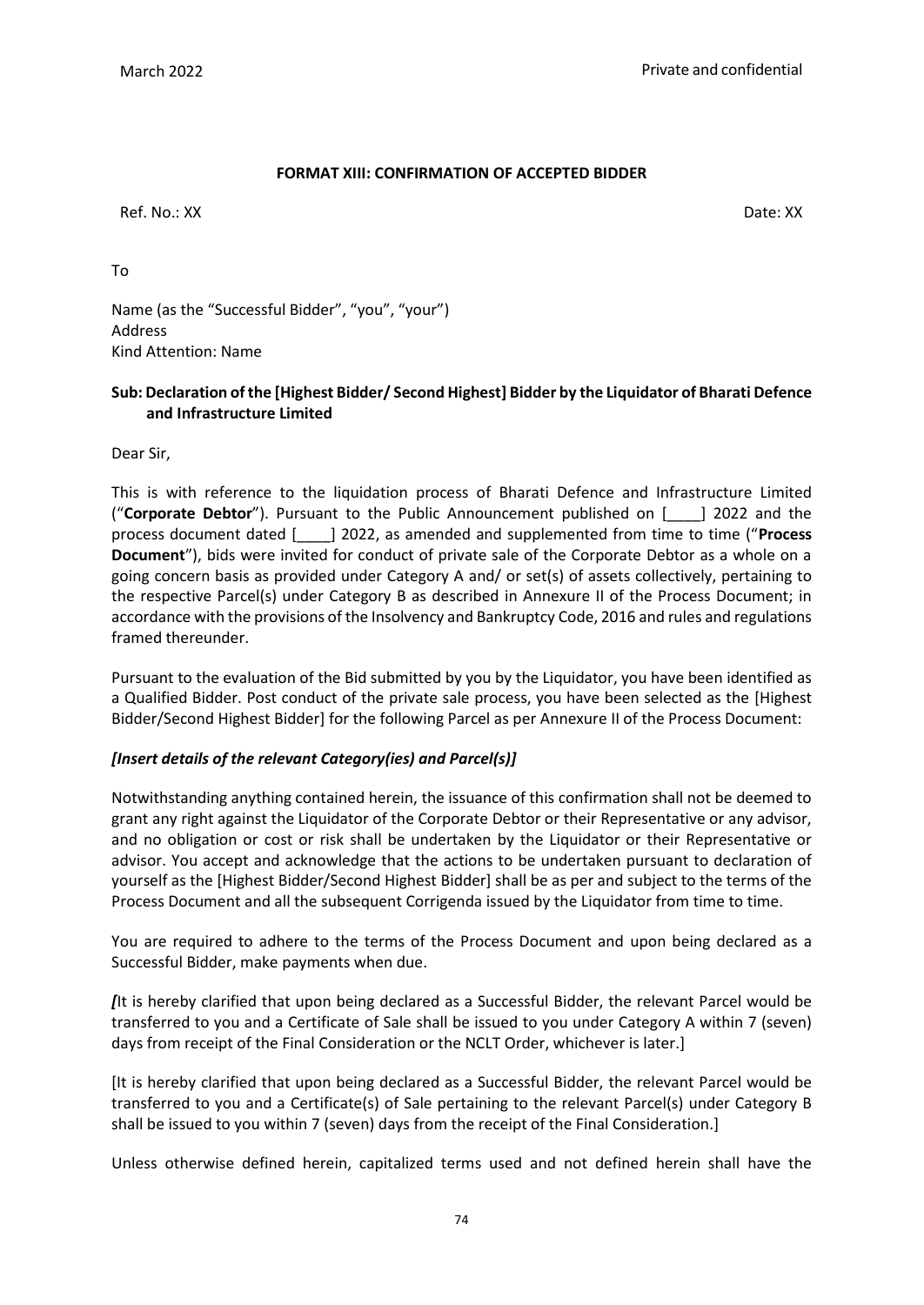**FORMAT XIII: CONFIRMATION OF ACCEPTED BIDDER**

Ref. No.: XX Date: XX

To

Name (as the "Successful Bidder", "you", "your")
Address
Kind Attention: Name

**Sub: Declaration of the [Highest Bidder/ Second Highest] Bidder by the Liquidator of Bharati Defence and Infrastructure Limited**

Dear Sir,

This is with reference to the liquidation process of Bharati Defence and Infrastructure Limited ("**Corporate Debtor**"). Pursuant to the Public Announcement published on [____] 2022 and the process document dated [____] 2022, as amended and supplemented from time to time ("**Process Document**"), bids were invited for conduct of private sale of the Corporate Debtor as a whole on a going concern basis as provided under Category A and/ or set(s) of assets collectively, pertaining to the respective Parcel(s) under Category B as described in Annexure II of the Process Document; in accordance with the provisions of the Insolvency and Bankruptcy Code, 2016 and rules and regulations framed thereunder.

Pursuant to the evaluation of the Bid submitted by you by the Liquidator, you have been identified as a Qualified Bidder. Post conduct of the private sale process, you have been selected as the [Highest Bidder/Second Highest Bidder] for the following Parcel as per Annexure II of the Process Document:

***[Insert details of the relevant Category(ies) and Parcel(s)]***

Notwithstanding anything contained herein, the issuance of this confirmation shall not be deemed to grant any right against the Liquidator of the Corporate Debtor or their Representative or any advisor, and no obligation or cost or risk shall be undertaken by the Liquidator or their Representative or advisor. You accept and acknowledge that the actions to be undertaken pursuant to declaration of yourself as the [Highest Bidder/Second Highest Bidder] shall be as per and subject to the terms of the Process Document and all the subsequent Corrigenda issued by the Liquidator from time to time.

You are required to adhere to the terms of the Process Document and upon being declared as a Successful Bidder, make payments when due.

*[*It is hereby clarified that upon being declared as a Successful Bidder, the relevant Parcel would be transferred to you and a Certificate of Sale shall be issued to you under Category A within 7 (seven) days from receipt of the Final Consideration or the NCLT Order, whichever is later.]

[It is hereby clarified that upon being declared as a Successful Bidder, the relevant Parcel would be transferred to you and a Certificate(s) of Sale pertaining to the relevant Parcel(s) under Category B shall be issued to you within 7 (seven) days from the receipt of the Final Consideration.]

Unless otherwise defined herein, capitalized terms used and not defined herein shall have the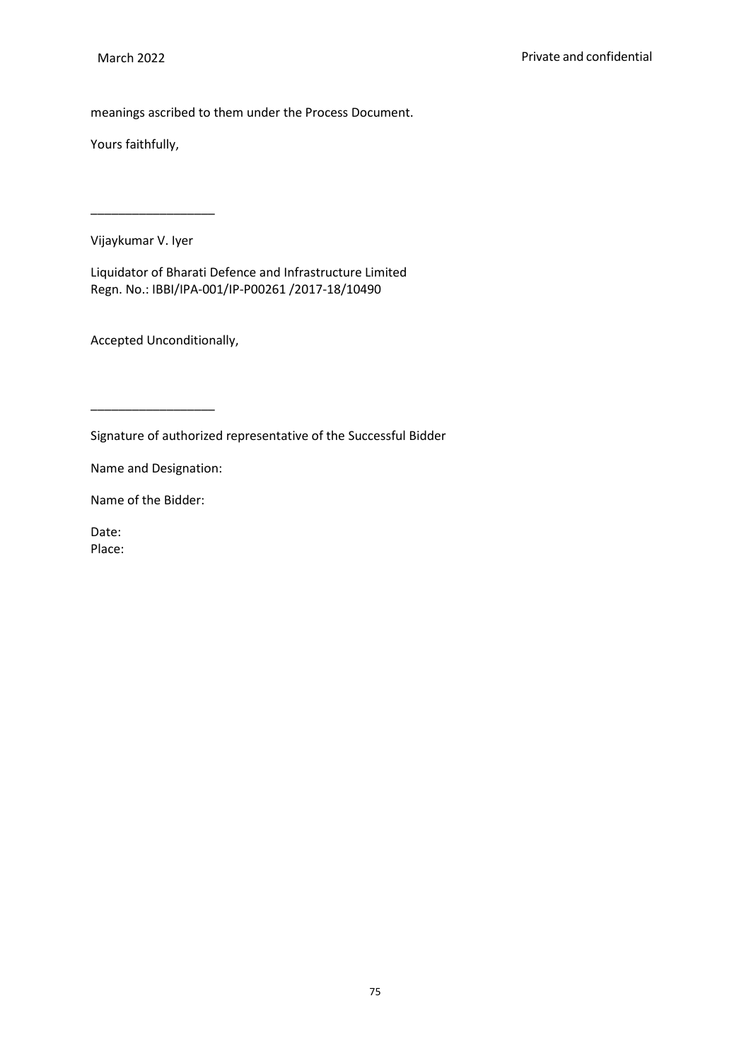meanings ascribed to them under the Process Document.

Yours faithfully,

__________________

Vijaykumar V. Iyer

Liquidator of Bharati Defence and Infrastructure Limited
Regn. No.: IBBI/IPA-001/IP-P00261 /2017-18/10490

Accepted Unconditionally,

__________________

Signature of authorized representative of the Successful Bidder

Name and Designation:

Name of the Bidder:

Date:
Place: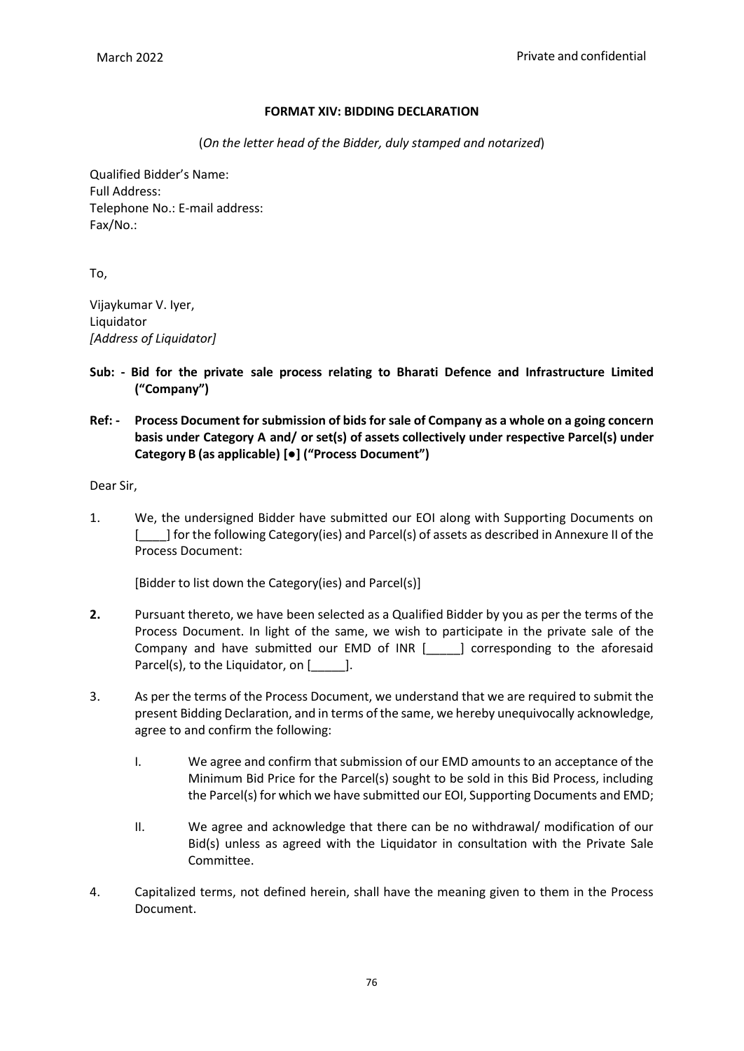**FORMAT XIV: BIDDING DECLARATION**

(*On the letter head of the Bidder, duly stamped and notarized*)

Qualified Bidder's Name:
Full Address:
Telephone No.: E-mail address:
Fax/No.:

To,

Vijaykumar V. Iyer,
Liquidator
*[Address of Liquidator]*

**Sub: - Bid for the private sale process relating to Bharati Defence and Infrastructure Limited ("Company")**

**Ref: - Process Document for submission of bids for sale of Company as a whole on a going concern basis under Category A and/ or set(s) of assets collectively under respective Parcel(s) under Category B (as applicable) [●] ("Process Document")**

Dear Sir,

1. We, the undersigned Bidder have submitted our EOI along with Supporting Documents on [____] for the following Category(ies) and Parcel(s) of assets as described in Annexure II of the Process Document:

   [Bidder to list down the Category(ies) and Parcel(s)]

2. Pursuant thereto, we have been selected as a Qualified Bidder by you as per the terms of the Process Document. In light of the same, we wish to participate in the private sale of the Company and have submitted our EMD of INR [_____] corresponding to the aforesaid Parcel(s), to the Liquidator, on [_____].

3. As per the terms of the Process Document, we understand that we are required to submit the present Bidding Declaration, and in terms of the same, we hereby unequivocally acknowledge, agree to and confirm the following:

   I. We agree and confirm that submission of our EMD amounts to an acceptance of the Minimum Bid Price for the Parcel(s) sought to be sold in this Bid Process, including the Parcel(s) for which we have submitted our EOI, Supporting Documents and EMD;

   II. We agree and acknowledge that there can be no withdrawal/ modification of our Bid(s) unless as agreed with the Liquidator in consultation with the Private Sale Committee.

4. Capitalized terms, not defined herein, shall have the meaning given to them in the Process Document.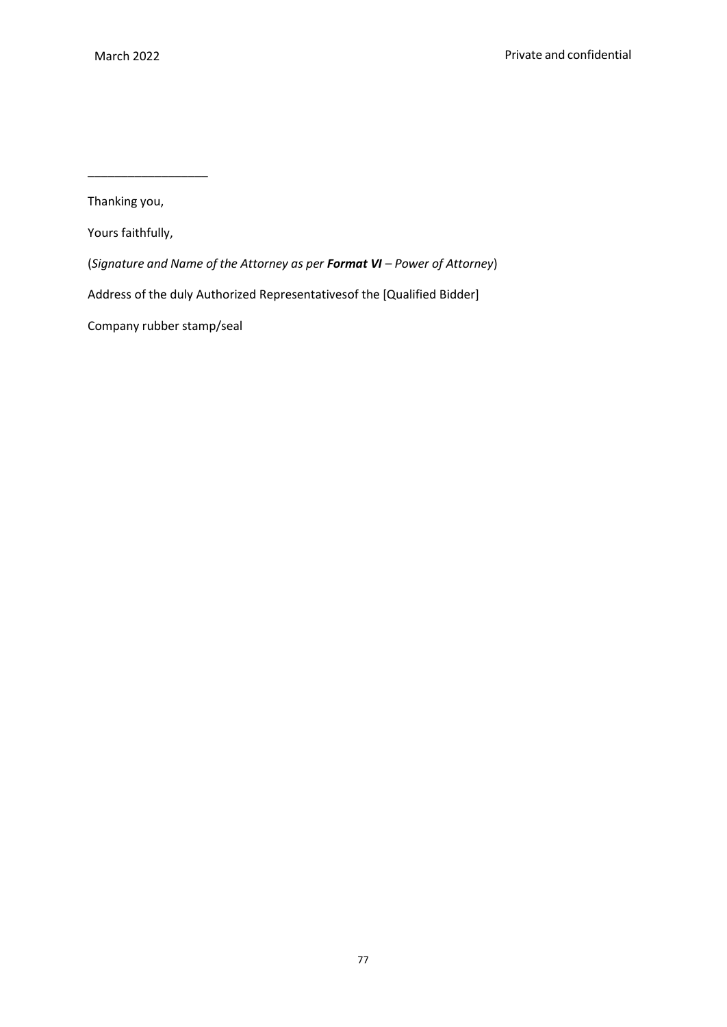\_\_\_\_\_\_\_\_\_\_\_\_\_\_\_\_\_\_

Thanking you,

Yours faithfully,

(*Signature and Name of the Attorney as per **Format VI** – Power of Attorney*)

Address of the duly Authorized Representativesof the [Qualified Bidder]

Company rubber stamp/seal